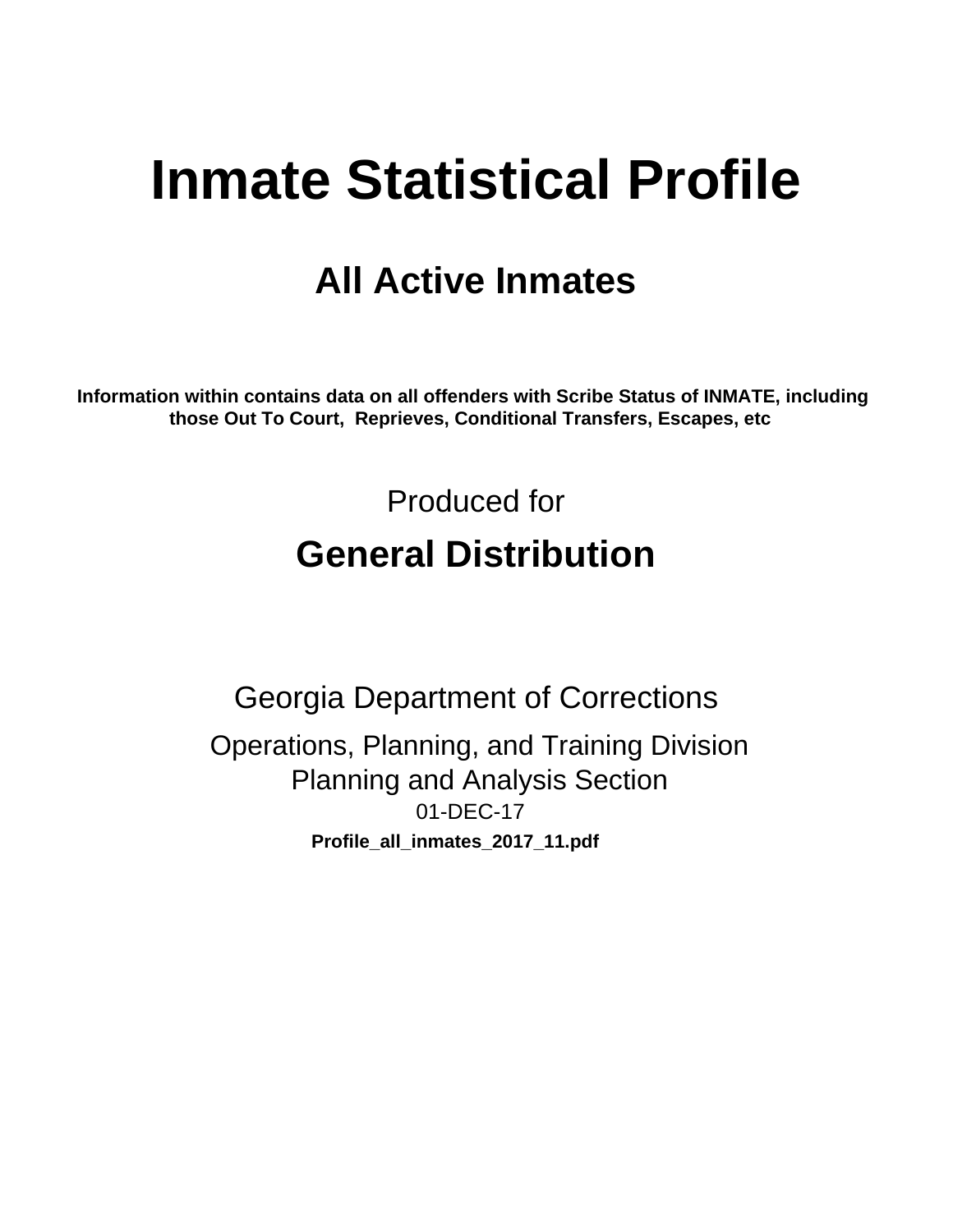# Inmate Statistical Profile

## All Active Inmates

**Information within contains data on all offenders with Scribe Status of INMATE, including those Out To Court, Reprieves, Conditional Transfers, Escapes, etc**

Produced for

## General Distribution

Georgia Department of Corrections

Operations, Planning, and Training Division

Planning and Analysis Section

01-DEC-17

**Profile_all_inmates_2017_11.pdf**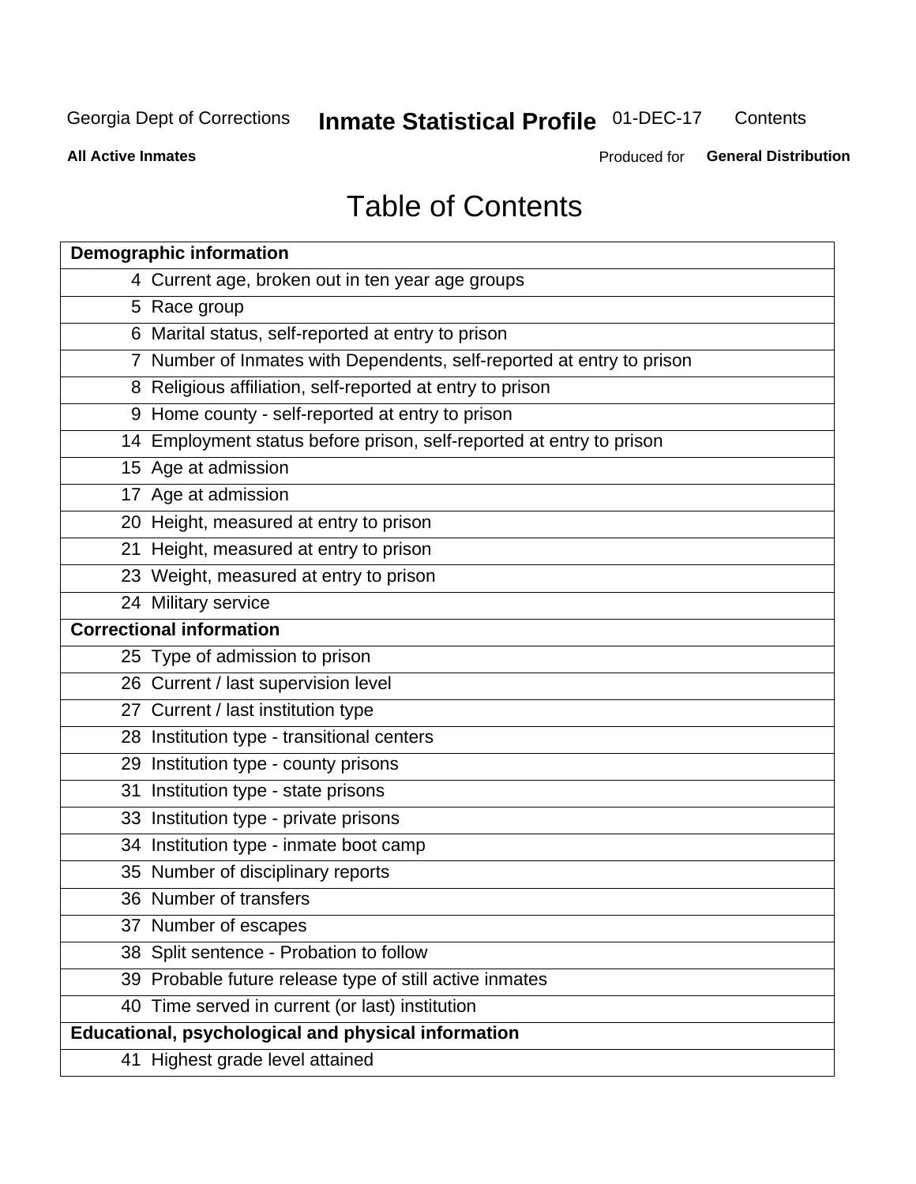# Table of Contents

| Demographic information | |
|---|---|
| 4 | Current age, broken out in ten year age groups |
| 5 | Race group |
| 6 | Marital status, self-reported at entry to prison |
| 7 | Number of Inmates with Dependents, self-reported at entry to prison |
| 8 | Religious affiliation, self-reported at entry to prison |
| 9 | Home county - self-reported at entry to prison |
| 14 | Employment status before prison, self-reported at entry to prison |
| 15 | Age at admission |
| 17 | Age at admission |
| 20 | Height, measured at entry to prison |
| 21 | Height, measured at entry to prison |
| 23 | Weight, measured at entry to prison |
| 24 | Military service |
| **Correctional information** | |
| 25 | Type of admission to prison |
| 26 | Current / last supervision level |
| 27 | Current / last institution type |
| 28 | Institution type - transitional centers |
| 29 | Institution type - county prisons |
| 31 | Institution type - state prisons |
| 33 | Institution type - private prisons |
| 34 | Institution type - inmate boot camp |
| 35 | Number of disciplinary reports |
| 36 | Number of transfers |
| 37 | Number of escapes |
| 38 | Split sentence - Probation to follow |
| 39 | Probable future release type of still active inmates |
| 40 | Time served in current (or last) institution |
| **Educational, psychological and physical information** | |
| 41 | Highest grade level attained |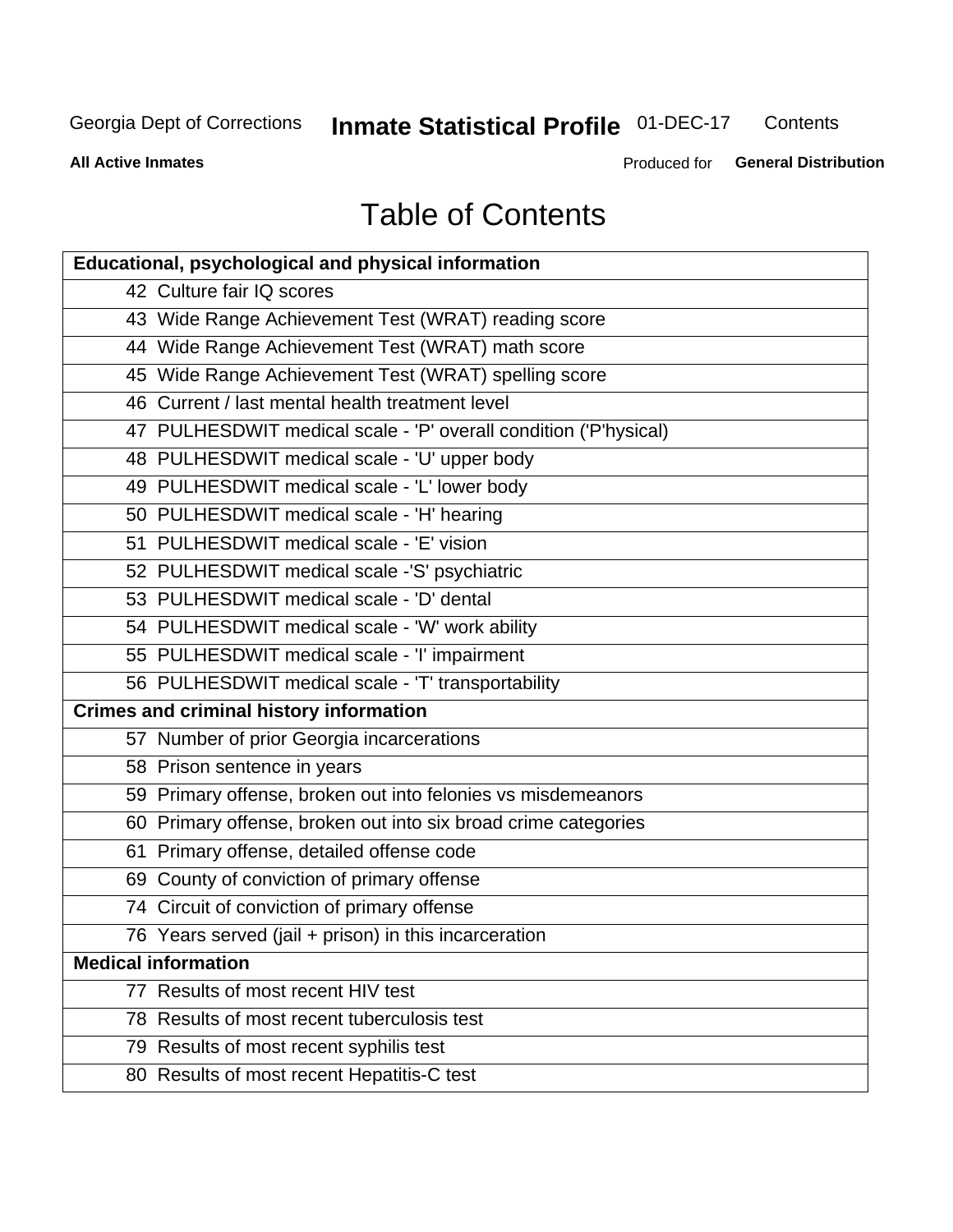# Table of Contents

| Educational, psychological and physical information | |
|---|---|
| 42 | Culture fair IQ scores |
| 43 | Wide Range Achievement Test (WRAT) reading score |
| 44 | Wide Range Achievement Test (WRAT) math score |
| 45 | Wide Range Achievement Test (WRAT) spelling score |
| 46 | Current / last mental health treatment level |
| 47 | PULHESDWIT medical scale - 'P' overall condition ('P'hysical) |
| 48 | PULHESDWIT medical scale - 'U' upper body |
| 49 | PULHESDWIT medical scale - 'L' lower body |
| 50 | PULHESDWIT medical scale - 'H' hearing |
| 51 | PULHESDWIT medical scale - 'E' vision |
| 52 | PULHESDWIT medical scale -'S' psychiatric |
| 53 | PULHESDWIT medical scale - 'D' dental |
| 54 | PULHESDWIT medical scale - 'W' work ability |
| 55 | PULHESDWIT medical scale - 'I' impairment |
| 56 | PULHESDWIT medical scale - 'T' transportability |
| **Crimes and criminal history information** | |
| 57 | Number of prior Georgia incarcerations |
| 58 | Prison sentence in years |
| 59 | Primary offense, broken out into felonies vs misdemeanors |
| 60 | Primary offense, broken out into six broad crime categories |
| 61 | Primary offense, detailed offense code |
| 69 | County of conviction of primary offense |
| 74 | Circuit of conviction of primary offense |
| 76 | Years served (jail + prison) in this incarceration |
| **Medical information** | |
| 77 | Results of most recent HIV test |
| 78 | Results of most recent tuberculosis test |
| 79 | Results of most recent syphilis test |
| 80 | Results of most recent Hepatitis-C test |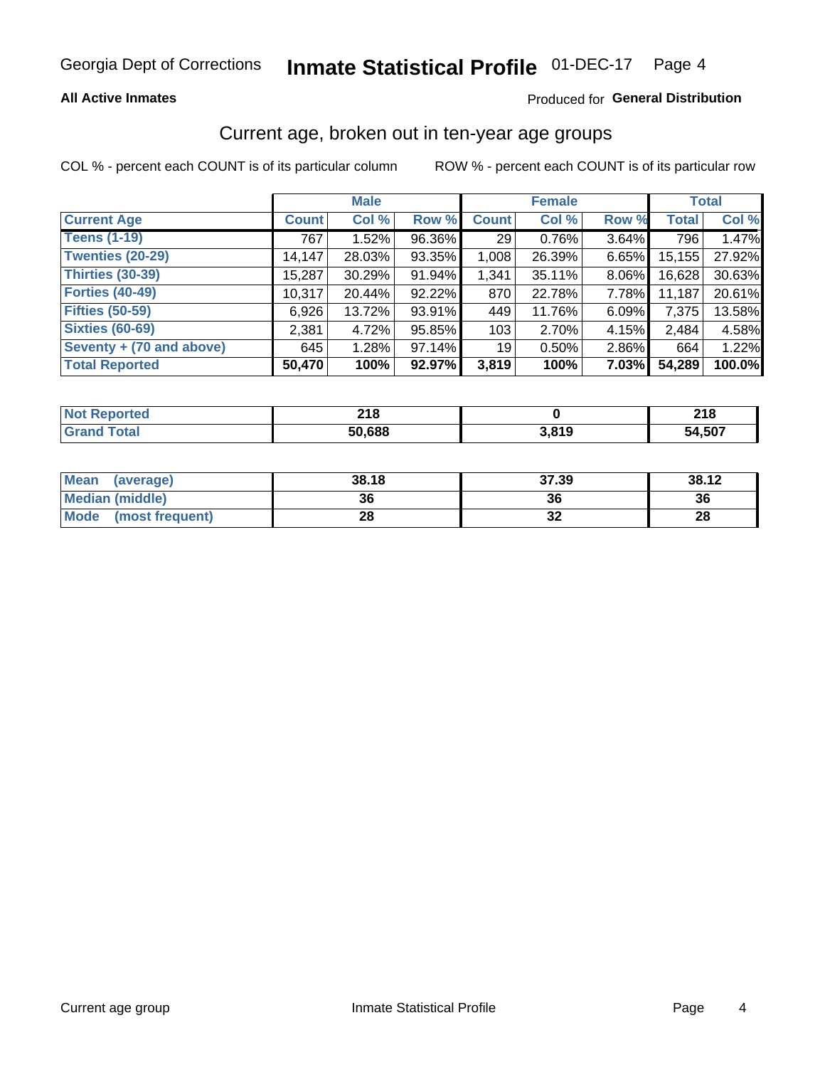Georgia Dept of Corrections **Inmate Statistical Profile** 01-DEC-17

**All Active Inmates**

Produced for **General Distribution**

## Current age, broken out in ten-year age groups

COL % - percent each COUNT is of its particular column

ROW % - percent each COUNT is of its particular row

| | Male | | | Female | | | Total | |
|---|---|---|---|---|---|---|---|---|
| **Current Age** | **Count** | **Col %** | **Row %** | **Count** | **Col %** | **Row %** | **Total** | **Col %** |
| **Teens (1-19)** | 767 | 1.52% | 96.36% | 29 | 0.76% | 3.64% | 796 | 1.47% |
| **Twenties (20-29)** | 14,147 | 28.03% | 93.35% | 1,008 | 26.39% | 6.65% | 15,155 | 27.92% |
| **Thirties (30-39)** | 15,287 | 30.29% | 91.94% | 1,341 | 35.11% | 8.06% | 16,628 | 30.63% |
| **Forties (40-49)** | 10,317 | 20.44% | 92.22% | 870 | 22.78% | 7.78% | 11,187 | 20.61% |
| **Fifties (50-59)** | 6,926 | 13.72% | 93.91% | 449 | 11.76% | 6.09% | 7,375 | 13.58% |
| **Sixties (60-69)** | 2,381 | 4.72% | 95.85% | 103 | 2.70% | 4.15% | 2,484 | 4.58% |
| **Seventy + (70 and above)** | 645 | 1.28% | 97.14% | 19 | 0.50% | 2.86% | 664 | 1.22% |
| **Total Reported** | **50,470** | **100%** | **92.97%** | **3,819** | **100%** | **7.03%** | **54,289** | **100.0%** |

| | Male | Female | Total |
|---|---|---|---|
| **Not Reported** | **218** | **0** | **218** |
| **Grand Total** | **50,688** | **3,819** | **54,507** |

| | Male | Female | Total |
|---|---|---|---|
| **Mean (average)** | **38.18** | **37.39** | **38.12** |
| **Median (middle)** | **36** | **36** | **36** |
| **Mode (most frequent)** | **28** | **32** | **28** |

Current age group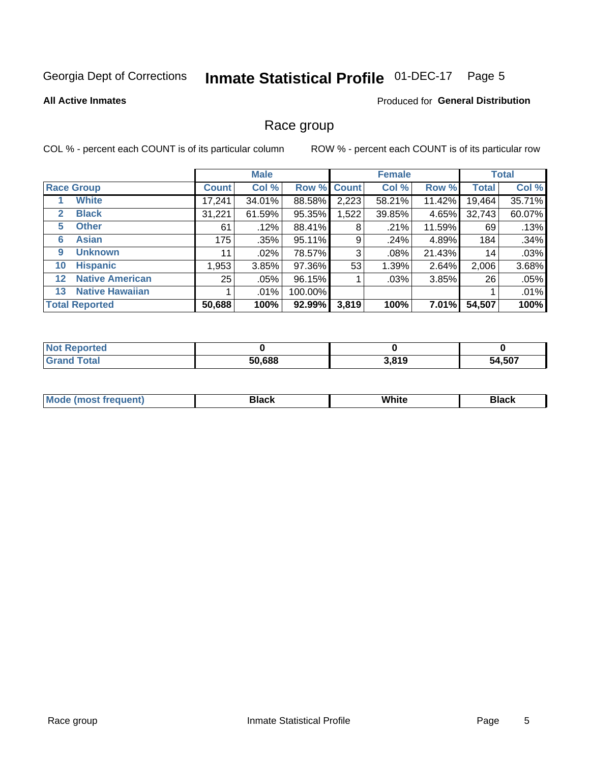Georgia Dept of Corrections **Inmate Statistical Profile** 01-DEC-17

**All Active Inmates**

Produced for **General Distribution**

## Race group

COL % - percent each COUNT is of its particular column

ROW % - percent each COUNT is of its particular row

| | | Male | | | Female | | | Total | |
|---|---|---|---|---|---|---|---|---|---|
| **Race Group** | | **Count** | **Col %** | **Row %** | **Count** | **Col %** | **Row %** | **Total** | **Col %** |
| 1 | White | 17,241 | 34.01% | 88.58% | 2,223 | 58.21% | 11.42% | 19,464 | 35.71% |
| 2 | Black | 31,221 | 61.59% | 95.35% | 1,522 | 39.85% | 4.65% | 32,743 | 60.07% |
| 5 | Other | 61 | .12% | 88.41% | 8 | .21% | 11.59% | 69 | .13% |
| 6 | Asian | 175 | .35% | 95.11% | 9 | .24% | 4.89% | 184 | .34% |
| 9 | Unknown | 11 | .02% | 78.57% | 3 | .08% | 21.43% | 14 | .03% |
| 10 | Hispanic | 1,953 | 3.85% | 97.36% | 53 | 1.39% | 2.64% | 2,006 | 3.68% |
| 12 | Native American | 25 | .05% | 96.15% | 1 | .03% | 3.85% | 26 | .05% |
| 13 | Native Hawaiian | 1 | .01% | 100.00% | | | | 1 | .01% |
| **Total Reported** | | **50,688** | **100%** | **92.99%** | **3,819** | **100%** | **7.01%** | **54,507** | **100%** |

| | Male | Female | Total |
|---|---|---|---|
| Not Reported | 0 | 0 | 0 |
| Grand Total | 50,688 | 3,819 | 54,507 |

| | Male | Female | Total |
|---|---|---|---|
| Mode (most frequent) | Black | White | Black |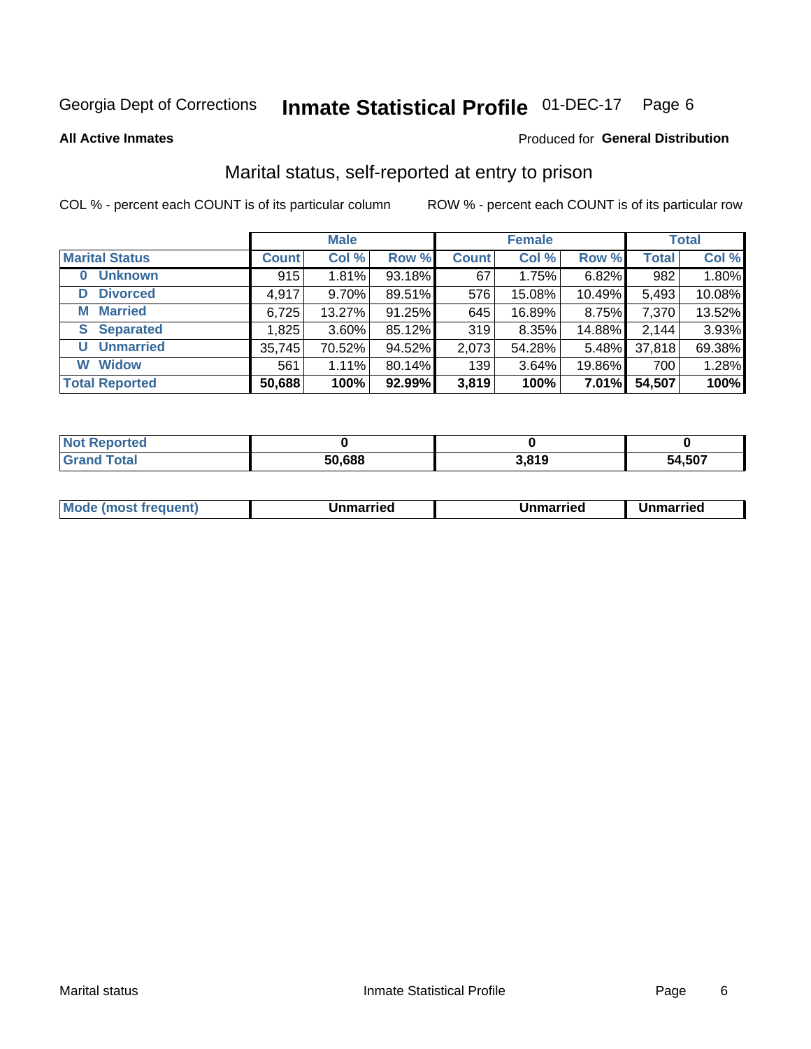Georgia Dept of Corrections **Inmate Statistical Profile** 01-DEC-17

**All Active Inmates**

Produced for **General Distribution**

## Marital status, self-reported at entry to prison

COL % - percent each COUNT is of its particular column

ROW % - percent each COUNT is of its particular row

| | Male | | | Female | | | Total | |
|---|---|---|---|---|---|---|---|---|
| **Marital Status** | **Count** | **Col %** | **Row %** | **Count** | **Col %** | **Row %** | **Total** | **Col %** |
| **0 Unknown** | 915 | 1.81% | 93.18% | 67 | 1.75% | 6.82% | 982 | 1.80% |
| **D Divorced** | 4,917 | 9.70% | 89.51% | 576 | 15.08% | 10.49% | 5,493 | 10.08% |
| **M Married** | 6,725 | 13.27% | 91.25% | 645 | 16.89% | 8.75% | 7,370 | 13.52% |
| **S Separated** | 1,825 | 3.60% | 85.12% | 319 | 8.35% | 14.88% | 2,144 | 3.93% |
| **U Unmarried** | 35,745 | 70.52% | 94.52% | 2,073 | 54.28% | 5.48% | 37,818 | 69.38% |
| **W Widow** | 561 | 1.11% | 80.14% | 139 | 3.64% | 19.86% | 700 | 1.28% |
| **Total Reported** | **50,688** | **100%** | **92.99%** | **3,819** | **100%** | **7.01%** | **54,507** | **100%** |

| | Male | Female | Total |
|---|---|---|---|
| **Not Reported** | **0** | **0** | **0** |
| **Grand Total** | **50,688** | **3,819** | **54,507** |

| | Male | Female | Total |
|---|---|---|---|
| **Mode (most frequent)** | **Unmarried** | **Unmarried** | **Unmarried** |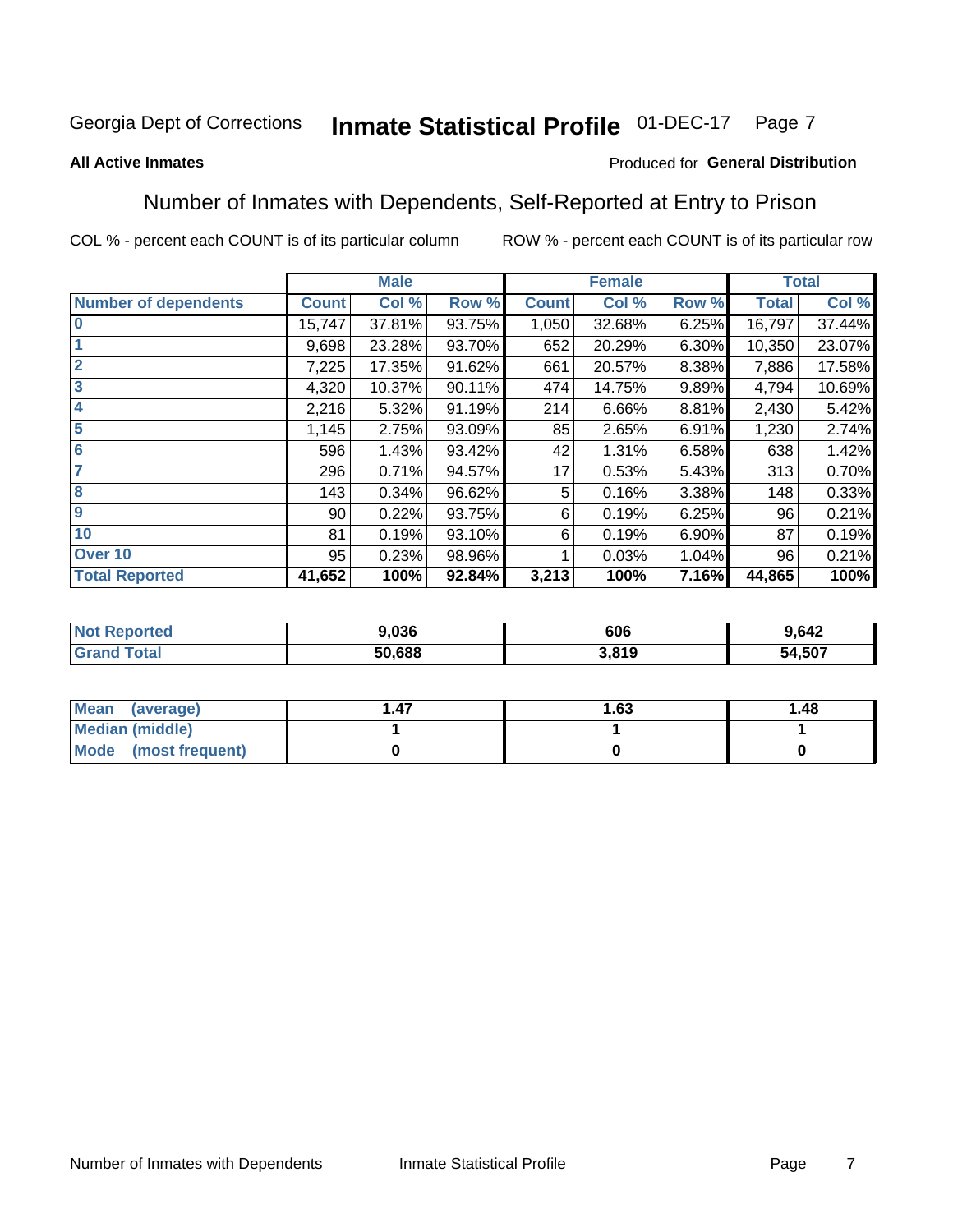Georgia Dept of Corrections **Inmate Statistical Profile** 01-DEC-17

**All Active Inmates**

Produced for **General Distribution**

## Number of Inmates with Dependents, Self-Reported at Entry to Prison

COL % - percent each COUNT is of its particular column

ROW % - percent each COUNT is of its particular row

| | Male | | | Female | | | Total | |
|---|---|---|---|---|---|---|---|---|
| **Number of dependents** | **Count** | **Col %** | **Row %** | **Count** | **Col %** | **Row %** | **Total** | **Col %** |
| **0** | 15,747 | 37.81% | 93.75% | 1,050 | 32.68% | 6.25% | 16,797 | 37.44% |
| **1** | 9,698 | 23.28% | 93.70% | 652 | 20.29% | 6.30% | 10,350 | 23.07% |
| **2** | 7,225 | 17.35% | 91.62% | 661 | 20.57% | 8.38% | 7,886 | 17.58% |
| **3** | 4,320 | 10.37% | 90.11% | 474 | 14.75% | 9.89% | 4,794 | 10.69% |
| **4** | 2,216 | 5.32% | 91.19% | 214 | 6.66% | 8.81% | 2,430 | 5.42% |
| **5** | 1,145 | 2.75% | 93.09% | 85 | 2.65% | 6.91% | 1,230 | 2.74% |
| **6** | 596 | 1.43% | 93.42% | 42 | 1.31% | 6.58% | 638 | 1.42% |
| **7** | 296 | 0.71% | 94.57% | 17 | 0.53% | 5.43% | 313 | 0.70% |
| **8** | 143 | 0.34% | 96.62% | 5 | 0.16% | 3.38% | 148 | 0.33% |
| **9** | 90 | 0.22% | 93.75% | 6 | 0.19% | 6.25% | 96 | 0.21% |
| **10** | 81 | 0.19% | 93.10% | 6 | 0.19% | 6.90% | 87 | 0.19% |
| **Over 10** | 95 | 0.23% | 98.96% | 1 | 0.03% | 1.04% | 96 | 0.21% |
| **Total Reported** | **41,652** | **100%** | **92.84%** | **3,213** | **100%** | **7.16%** | **44,865** | **100%** |

| | Male | Female | Total |
|---|---|---|---|
| **Not Reported** | **9,036** | **606** | **9,642** |
| **Grand Total** | **50,688** | **3,819** | **54,507** |

| | Male | Female | Total |
|---|---|---|---|
| **Mean (average)** | **1.47** | **1.63** | **1.48** |
| **Median (middle)** | **1** | **1** | **1** |
| **Mode (most frequent)** | **0** | **0** | **0** |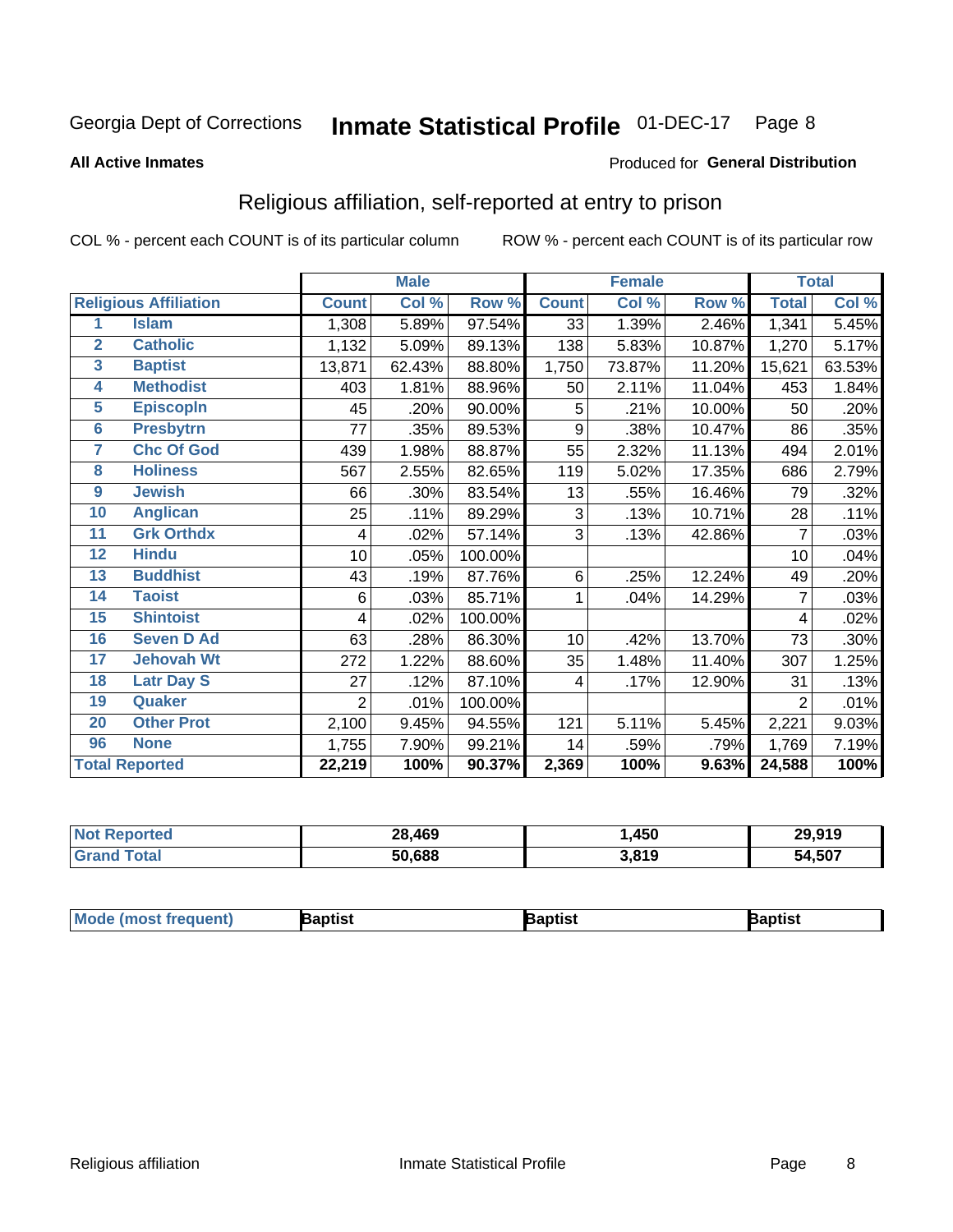Georgia Dept of Corrections **Inmate Statistical Profile** 01-DEC-17

**All Active Inmates**

Produced for **General Distribution**

## Religious affiliation, self-reported at entry to prison

COL % - percent each COUNT is of its particular column

ROW % - percent each COUNT is of its particular row

| | | Male | | | Female | | | Total | |
|---|---|---|---|---|---|---|---|---|---|
| **Religious Affiliation** | | **Count** | **Col %** | **Row %** | **Count** | **Col %** | **Row %** | **Total** | **Col %** |
| 1 | Islam | 1,308 | 5.89% | 97.54% | 33 | 1.39% | 2.46% | 1,341 | 5.45% |
| 2 | Catholic | 1,132 | 5.09% | 89.13% | 138 | 5.83% | 10.87% | 1,270 | 5.17% |
| 3 | Baptist | 13,871 | 62.43% | 88.80% | 1,750 | 73.87% | 11.20% | 15,621 | 63.53% |
| 4 | Methodist | 403 | 1.81% | 88.96% | 50 | 2.11% | 11.04% | 453 | 1.84% |
| 5 | Episcopln | 45 | .20% | 90.00% | 5 | .21% | 10.00% | 50 | .20% |
| 6 | Presbytrn | 77 | .35% | 89.53% | 9 | .38% | 10.47% | 86 | .35% |
| 7 | Chc Of God | 439 | 1.98% | 88.87% | 55 | 2.32% | 11.13% | 494 | 2.01% |
| 8 | Holiness | 567 | 2.55% | 82.65% | 119 | 5.02% | 17.35% | 686 | 2.79% |
| 9 | Jewish | 66 | .30% | 83.54% | 13 | .55% | 16.46% | 79 | .32% |
| 10 | Anglican | 25 | .11% | 89.29% | 3 | .13% | 10.71% | 28 | .11% |
| 11 | Grk Orthdx | 4 | .02% | 57.14% | 3 | .13% | 42.86% | 7 | .03% |
| 12 | Hindu | 10 | .05% | 100.00% | | | | 10 | .04% |
| 13 | Buddhist | 43 | .19% | 87.76% | 6 | .25% | 12.24% | 49 | .20% |
| 14 | Taoist | 6 | .03% | 85.71% | 1 | .04% | 14.29% | 7 | .03% |
| 15 | Shintoist | 4 | .02% | 100.00% | | | | 4 | .02% |
| 16 | Seven D Ad | 63 | .28% | 86.30% | 10 | .42% | 13.70% | 73 | .30% |
| 17 | Jehovah Wt | 272 | 1.22% | 88.60% | 35 | 1.48% | 11.40% | 307 | 1.25% |
| 18 | Latr Day S | 27 | .12% | 87.10% | 4 | .17% | 12.90% | 31 | .13% |
| 19 | Quaker | 2 | .01% | 100.00% | | | | 2 | .01% |
| 20 | Other Prot | 2,100 | 9.45% | 94.55% | 121 | 5.11% | 5.45% | 2,221 | 9.03% |
| 96 | None | 1,755 | 7.90% | 99.21% | 14 | .59% | .79% | 1,769 | 7.19% |
| **Total Reported** | | **22,219** | **100%** | **90.37%** | **2,369** | **100%** | **9.63%** | **24,588** | **100%** |

| | Male | Female | Total |
|---|---|---|---|
| Not Reported | 28,469 | 1,450 | 29,919 |
| Grand Total | 50,688 | 3,819 | 54,507 |

| | Male | Female | Total |
|---|---|---|---|
| Mode (most frequent) | Baptist | Baptist | Baptist |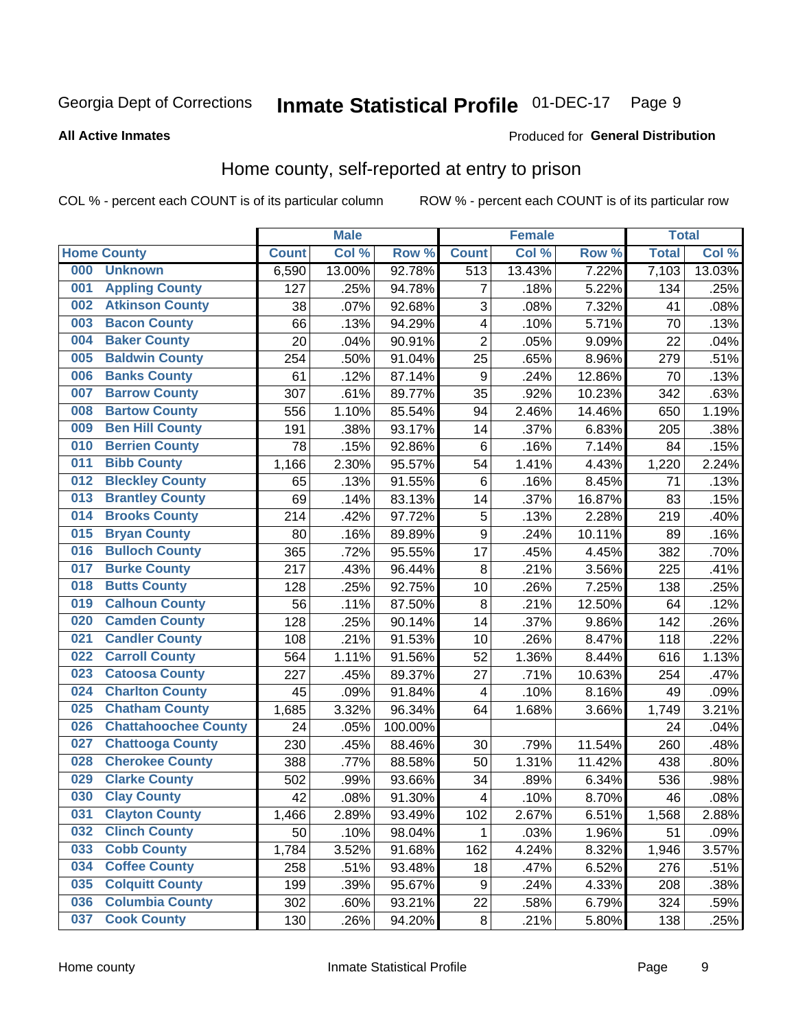Georgia Dept of Corrections **Inmate Statistical Profile** 01-DEC-17

**All Active Inmates**

Produced for **General Distribution**

## Home county, self-reported at entry to prison

COL % - percent each COUNT is of its particular column ROW % - percent each COUNT is of its particular row

| Home County | | Male | | | Female | | | Total | |
|---|---|---|---|---|---|---|---|---|---|
| | | Count | Col % | Row % | Count | Col % | Row % | Total | Col % |
| 000 | Unknown | 6,590 | 13.00% | 92.78% | 513 | 13.43% | 7.22% | 7,103 | 13.03% |
| 001 | Appling County | 127 | .25% | 94.78% | 7 | .18% | 5.22% | 134 | .25% |
| 002 | Atkinson County | 38 | .07% | 92.68% | 3 | .08% | 7.32% | 41 | .08% |
| 003 | Bacon County | 66 | .13% | 94.29% | 4 | .10% | 5.71% | 70 | .13% |
| 004 | Baker County | 20 | .04% | 90.91% | 2 | .05% | 9.09% | 22 | .04% |
| 005 | Baldwin County | 254 | .50% | 91.04% | 25 | .65% | 8.96% | 279 | .51% |
| 006 | Banks County | 61 | .12% | 87.14% | 9 | .24% | 12.86% | 70 | .13% |
| 007 | Barrow County | 307 | .61% | 89.77% | 35 | .92% | 10.23% | 342 | .63% |
| 008 | Bartow County | 556 | 1.10% | 85.54% | 94 | 2.46% | 14.46% | 650 | 1.19% |
| 009 | Ben Hill County | 191 | .38% | 93.17% | 14 | .37% | 6.83% | 205 | .38% |
| 010 | Berrien County | 78 | .15% | 92.86% | 6 | .16% | 7.14% | 84 | .15% |
| 011 | Bibb County | 1,166 | 2.30% | 95.57% | 54 | 1.41% | 4.43% | 1,220 | 2.24% |
| 012 | Bleckley County | 65 | .13% | 91.55% | 6 | .16% | 8.45% | 71 | .13% |
| 013 | Brantley County | 69 | .14% | 83.13% | 14 | .37% | 16.87% | 83 | .15% |
| 014 | Brooks County | 214 | .42% | 97.72% | 5 | .13% | 2.28% | 219 | .40% |
| 015 | Bryan County | 80 | .16% | 89.89% | 9 | .24% | 10.11% | 89 | .16% |
| 016 | Bulloch County | 365 | .72% | 95.55% | 17 | .45% | 4.45% | 382 | .70% |
| 017 | Burke County | 217 | .43% | 96.44% | 8 | .21% | 3.56% | 225 | .41% |
| 018 | Butts County | 128 | .25% | 92.75% | 10 | .26% | 7.25% | 138 | .25% |
| 019 | Calhoun County | 56 | .11% | 87.50% | 8 | .21% | 12.50% | 64 | .12% |
| 020 | Camden County | 128 | .25% | 90.14% | 14 | .37% | 9.86% | 142 | .26% |
| 021 | Candler County | 108 | .21% | 91.53% | 10 | .26% | 8.47% | 118 | .22% |
| 022 | Carroll County | 564 | 1.11% | 91.56% | 52 | 1.36% | 8.44% | 616 | 1.13% |
| 023 | Catoosa County | 227 | .45% | 89.37% | 27 | .71% | 10.63% | 254 | .47% |
| 024 | Charlton County | 45 | .09% | 91.84% | 4 | .10% | 8.16% | 49 | .09% |
| 025 | Chatham County | 1,685 | 3.32% | 96.34% | 64 | 1.68% | 3.66% | 1,749 | 3.21% |
| 026 | Chattahoochee County | 24 | .05% | 100.00% | | | | 24 | .04% |
| 027 | Chattooga County | 230 | .45% | 88.46% | 30 | .79% | 11.54% | 260 | .48% |
| 028 | Cherokee County | 388 | .77% | 88.58% | 50 | 1.31% | 11.42% | 438 | .80% |
| 029 | Clarke County | 502 | .99% | 93.66% | 34 | .89% | 6.34% | 536 | .98% |
| 030 | Clay County | 42 | .08% | 91.30% | 4 | .10% | 8.70% | 46 | .08% |
| 031 | Clayton County | 1,466 | 2.89% | 93.49% | 102 | 2.67% | 6.51% | 1,568 | 2.88% |
| 032 | Clinch County | 50 | .10% | 98.04% | 1 | .03% | 1.96% | 51 | .09% |
| 033 | Cobb County | 1,784 | 3.52% | 91.68% | 162 | 4.24% | 8.32% | 1,946 | 3.57% |
| 034 | Coffee County | 258 | .51% | 93.48% | 18 | .47% | 6.52% | 276 | .51% |
| 035 | Colquitt County | 199 | .39% | 95.67% | 9 | .24% | 4.33% | 208 | .38% |
| 036 | Columbia County | 302 | .60% | 93.21% | 22 | .58% | 6.79% | 324 | .59% |
| 037 | Cook County | 130 | .26% | 94.20% | 8 | .21% | 5.80% | 138 | .25% |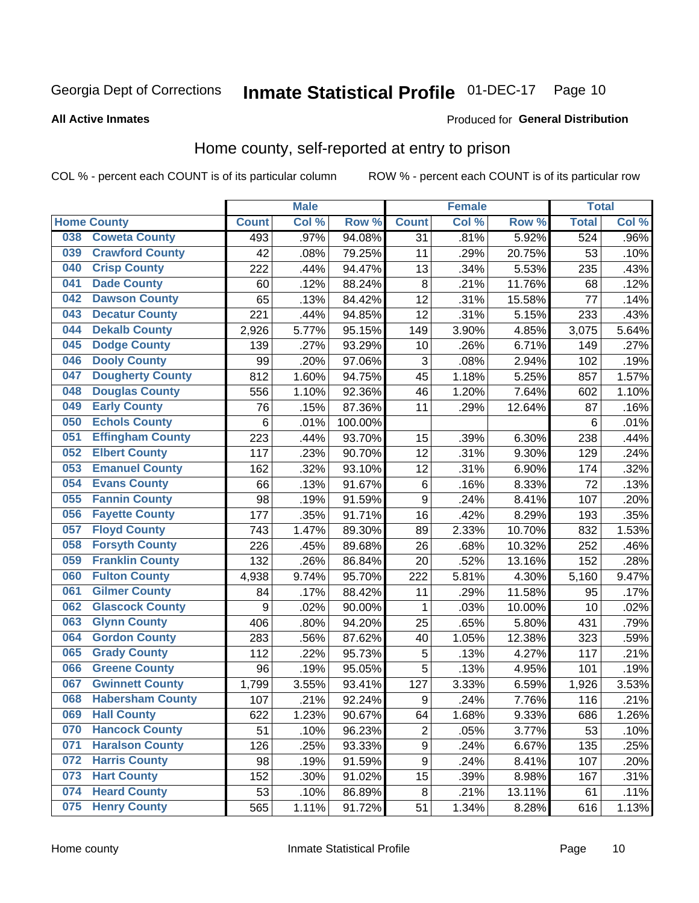Georgia Dept of Corrections **Inmate Statistical Profile** 01-DEC-17

**All Active Inmates**

Produced for **General Distribution**

## Home county, self-reported at entry to prison

COL % - percent each COUNT is of its particular column ROW % - percent each COUNT is of its particular row

| Home County | | Male | | | Female | | | Total | |
|---|---|---|---|---|---|---|---|---|---|
| | | Count | Col % | Row % | Count | Col % | Row % | Total | Col % |
| 038 | Coweta County | 493 | .97% | 94.08% | 31 | .81% | 5.92% | 524 | .96% |
| 039 | Crawford County | 42 | .08% | 79.25% | 11 | .29% | 20.75% | 53 | .10% |
| 040 | Crisp County | 222 | .44% | 94.47% | 13 | .34% | 5.53% | 235 | .43% |
| 041 | Dade County | 60 | .12% | 88.24% | 8 | .21% | 11.76% | 68 | .12% |
| 042 | Dawson County | 65 | .13% | 84.42% | 12 | .31% | 15.58% | 77 | .14% |
| 043 | Decatur County | 221 | .44% | 94.85% | 12 | .31% | 5.15% | 233 | .43% |
| 044 | Dekalb County | 2,926 | 5.77% | 95.15% | 149 | 3.90% | 4.85% | 3,075 | 5.64% |
| 045 | Dodge County | 139 | .27% | 93.29% | 10 | .26% | 6.71% | 149 | .27% |
| 046 | Dooly County | 99 | .20% | 97.06% | 3 | .08% | 2.94% | 102 | .19% |
| 047 | Dougherty County | 812 | 1.60% | 94.75% | 45 | 1.18% | 5.25% | 857 | 1.57% |
| 048 | Douglas County | 556 | 1.10% | 92.36% | 46 | 1.20% | 7.64% | 602 | 1.10% |
| 049 | Early County | 76 | .15% | 87.36% | 11 | .29% | 12.64% | 87 | .16% |
| 050 | Echols County | 6 | .01% | 100.00% | | | | 6 | .01% |
| 051 | Effingham County | 223 | .44% | 93.70% | 15 | .39% | 6.30% | 238 | .44% |
| 052 | Elbert County | 117 | .23% | 90.70% | 12 | .31% | 9.30% | 129 | .24% |
| 053 | Emanuel County | 162 | .32% | 93.10% | 12 | .31% | 6.90% | 174 | .32% |
| 054 | Evans County | 66 | .13% | 91.67% | 6 | .16% | 8.33% | 72 | .13% |
| 055 | Fannin County | 98 | .19% | 91.59% | 9 | .24% | 8.41% | 107 | .20% |
| 056 | Fayette County | 177 | .35% | 91.71% | 16 | .42% | 8.29% | 193 | .35% |
| 057 | Floyd County | 743 | 1.47% | 89.30% | 89 | 2.33% | 10.70% | 832 | 1.53% |
| 058 | Forsyth County | 226 | .45% | 89.68% | 26 | .68% | 10.32% | 252 | .46% |
| 059 | Franklin County | 132 | .26% | 86.84% | 20 | .52% | 13.16% | 152 | .28% |
| 060 | Fulton County | 4,938 | 9.74% | 95.70% | 222 | 5.81% | 4.30% | 5,160 | 9.47% |
| 061 | Gilmer County | 84 | .17% | 88.42% | 11 | .29% | 11.58% | 95 | .17% |
| 062 | Glascock County | 9 | .02% | 90.00% | 1 | .03% | 10.00% | 10 | .02% |
| 063 | Glynn County | 406 | .80% | 94.20% | 25 | .65% | 5.80% | 431 | .79% |
| 064 | Gordon County | 283 | .56% | 87.62% | 40 | 1.05% | 12.38% | 323 | .59% |
| 065 | Grady County | 112 | .22% | 95.73% | 5 | .13% | 4.27% | 117 | .21% |
| 066 | Greene County | 96 | .19% | 95.05% | 5 | .13% | 4.95% | 101 | .19% |
| 067 | Gwinnett County | 1,799 | 3.55% | 93.41% | 127 | 3.33% | 6.59% | 1,926 | 3.53% |
| 068 | Habersham County | 107 | .21% | 92.24% | 9 | .24% | 7.76% | 116 | .21% |
| 069 | Hall County | 622 | 1.23% | 90.67% | 64 | 1.68% | 9.33% | 686 | 1.26% |
| 070 | Hancock County | 51 | .10% | 96.23% | 2 | .05% | 3.77% | 53 | .10% |
| 071 | Haralson County | 126 | .25% | 93.33% | 9 | .24% | 6.67% | 135 | .25% |
| 072 | Harris County | 98 | .19% | 91.59% | 9 | .24% | 8.41% | 107 | .20% |
| 073 | Hart County | 152 | .30% | 91.02% | 15 | .39% | 8.98% | 167 | .31% |
| 074 | Heard County | 53 | .10% | 86.89% | 8 | .21% | 13.11% | 61 | .11% |
| 075 | Henry County | 565 | 1.11% | 91.72% | 51 | 1.34% | 8.28% | 616 | 1.13% |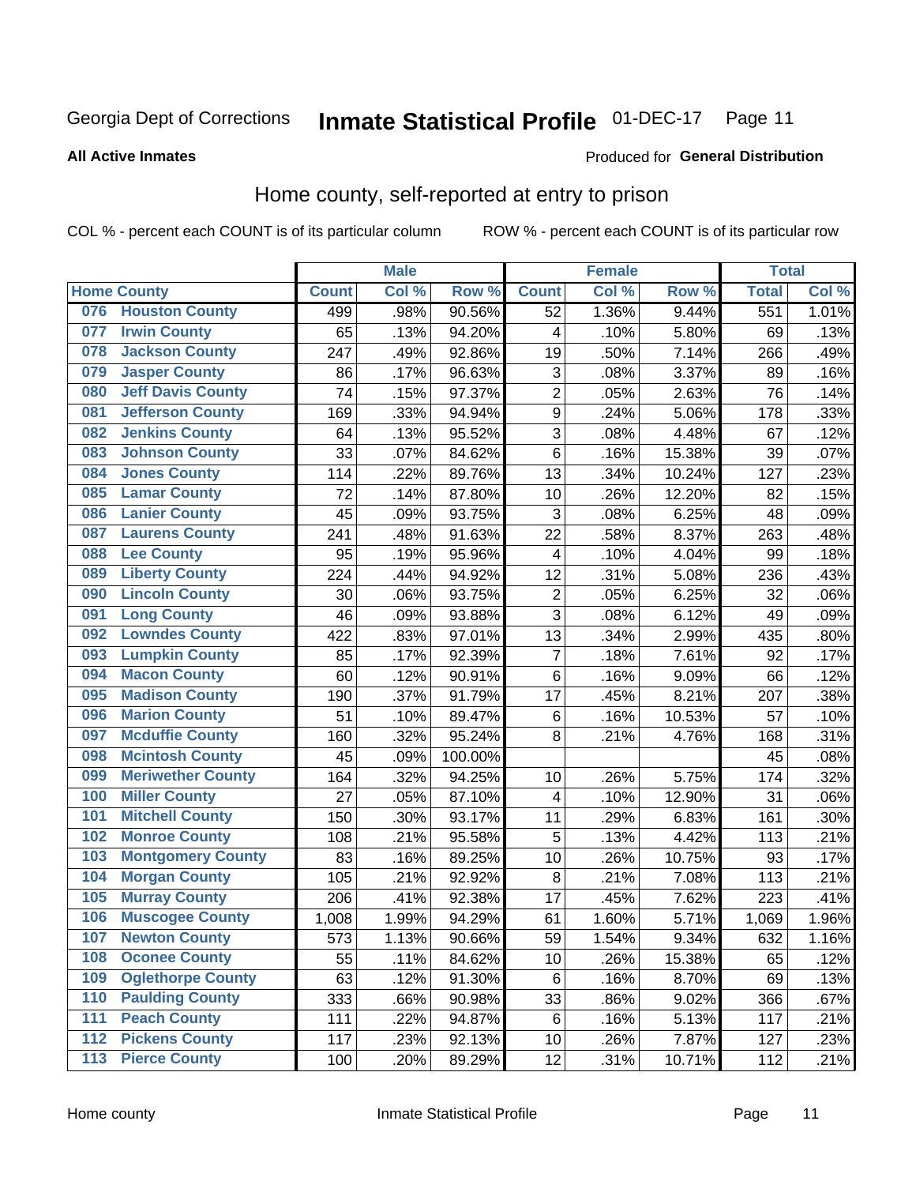Georgia Dept of Corrections **Inmate Statistical Profile** 01-DEC-17

**All Active Inmates**

Produced for **General Distribution**

## Home county, self-reported at entry to prison

COL % - percent each COUNT is of its particular column    ROW % - percent each COUNT is of its particular row

| Home County | | Male | | | Female | | | Total | |
|---|---|---|---|---|---|---|---|---|---|
| | | Count | Col % | Row % | Count | Col % | Row % | Total | Col % |
| 076 | Houston County | 499 | .98% | 90.56% | 52 | 1.36% | 9.44% | 551 | 1.01% |
| 077 | Irwin County | 65 | .13% | 94.20% | 4 | .10% | 5.80% | 69 | .13% |
| 078 | Jackson County | 247 | .49% | 92.86% | 19 | .50% | 7.14% | 266 | .49% |
| 079 | Jasper County | 86 | .17% | 96.63% | 3 | .08% | 3.37% | 89 | .16% |
| 080 | Jeff Davis County | 74 | .15% | 97.37% | 2 | .05% | 2.63% | 76 | .14% |
| 081 | Jefferson County | 169 | .33% | 94.94% | 9 | .24% | 5.06% | 178 | .33% |
| 082 | Jenkins County | 64 | .13% | 95.52% | 3 | .08% | 4.48% | 67 | .12% |
| 083 | Johnson County | 33 | .07% | 84.62% | 6 | .16% | 15.38% | 39 | .07% |
| 084 | Jones County | 114 | .22% | 89.76% | 13 | .34% | 10.24% | 127 | .23% |
| 085 | Lamar County | 72 | .14% | 87.80% | 10 | .26% | 12.20% | 82 | .15% |
| 086 | Lanier County | 45 | .09% | 93.75% | 3 | .08% | 6.25% | 48 | .09% |
| 087 | Laurens County | 241 | .48% | 91.63% | 22 | .58% | 8.37% | 263 | .48% |
| 088 | Lee County | 95 | .19% | 95.96% | 4 | .10% | 4.04% | 99 | .18% |
| 089 | Liberty County | 224 | .44% | 94.92% | 12 | .31% | 5.08% | 236 | .43% |
| 090 | Lincoln County | 30 | .06% | 93.75% | 2 | .05% | 6.25% | 32 | .06% |
| 091 | Long County | 46 | .09% | 93.88% | 3 | .08% | 6.12% | 49 | .09% |
| 092 | Lowndes County | 422 | .83% | 97.01% | 13 | .34% | 2.99% | 435 | .80% |
| 093 | Lumpkin County | 85 | .17% | 92.39% | 7 | .18% | 7.61% | 92 | .17% |
| 094 | Macon County | 60 | .12% | 90.91% | 6 | .16% | 9.09% | 66 | .12% |
| 095 | Madison County | 190 | .37% | 91.79% | 17 | .45% | 8.21% | 207 | .38% |
| 096 | Marion County | 51 | .10% | 89.47% | 6 | .16% | 10.53% | 57 | .10% |
| 097 | Mcduffie County | 160 | .32% | 95.24% | 8 | .21% | 4.76% | 168 | .31% |
| 098 | Mcintosh County | 45 | .09% | 100.00% | | | | 45 | .08% |
| 099 | Meriwether County | 164 | .32% | 94.25% | 10 | .26% | 5.75% | 174 | .32% |
| 100 | Miller County | 27 | .05% | 87.10% | 4 | .10% | 12.90% | 31 | .06% |
| 101 | Mitchell County | 150 | .30% | 93.17% | 11 | .29% | 6.83% | 161 | .30% |
| 102 | Monroe County | 108 | .21% | 95.58% | 5 | .13% | 4.42% | 113 | .21% |
| 103 | Montgomery County | 83 | .16% | 89.25% | 10 | .26% | 10.75% | 93 | .17% |
| 104 | Morgan County | 105 | .21% | 92.92% | 8 | .21% | 7.08% | 113 | .21% |
| 105 | Murray County | 206 | .41% | 92.38% | 17 | .45% | 7.62% | 223 | .41% |
| 106 | Muscogee County | 1,008 | 1.99% | 94.29% | 61 | 1.60% | 5.71% | 1,069 | 1.96% |
| 107 | Newton County | 573 | 1.13% | 90.66% | 59 | 1.54% | 9.34% | 632 | 1.16% |
| 108 | Oconee County | 55 | .11% | 84.62% | 10 | .26% | 15.38% | 65 | .12% |
| 109 | Oglethorpe County | 63 | .12% | 91.30% | 6 | .16% | 8.70% | 69 | .13% |
| 110 | Paulding County | 333 | .66% | 90.98% | 33 | .86% | 9.02% | 366 | .67% |
| 111 | Peach County | 111 | .22% | 94.87% | 6 | .16% | 5.13% | 117 | .21% |
| 112 | Pickens County | 117 | .23% | 92.13% | 10 | .26% | 7.87% | 127 | .23% |
| 113 | Pierce County | 100 | .20% | 89.29% | 12 | .31% | 10.71% | 112 | .21% |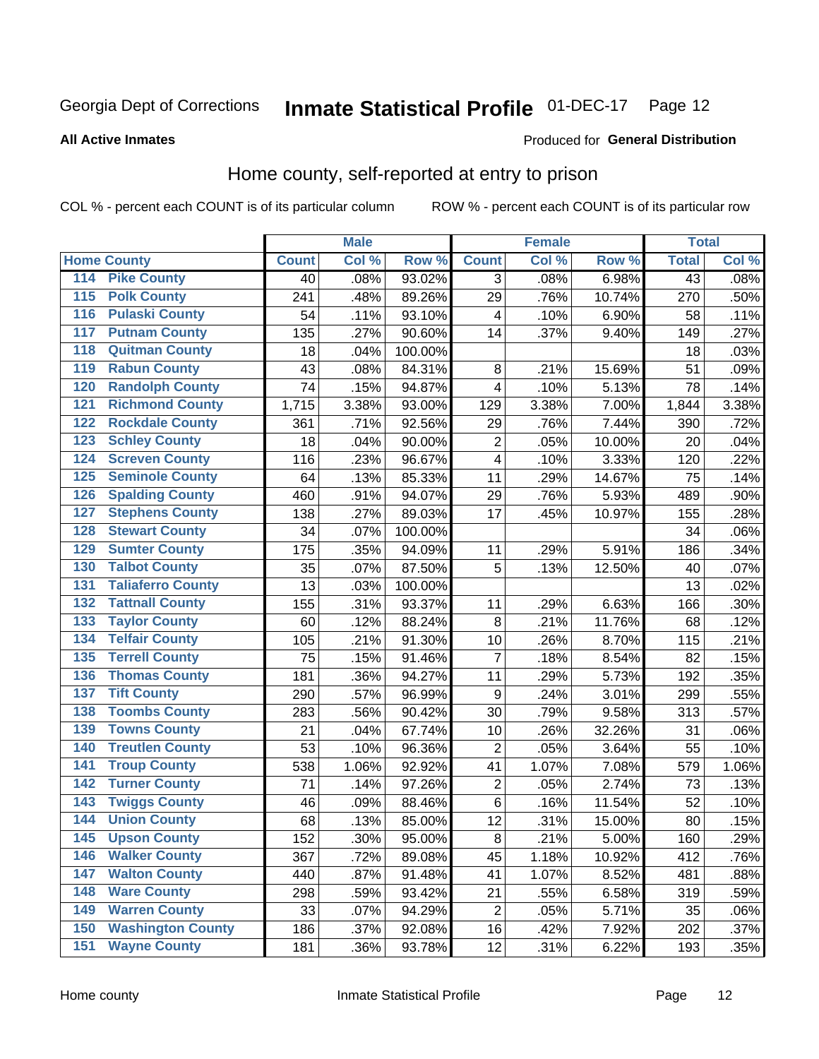Georgia Dept of Corrections **Inmate Statistical Profile** 01-DEC-17 Page 12

**All Active Inmates**

Produced for **General Distribution**

## Home county, self-reported at entry to prison

COL % - percent each COUNT is of its particular column ROW % - percent each COUNT is of its particular row

| Home County | | Male | | | Female | | | Total | |
|---|---|---|---|---|---|---|---|---|---|
| | | Count | Col % | Row % | Count | Col % | Row % | Total | Col % |
| 114 | Pike County | 40 | .08% | 93.02% | 3 | .08% | 6.98% | 43 | .08% |
| 115 | Polk County | 241 | .48% | 89.26% | 29 | .76% | 10.74% | 270 | .50% |
| 116 | Pulaski County | 54 | .11% | 93.10% | 4 | .10% | 6.90% | 58 | .11% |
| 117 | Putnam County | 135 | .27% | 90.60% | 14 | .37% | 9.40% | 149 | .27% |
| 118 | Quitman County | 18 | .04% | 100.00% | | | | 18 | .03% |
| 119 | Rabun County | 43 | .08% | 84.31% | 8 | .21% | 15.69% | 51 | .09% |
| 120 | Randolph County | 74 | .15% | 94.87% | 4 | .10% | 5.13% | 78 | .14% |
| 121 | Richmond County | 1,715 | 3.38% | 93.00% | 129 | 3.38% | 7.00% | 1,844 | 3.38% |
| 122 | Rockdale County | 361 | .71% | 92.56% | 29 | .76% | 7.44% | 390 | .72% |
| 123 | Schley County | 18 | .04% | 90.00% | 2 | .05% | 10.00% | 20 | .04% |
| 124 | Screven County | 116 | .23% | 96.67% | 4 | .10% | 3.33% | 120 | .22% |
| 125 | Seminole County | 64 | .13% | 85.33% | 11 | .29% | 14.67% | 75 | .14% |
| 126 | Spalding County | 460 | .91% | 94.07% | 29 | .76% | 5.93% | 489 | .90% |
| 127 | Stephens County | 138 | .27% | 89.03% | 17 | .45% | 10.97% | 155 | .28% |
| 128 | Stewart County | 34 | .07% | 100.00% | | | | 34 | .06% |
| 129 | Sumter County | 175 | .35% | 94.09% | 11 | .29% | 5.91% | 186 | .34% |
| 130 | Talbot County | 35 | .07% | 87.50% | 5 | .13% | 12.50% | 40 | .07% |
| 131 | Taliaferro County | 13 | .03% | 100.00% | | | | 13 | .02% |
| 132 | Tattnall County | 155 | .31% | 93.37% | 11 | .29% | 6.63% | 166 | .30% |
| 133 | Taylor County | 60 | .12% | 88.24% | 8 | .21% | 11.76% | 68 | .12% |
| 134 | Telfair County | 105 | .21% | 91.30% | 10 | .26% | 8.70% | 115 | .21% |
| 135 | Terrell County | 75 | .15% | 91.46% | 7 | .18% | 8.54% | 82 | .15% |
| 136 | Thomas County | 181 | .36% | 94.27% | 11 | .29% | 5.73% | 192 | .35% |
| 137 | Tift County | 290 | .57% | 96.99% | 9 | .24% | 3.01% | 299 | .55% |
| 138 | Toombs County | 283 | .56% | 90.42% | 30 | .79% | 9.58% | 313 | .57% |
| 139 | Towns County | 21 | .04% | 67.74% | 10 | .26% | 32.26% | 31 | .06% |
| 140 | Treutlen County | 53 | .10% | 96.36% | 2 | .05% | 3.64% | 55 | .10% |
| 141 | Troup County | 538 | 1.06% | 92.92% | 41 | 1.07% | 7.08% | 579 | 1.06% |
| 142 | Turner County | 71 | .14% | 97.26% | 2 | .05% | 2.74% | 73 | .13% |
| 143 | Twiggs County | 46 | .09% | 88.46% | 6 | .16% | 11.54% | 52 | .10% |
| 144 | Union County | 68 | .13% | 85.00% | 12 | .31% | 15.00% | 80 | .15% |
| 145 | Upson County | 152 | .30% | 95.00% | 8 | .21% | 5.00% | 160 | .29% |
| 146 | Walker County | 367 | .72% | 89.08% | 45 | 1.18% | 10.92% | 412 | .76% |
| 147 | Walton County | 440 | .87% | 91.48% | 41 | 1.07% | 8.52% | 481 | .88% |
| 148 | Ware County | 298 | .59% | 93.42% | 21 | .55% | 6.58% | 319 | .59% |
| 149 | Warren County | 33 | .07% | 94.29% | 2 | .05% | 5.71% | 35 | .06% |
| 150 | Washington County | 186 | .37% | 92.08% | 16 | .42% | 7.92% | 202 | .37% |
| 151 | Wayne County | 181 | .36% | 93.78% | 12 | .31% | 6.22% | 193 | .35% |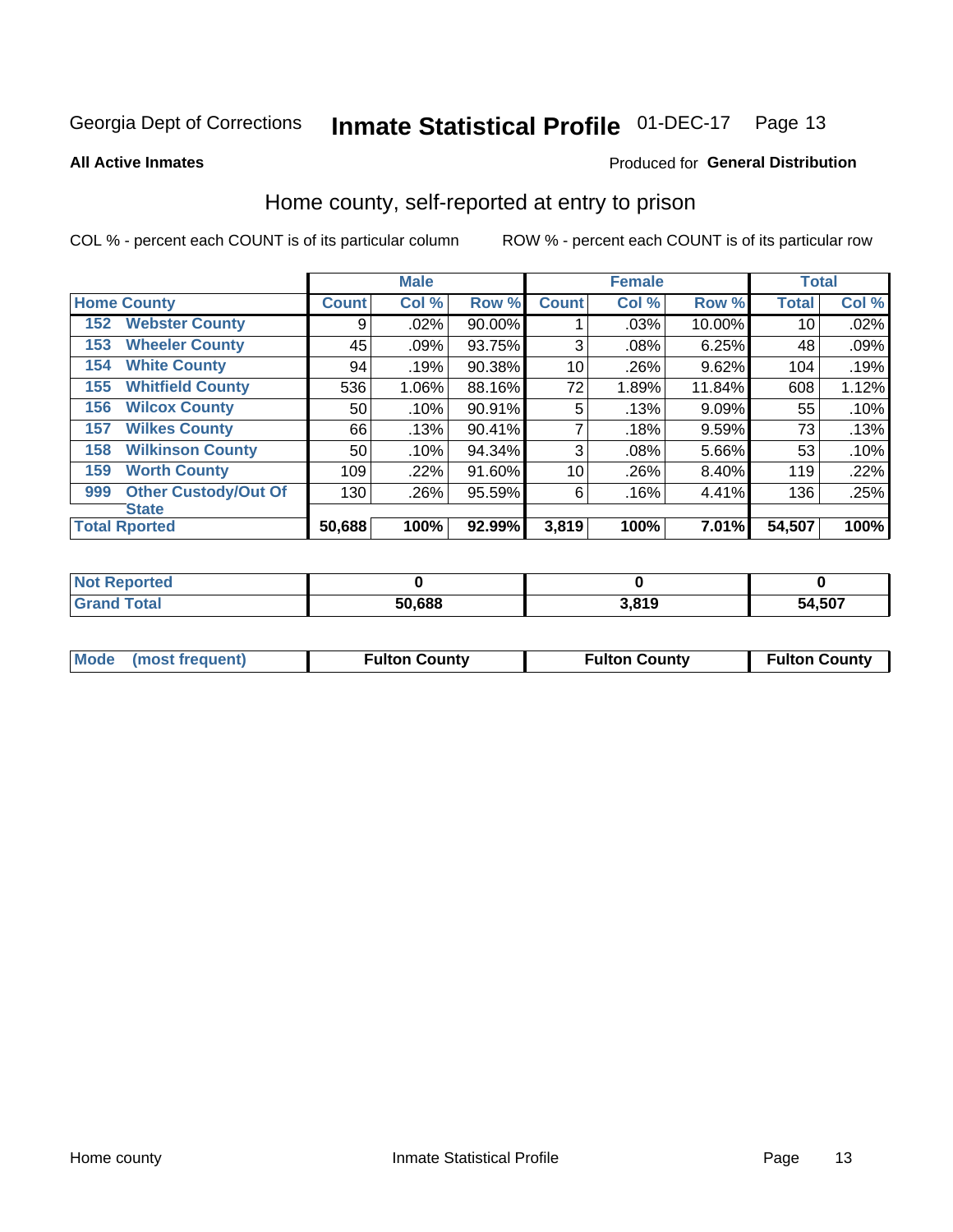Georgia Dept of Corrections **Inmate Statistical Profile** 01-DEC-17

**All Active Inmates**

Produced for **General Distribution**

## Home county, self-reported at entry to prison

COL % - percent each COUNT is of its particular column ROW % - percent each COUNT is of its particular row

| Home County | | Male | | | Female | | | Total | |
|---|---|---|---|---|---|---|---|---|---|
| | | Count | Col % | Row % | Count | Col % | Row % | Total | Col % |
| 152 | Webster County | 9 | .02% | 90.00% | 1 | .03% | 10.00% | 10 | .02% |
| 153 | Wheeler County | 45 | .09% | 93.75% | 3 | .08% | 6.25% | 48 | .09% |
| 154 | White County | 94 | .19% | 90.38% | 10 | .26% | 9.62% | 104 | .19% |
| 155 | Whitfield County | 536 | 1.06% | 88.16% | 72 | 1.89% | 11.84% | 608 | 1.12% |
| 156 | Wilcox County | 50 | .10% | 90.91% | 5 | .13% | 9.09% | 55 | .10% |
| 157 | Wilkes County | 66 | .13% | 90.41% | 7 | .18% | 9.59% | 73 | .13% |
| 158 | Wilkinson County | 50 | .10% | 94.34% | 3 | .08% | 5.66% | 53 | .10% |
| 159 | Worth County | 109 | .22% | 91.60% | 10 | .26% | 8.40% | 119 | .22% |
| 999 | Other Custody/Out Of State | 130 | .26% | 95.59% | 6 | .16% | 4.41% | 136 | .25% |
| Total Rported | | 50,688 | 100% | 92.99% | 3,819 | 100% | 7.01% | 54,507 | 100% |

| | Male | Female | Total |
|---|---|---|---|
| Not Reported | 0 | 0 | 0 |
| Grand Total | 50,688 | 3,819 | 54,507 |

| Mode (most frequent) | Fulton County | Fulton County | Fulton County |
|---|---|---|---|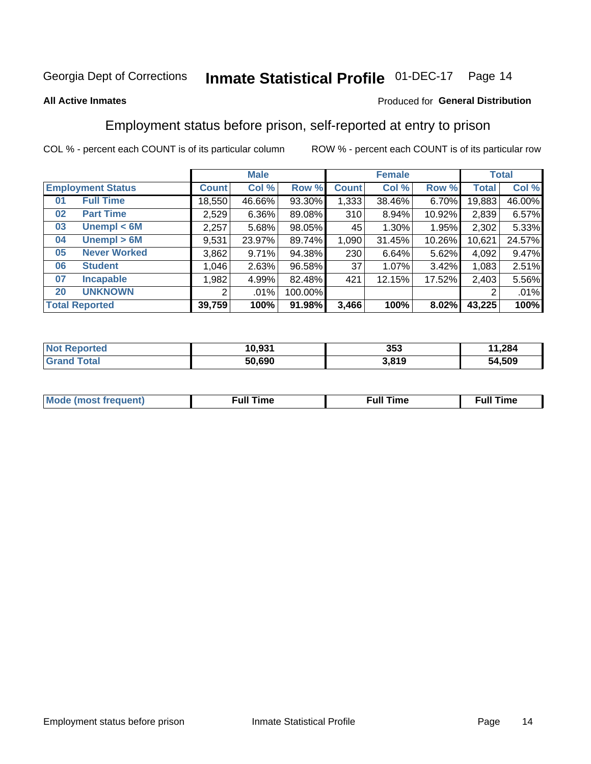Georgia Dept of Corrections **Inmate Statistical Profile** 01-DEC-17 Page 14

**All Active Inmates**

Produced for **General Distribution**

## Employment status before prison, self-reported at entry to prison

COL % - percent each COUNT is of its particular column ROW % - percent each COUNT is of its particular row

| | | Male | | | Female | | | Total | |
|---|---|---|---|---|---|---|---|---|---|
| **Employment Status** | | **Count** | **Col %** | **Row %** | **Count** | **Col %** | **Row %** | **Total** | **Col %** |
| 01 | Full Time | 18,550 | 46.66% | 93.30% | 1,333 | 38.46% | 6.70% | 19,883 | 46.00% |
| 02 | Part Time | 2,529 | 6.36% | 89.08% | 310 | 8.94% | 10.92% | 2,839 | 6.57% |
| 03 | Unempl < 6M | 2,257 | 5.68% | 98.05% | 45 | 1.30% | 1.95% | 2,302 | 5.33% |
| 04 | Unempl > 6M | 9,531 | 23.97% | 89.74% | 1,090 | 31.45% | 10.26% | 10,621 | 24.57% |
| 05 | Never Worked | 3,862 | 9.71% | 94.38% | 230 | 6.64% | 5.62% | 4,092 | 9.47% |
| 06 | Student | 1,046 | 2.63% | 96.58% | 37 | 1.07% | 3.42% | 1,083 | 2.51% |
| 07 | Incapable | 1,982 | 4.99% | 82.48% | 421 | 12.15% | 17.52% | 2,403 | 5.56% |
| 20 | UNKNOWN | 2 | .01% | 100.00% | | | | 2 | .01% |
| **Total Reported** | | **39,759** | **100%** | **91.98%** | **3,466** | **100%** | **8.02%** | **43,225** | **100%** |

| | Male | Female | Total |
|---|---|---|---|
| **Not Reported** | **10,931** | **353** | **11,284** |
| **Grand Total** | **50,690** | **3,819** | **54,509** |

| | Male | Female | Total |
|---|---|---|---|
| **Mode (most frequent)** | **Full Time** | **Full Time** | **Full Time** |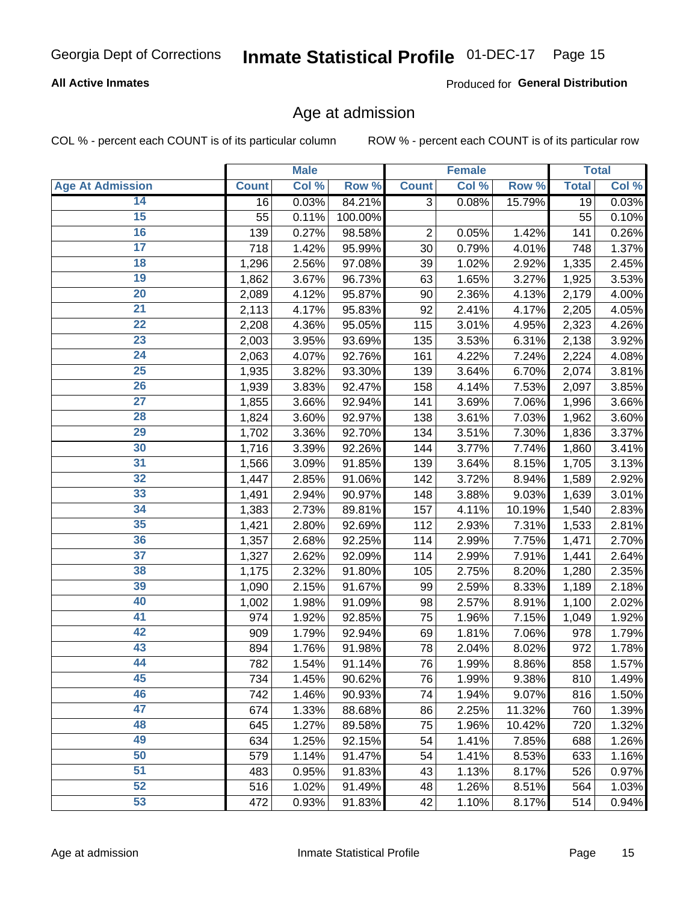# Georgia Dept of Corrections — Inmate Statistical Profile — 01-DEC-17

**All Active Inmates**

Produced for **General Distribution**

## Age at admission

COL % - percent each COUNT is of its particular column

ROW % - percent each COUNT is of its particular row

| | Male | | | Female | | | Total | |
|---|---|---|---|---|---|---|---|---|
| **Age At Admission** | **Count** | **Col %** | **Row %** | **Count** | **Col %** | **Row %** | **Total** | **Col %** |
| 14 | 16 | 0.03% | 84.21% | 3 | 0.08% | 15.79% | 19 | 0.03% |
| 15 | 55 | 0.11% | 100.00% | | | | 55 | 0.10% |
| 16 | 139 | 0.27% | 98.58% | 2 | 0.05% | 1.42% | 141 | 0.26% |
| 17 | 718 | 1.42% | 95.99% | 30 | 0.79% | 4.01% | 748 | 1.37% |
| 18 | 1,296 | 2.56% | 97.08% | 39 | 1.02% | 2.92% | 1,335 | 2.45% |
| 19 | 1,862 | 3.67% | 96.73% | 63 | 1.65% | 3.27% | 1,925 | 3.53% |
| 20 | 2,089 | 4.12% | 95.87% | 90 | 2.36% | 4.13% | 2,179 | 4.00% |
| 21 | 2,113 | 4.17% | 95.83% | 92 | 2.41% | 4.17% | 2,205 | 4.05% |
| 22 | 2,208 | 4.36% | 95.05% | 115 | 3.01% | 4.95% | 2,323 | 4.26% |
| 23 | 2,003 | 3.95% | 93.69% | 135 | 3.53% | 6.31% | 2,138 | 3.92% |
| 24 | 2,063 | 4.07% | 92.76% | 161 | 4.22% | 7.24% | 2,224 | 4.08% |
| 25 | 1,935 | 3.82% | 93.30% | 139 | 3.64% | 6.70% | 2,074 | 3.81% |
| 26 | 1,939 | 3.83% | 92.47% | 158 | 4.14% | 7.53% | 2,097 | 3.85% |
| 27 | 1,855 | 3.66% | 92.94% | 141 | 3.69% | 7.06% | 1,996 | 3.66% |
| 28 | 1,824 | 3.60% | 92.97% | 138 | 3.61% | 7.03% | 1,962 | 3.60% |
| 29 | 1,702 | 3.36% | 92.70% | 134 | 3.51% | 7.30% | 1,836 | 3.37% |
| 30 | 1,716 | 3.39% | 92.26% | 144 | 3.77% | 7.74% | 1,860 | 3.41% |
| 31 | 1,566 | 3.09% | 91.85% | 139 | 3.64% | 8.15% | 1,705 | 3.13% |
| 32 | 1,447 | 2.85% | 91.06% | 142 | 3.72% | 8.94% | 1,589 | 2.92% |
| 33 | 1,491 | 2.94% | 90.97% | 148 | 3.88% | 9.03% | 1,639 | 3.01% |
| 34 | 1,383 | 2.73% | 89.81% | 157 | 4.11% | 10.19% | 1,540 | 2.83% |
| 35 | 1,421 | 2.80% | 92.69% | 112 | 2.93% | 7.31% | 1,533 | 2.81% |
| 36 | 1,357 | 2.68% | 92.25% | 114 | 2.99% | 7.75% | 1,471 | 2.70% |
| 37 | 1,327 | 2.62% | 92.09% | 114 | 2.99% | 7.91% | 1,441 | 2.64% |
| 38 | 1,175 | 2.32% | 91.80% | 105 | 2.75% | 8.20% | 1,280 | 2.35% |
| 39 | 1,090 | 2.15% | 91.67% | 99 | 2.59% | 8.33% | 1,189 | 2.18% |
| 40 | 1,002 | 1.98% | 91.09% | 98 | 2.57% | 8.91% | 1,100 | 2.02% |
| 41 | 974 | 1.92% | 92.85% | 75 | 1.96% | 7.15% | 1,049 | 1.92% |
| 42 | 909 | 1.79% | 92.94% | 69 | 1.81% | 7.06% | 978 | 1.79% |
| 43 | 894 | 1.76% | 91.98% | 78 | 2.04% | 8.02% | 972 | 1.78% |
| 44 | 782 | 1.54% | 91.14% | 76 | 1.99% | 8.86% | 858 | 1.57% |
| 45 | 734 | 1.45% | 90.62% | 76 | 1.99% | 9.38% | 810 | 1.49% |
| 46 | 742 | 1.46% | 90.93% | 74 | 1.94% | 9.07% | 816 | 1.50% |
| 47 | 674 | 1.33% | 88.68% | 86 | 2.25% | 11.32% | 760 | 1.39% |
| 48 | 645 | 1.27% | 89.58% | 75 | 1.96% | 10.42% | 720 | 1.32% |
| 49 | 634 | 1.25% | 92.15% | 54 | 1.41% | 7.85% | 688 | 1.26% |
| 50 | 579 | 1.14% | 91.47% | 54 | 1.41% | 8.53% | 633 | 1.16% |
| 51 | 483 | 0.95% | 91.83% | 43 | 1.13% | 8.17% | 526 | 0.97% |
| 52 | 516 | 1.02% | 91.49% | 48 | 1.26% | 8.51% | 564 | 1.03% |
| 53 | 472 | 0.93% | 91.83% | 42 | 1.10% | 8.17% | 514 | 0.94% |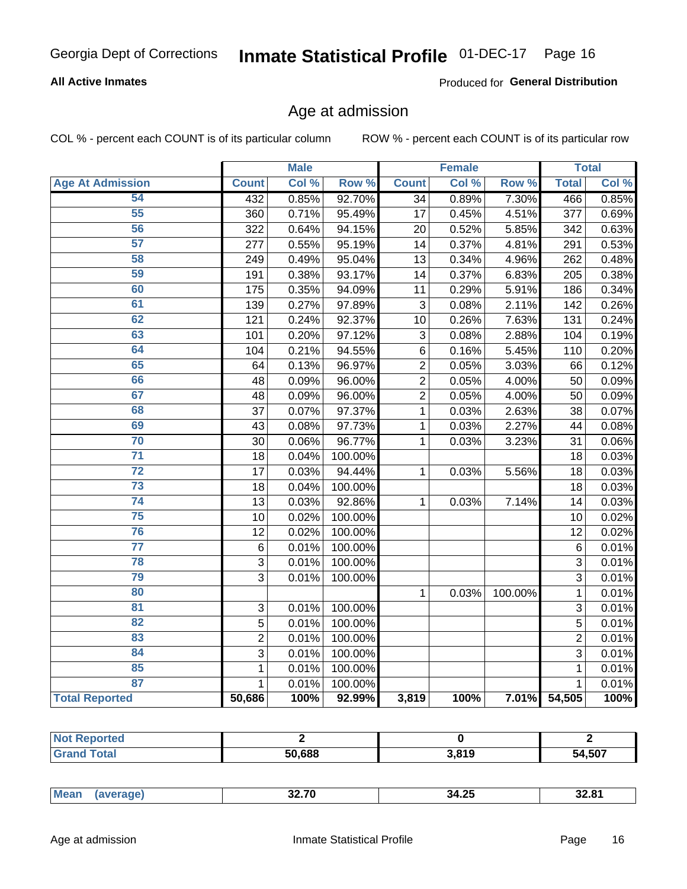Georgia Dept of Corrections **Inmate Statistical Profile** 01-DEC-17

**All Active Inmates** Produced for **General Distribution**

## Age at admission

COL % - percent each COUNT is of its particular column ROW % - percent each COUNT is of its particular row

| | Male | | | Female | | | Total | |
|---|---|---|---|---|---|---|---|---|
| **Age At Admission** | **Count** | **Col %** | **Row %** | **Count** | **Col %** | **Row %** | **Total** | **Col %** |
| 54 | 432 | 0.85% | 92.70% | 34 | 0.89% | 7.30% | 466 | 0.85% |
| 55 | 360 | 0.71% | 95.49% | 17 | 0.45% | 4.51% | 377 | 0.69% |
| 56 | 322 | 0.64% | 94.15% | 20 | 0.52% | 5.85% | 342 | 0.63% |
| 57 | 277 | 0.55% | 95.19% | 14 | 0.37% | 4.81% | 291 | 0.53% |
| 58 | 249 | 0.49% | 95.04% | 13 | 0.34% | 4.96% | 262 | 0.48% |
| 59 | 191 | 0.38% | 93.17% | 14 | 0.37% | 6.83% | 205 | 0.38% |
| 60 | 175 | 0.35% | 94.09% | 11 | 0.29% | 5.91% | 186 | 0.34% |
| 61 | 139 | 0.27% | 97.89% | 3 | 0.08% | 2.11% | 142 | 0.26% |
| 62 | 121 | 0.24% | 92.37% | 10 | 0.26% | 7.63% | 131 | 0.24% |
| 63 | 101 | 0.20% | 97.12% | 3 | 0.08% | 2.88% | 104 | 0.19% |
| 64 | 104 | 0.21% | 94.55% | 6 | 0.16% | 5.45% | 110 | 0.20% |
| 65 | 64 | 0.13% | 96.97% | 2 | 0.05% | 3.03% | 66 | 0.12% |
| 66 | 48 | 0.09% | 96.00% | 2 | 0.05% | 4.00% | 50 | 0.09% |
| 67 | 48 | 0.09% | 96.00% | 2 | 0.05% | 4.00% | 50 | 0.09% |
| 68 | 37 | 0.07% | 97.37% | 1 | 0.03% | 2.63% | 38 | 0.07% |
| 69 | 43 | 0.08% | 97.73% | 1 | 0.03% | 2.27% | 44 | 0.08% |
| 70 | 30 | 0.06% | 96.77% | 1 | 0.03% | 3.23% | 31 | 0.06% |
| 71 | 18 | 0.04% | 100.00% | | | | 18 | 0.03% |
| 72 | 17 | 0.03% | 94.44% | 1 | 0.03% | 5.56% | 18 | 0.03% |
| 73 | 18 | 0.04% | 100.00% | | | | 18 | 0.03% |
| 74 | 13 | 0.03% | 92.86% | 1 | 0.03% | 7.14% | 14 | 0.03% |
| 75 | 10 | 0.02% | 100.00% | | | | 10 | 0.02% |
| 76 | 12 | 0.02% | 100.00% | | | | 12 | 0.02% |
| 77 | 6 | 0.01% | 100.00% | | | | 6 | 0.01% |
| 78 | 3 | 0.01% | 100.00% | | | | 3 | 0.01% |
| 79 | 3 | 0.01% | 100.00% | | | | 3 | 0.01% |
| 80 | | | | 1 | 0.03% | 100.00% | 1 | 0.01% |
| 81 | 3 | 0.01% | 100.00% | | | | 3 | 0.01% |
| 82 | 5 | 0.01% | 100.00% | | | | 5 | 0.01% |
| 83 | 2 | 0.01% | 100.00% | | | | 2 | 0.01% |
| 84 | 3 | 0.01% | 100.00% | | | | 3 | 0.01% |
| 85 | 1 | 0.01% | 100.00% | | | | 1 | 0.01% |
| 87 | 1 | 0.01% | 100.00% | | | | 1 | 0.01% |
| **Total Reported** | **50,686** | **100%** | **92.99%** | **3,819** | **100%** | **7.01%** | **54,505** | **100%** |

| | Male | Female | Total |
|---|---|---|---|
| **Not Reported** | **2** | **0** | **2** |
| **Grand Total** | **50,688** | **3,819** | **54,507** |

| | Male | Female | Total |
|---|---|---|---|
| **Mean (average)** | **32.70** | **34.25** | **32.81** |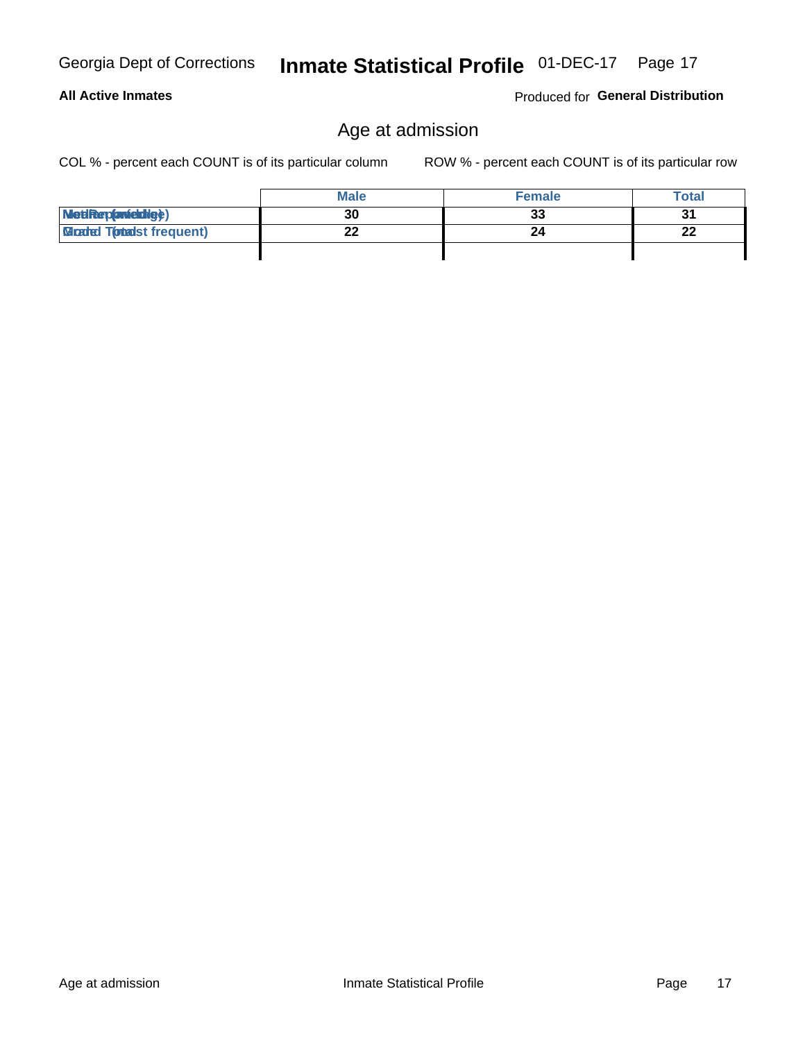**All Active Inmates** — Produced for **General Distribution**

## Age at admission

COL % - percent each COUNT is of its particular column    ROW % - percent each COUNT is of its particular row

| | Male | Female | Total |
|---|---|---|---|
| Median (middle) | 30 | 33 | 31 |
| Mode (most frequent) | 22 | 24 | 22 |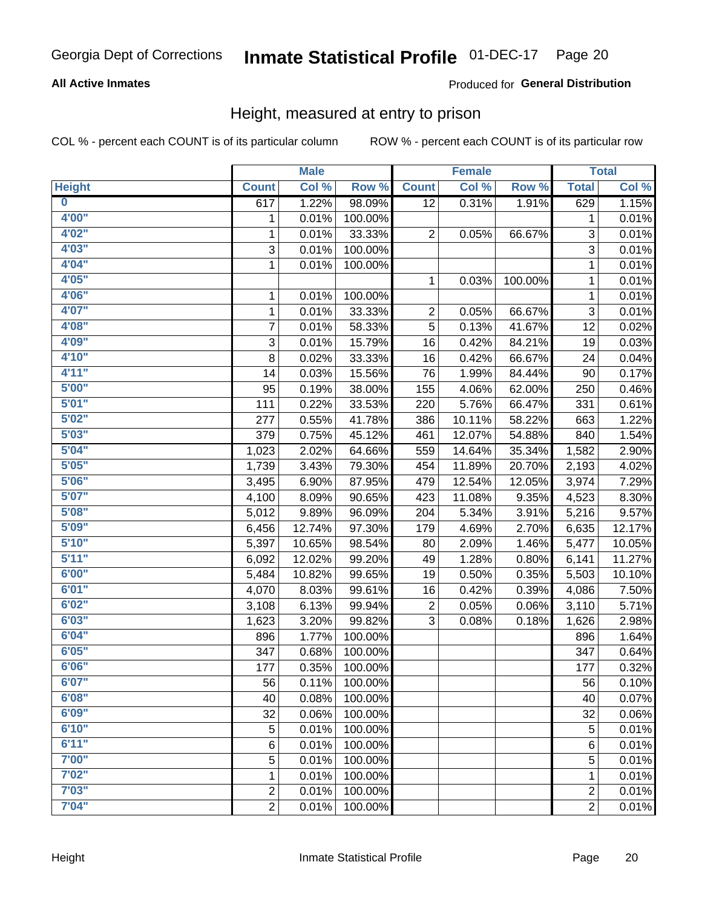Georgia Dept of Corrections **Inmate Statistical Profile** 01-DEC-17

**All Active Inmates**

Produced for **General Distribution**

## Height, measured at entry to prison

COL % - percent each COUNT is of its particular column    ROW % - percent each COUNT is of its particular row

| | Male | | | Female | | | Total | |
|---|---|---|---|---|---|---|---|---|
| **Height** | **Count** | **Col %** | **Row %** | **Count** | **Col %** | **Row %** | **Total** | **Col %** |
| **0** | 617 | 1.22% | 98.09% | 12 | 0.31% | 1.91% | 629 | 1.15% |
| **4'00"** | 1 | 0.01% | 100.00% | | | | 1 | 0.01% |
| **4'02"** | 1 | 0.01% | 33.33% | 2 | 0.05% | 66.67% | 3 | 0.01% |
| **4'03"** | 3 | 0.01% | 100.00% | | | | 3 | 0.01% |
| **4'04"** | 1 | 0.01% | 100.00% | | | | 1 | 0.01% |
| **4'05"** | | | | 1 | 0.03% | 100.00% | 1 | 0.01% |
| **4'06"** | 1 | 0.01% | 100.00% | | | | 1 | 0.01% |
| **4'07"** | 1 | 0.01% | 33.33% | 2 | 0.05% | 66.67% | 3 | 0.01% |
| **4'08"** | 7 | 0.01% | 58.33% | 5 | 0.13% | 41.67% | 12 | 0.02% |
| **4'09"** | 3 | 0.01% | 15.79% | 16 | 0.42% | 84.21% | 19 | 0.03% |
| **4'10"** | 8 | 0.02% | 33.33% | 16 | 0.42% | 66.67% | 24 | 0.04% |
| **4'11"** | 14 | 0.03% | 15.56% | 76 | 1.99% | 84.44% | 90 | 0.17% |
| **5'00"** | 95 | 0.19% | 38.00% | 155 | 4.06% | 62.00% | 250 | 0.46% |
| **5'01"** | 111 | 0.22% | 33.53% | 220 | 5.76% | 66.47% | 331 | 0.61% |
| **5'02"** | 277 | 0.55% | 41.78% | 386 | 10.11% | 58.22% | 663 | 1.22% |
| **5'03"** | 379 | 0.75% | 45.12% | 461 | 12.07% | 54.88% | 840 | 1.54% |
| **5'04"** | 1,023 | 2.02% | 64.66% | 559 | 14.64% | 35.34% | 1,582 | 2.90% |
| **5'05"** | 1,739 | 3.43% | 79.30% | 454 | 11.89% | 20.70% | 2,193 | 4.02% |
| **5'06"** | 3,495 | 6.90% | 87.95% | 479 | 12.54% | 12.05% | 3,974 | 7.29% |
| **5'07"** | 4,100 | 8.09% | 90.65% | 423 | 11.08% | 9.35% | 4,523 | 8.30% |
| **5'08"** | 5,012 | 9.89% | 96.09% | 204 | 5.34% | 3.91% | 5,216 | 9.57% |
| **5'09"** | 6,456 | 12.74% | 97.30% | 179 | 4.69% | 2.70% | 6,635 | 12.17% |
| **5'10"** | 5,397 | 10.65% | 98.54% | 80 | 2.09% | 1.46% | 5,477 | 10.05% |
| **5'11"** | 6,092 | 12.02% | 99.20% | 49 | 1.28% | 0.80% | 6,141 | 11.27% |
| **6'00"** | 5,484 | 10.82% | 99.65% | 19 | 0.50% | 0.35% | 5,503 | 10.10% |
| **6'01"** | 4,070 | 8.03% | 99.61% | 16 | 0.42% | 0.39% | 4,086 | 7.50% |
| **6'02"** | 3,108 | 6.13% | 99.94% | 2 | 0.05% | 0.06% | 3,110 | 5.71% |
| **6'03"** | 1,623 | 3.20% | 99.82% | 3 | 0.08% | 0.18% | 1,626 | 2.98% |
| **6'04"** | 896 | 1.77% | 100.00% | | | | 896 | 1.64% |
| **6'05"** | 347 | 0.68% | 100.00% | | | | 347 | 0.64% |
| **6'06"** | 177 | 0.35% | 100.00% | | | | 177 | 0.32% |
| **6'07"** | 56 | 0.11% | 100.00% | | | | 56 | 0.10% |
| **6'08"** | 40 | 0.08% | 100.00% | | | | 40 | 0.07% |
| **6'09"** | 32 | 0.06% | 100.00% | | | | 32 | 0.06% |
| **6'10"** | 5 | 0.01% | 100.00% | | | | 5 | 0.01% |
| **6'11"** | 6 | 0.01% | 100.00% | | | | 6 | 0.01% |
| **7'00"** | 5 | 0.01% | 100.00% | | | | 5 | 0.01% |
| **7'02"** | 1 | 0.01% | 100.00% | | | | 1 | 0.01% |
| **7'03"** | 2 | 0.01% | 100.00% | | | | 2 | 0.01% |
| **7'04"** | 2 | 0.01% | 100.00% | | | | 2 | 0.01% |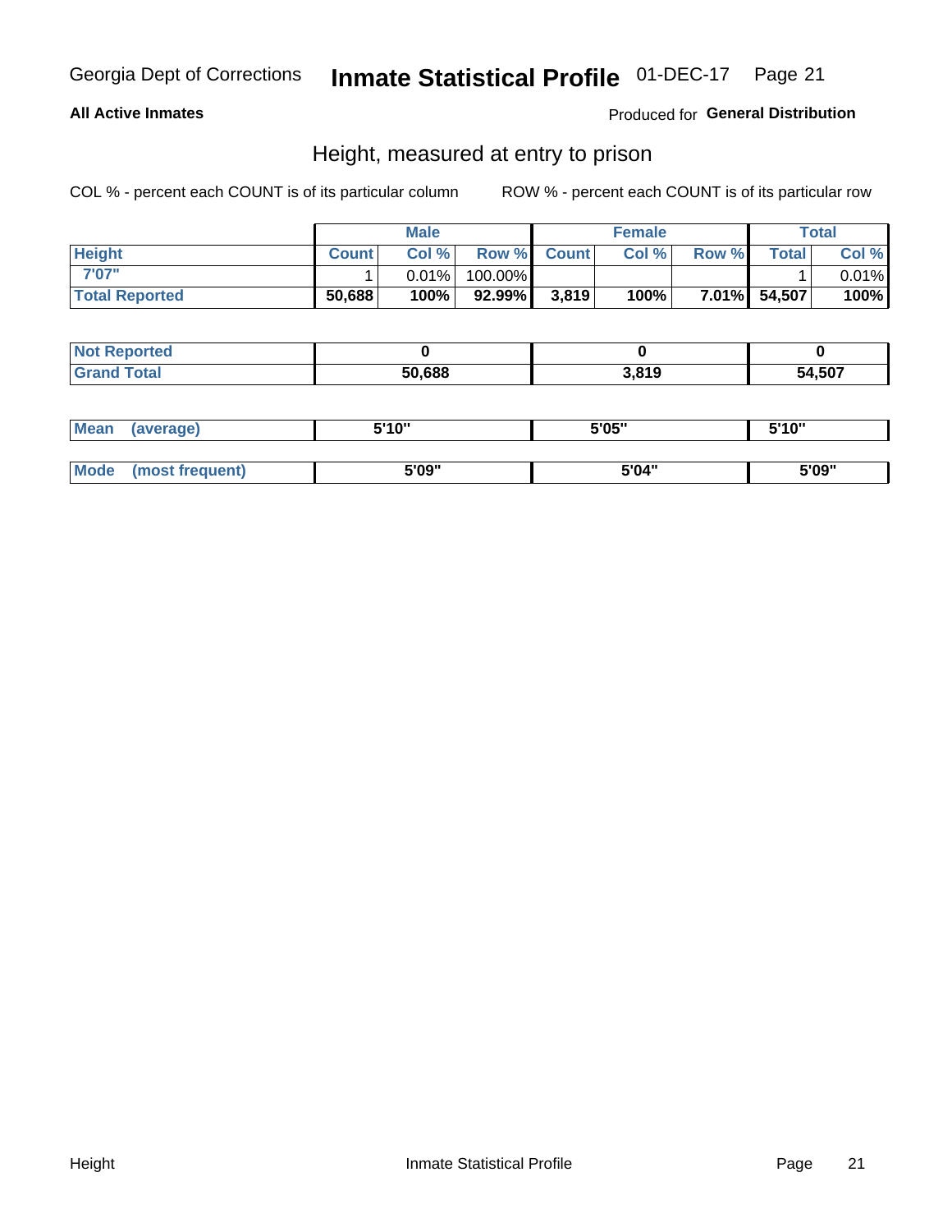Georgia Dept of Corrections **Inmate Statistical Profile** 01-DEC-17

**All Active Inmates**

Produced for **General Distribution**

## Height, measured at entry to prison

COL % - percent each COUNT is of its particular column ROW % - percent each COUNT is of its particular row

| | Male | | | Female | | | Total | |
|---|---|---|---|---|---|---|---|---|
| **Height** | **Count** | **Col %** | **Row %** | **Count** | **Col %** | **Row %** | **Total** | **Col %** |
| **7'07"** | 1 | 0.01% | 100.00% | | | | 1 | 0.01% |
| **Total Reported** | **50,688** | **100%** | **92.99%** | **3,819** | **100%** | **7.01%** | **54,507** | **100%** |

| | Male | Female | Total |
|---|---|---|---|
| **Not Reported** | **0** | **0** | **0** |
| **Grand Total** | **50,688** | **3,819** | **54,507** |

| | Male | Female | Total |
|---|---|---|---|
| **Mean (average)** | **5'10"** | **5'05"** | **5'10"** |
| **Mode (most frequent)** | **5'09"** | **5'04"** | **5'09"** |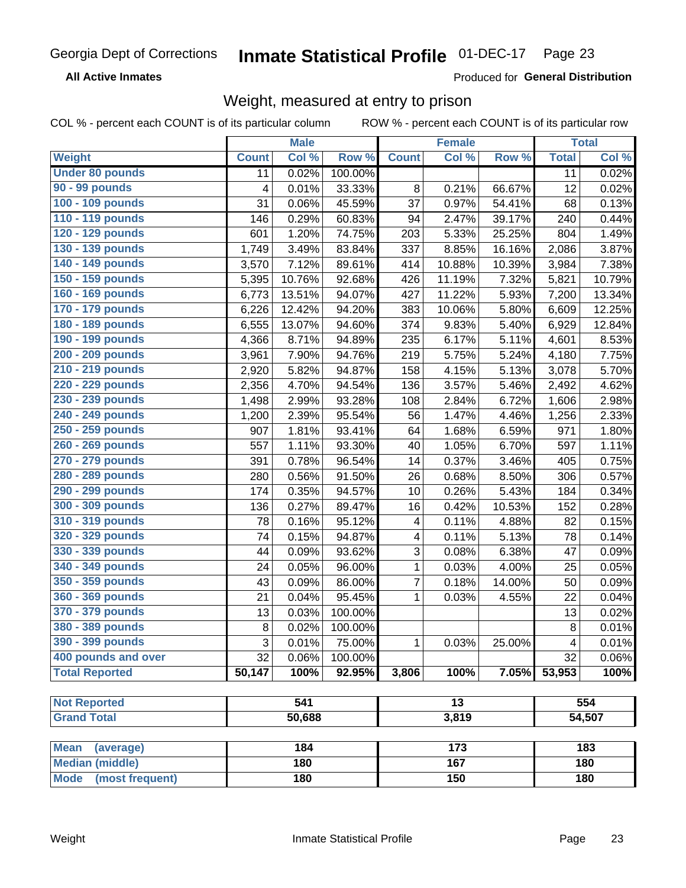Georgia Dept of Corrections **Inmate Statistical Profile** 01-DEC-17

**All Active Inmates**

Produced for **General Distribution**

## Weight, measured at entry to prison

COL % - percent each COUNT is of its particular column ROW % - percent each COUNT is of its particular row

| Weight | Male | | | Female | | | Total | |
|---|---|---|---|---|---|---|---|---|
| | Count | Col % | Row % | Count | Col % | Row % | Total | Col % |
| Under 80 pounds | 11 | 0.02% | 100.00% | | | | 11 | 0.02% |
| 90 - 99 pounds | 4 | 0.01% | 33.33% | 8 | 0.21% | 66.67% | 12 | 0.02% |
| 100 - 109 pounds | 31 | 0.06% | 45.59% | 37 | 0.97% | 54.41% | 68 | 0.13% |
| 110 - 119 pounds | 146 | 0.29% | 60.83% | 94 | 2.47% | 39.17% | 240 | 0.44% |
| 120 - 129 pounds | 601 | 1.20% | 74.75% | 203 | 5.33% | 25.25% | 804 | 1.49% |
| 130 - 139 pounds | 1,749 | 3.49% | 83.84% | 337 | 8.85% | 16.16% | 2,086 | 3.87% |
| 140 - 149 pounds | 3,570 | 7.12% | 89.61% | 414 | 10.88% | 10.39% | 3,984 | 7.38% |
| 150 - 159 pounds | 5,395 | 10.76% | 92.68% | 426 | 11.19% | 7.32% | 5,821 | 10.79% |
| 160 - 169 pounds | 6,773 | 13.51% | 94.07% | 427 | 11.22% | 5.93% | 7,200 | 13.34% |
| 170 - 179 pounds | 6,226 | 12.42% | 94.20% | 383 | 10.06% | 5.80% | 6,609 | 12.25% |
| 180 - 189 pounds | 6,555 | 13.07% | 94.60% | 374 | 9.83% | 5.40% | 6,929 | 12.84% |
| 190 - 199 pounds | 4,366 | 8.71% | 94.89% | 235 | 6.17% | 5.11% | 4,601 | 8.53% |
| 200 - 209 pounds | 3,961 | 7.90% | 94.76% | 219 | 5.75% | 5.24% | 4,180 | 7.75% |
| 210 - 219 pounds | 2,920 | 5.82% | 94.87% | 158 | 4.15% | 5.13% | 3,078 | 5.70% |
| 220 - 229 pounds | 2,356 | 4.70% | 94.54% | 136 | 3.57% | 5.46% | 2,492 | 4.62% |
| 230 - 239 pounds | 1,498 | 2.99% | 93.28% | 108 | 2.84% | 6.72% | 1,606 | 2.98% |
| 240 - 249 pounds | 1,200 | 2.39% | 95.54% | 56 | 1.47% | 4.46% | 1,256 | 2.33% |
| 250 - 259 pounds | 907 | 1.81% | 93.41% | 64 | 1.68% | 6.59% | 971 | 1.80% |
| 260 - 269 pounds | 557 | 1.11% | 93.30% | 40 | 1.05% | 6.70% | 597 | 1.11% |
| 270 - 279 pounds | 391 | 0.78% | 96.54% | 14 | 0.37% | 3.46% | 405 | 0.75% |
| 280 - 289 pounds | 280 | 0.56% | 91.50% | 26 | 0.68% | 8.50% | 306 | 0.57% |
| 290 - 299 pounds | 174 | 0.35% | 94.57% | 10 | 0.26% | 5.43% | 184 | 0.34% |
| 300 - 309 pounds | 136 | 0.27% | 89.47% | 16 | 0.42% | 10.53% | 152 | 0.28% |
| 310 - 319 pounds | 78 | 0.16% | 95.12% | 4 | 0.11% | 4.88% | 82 | 0.15% |
| 320 - 329 pounds | 74 | 0.15% | 94.87% | 4 | 0.11% | 5.13% | 78 | 0.14% |
| 330 - 339 pounds | 44 | 0.09% | 93.62% | 3 | 0.08% | 6.38% | 47 | 0.09% |
| 340 - 349 pounds | 24 | 0.05% | 96.00% | 1 | 0.03% | 4.00% | 25 | 0.05% |
| 350 - 359 pounds | 43 | 0.09% | 86.00% | 7 | 0.18% | 14.00% | 50 | 0.09% |
| 360 - 369 pounds | 21 | 0.04% | 95.45% | 1 | 0.03% | 4.55% | 22 | 0.04% |
| 370 - 379 pounds | 13 | 0.03% | 100.00% | | | | 13 | 0.02% |
| 380 - 389 pounds | 8 | 0.02% | 100.00% | | | | 8 | 0.01% |
| 390 - 399 pounds | 3 | 0.01% | 75.00% | 1 | 0.03% | 25.00% | 4 | 0.01% |
| 400 pounds and over | 32 | 0.06% | 100.00% | | | | 32 | 0.06% |
| **Total Reported** | **50,147** | **100%** | **92.95%** | **3,806** | **100%** | **7.05%** | **53,953** | **100%** |

| | Male | Female | Total |
|---|---|---|---|
| Not Reported | 541 | 13 | 554 |
| Grand Total | 50,688 | 3,819 | 54,507 |

| | Male | Female | Total |
|---|---|---|---|
| Mean (average) | 184 | 173 | 183 |
| Median (middle) | 180 | 167 | 180 |
| Mode (most frequent) | 180 | 150 | 180 |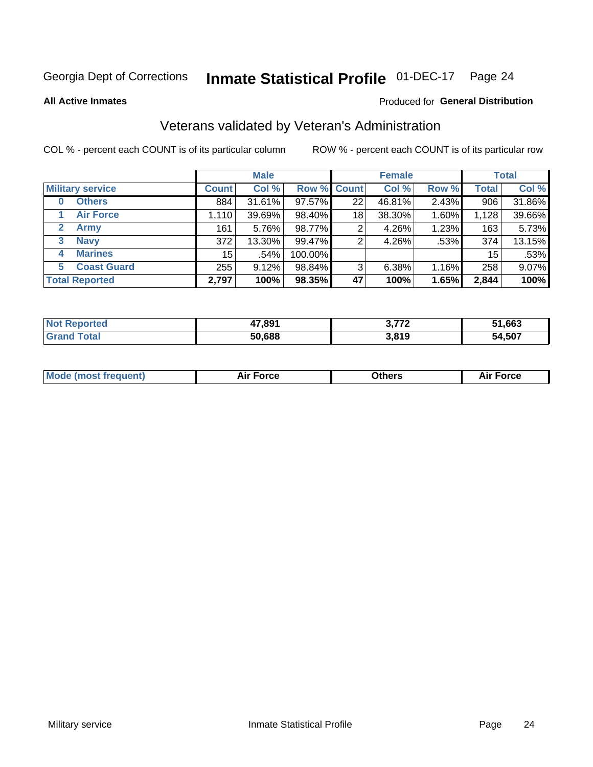Georgia Dept of Corrections **Inmate Statistical Profile** 01-DEC-17

**All Active Inmates**

Produced for **General Distribution**

## Veterans validated by Veteran's Administration

COL % - percent each COUNT is of its particular column

ROW % - percent each COUNT is of its particular row

| | | Male | | | Female | | | Total | |
|---|---|---|---|---|---|---|---|---|---|
| **Military service** | | **Count** | **Col %** | **Row %** | **Count** | **Col %** | **Row %** | **Total** | **Col %** |
| 0 | Others | 884 | 31.61% | 97.57% | 22 | 46.81% | 2.43% | 906 | 31.86% |
| 1 | Air Force | 1,110 | 39.69% | 98.40% | 18 | 38.30% | 1.60% | 1,128 | 39.66% |
| 2 | Army | 161 | 5.76% | 98.77% | 2 | 4.26% | 1.23% | 163 | 5.73% |
| 3 | Navy | 372 | 13.30% | 99.47% | 2 | 4.26% | .53% | 374 | 13.15% |
| 4 | Marines | 15 | .54% | 100.00% | | | | 15 | .53% |
| 5 | Coast Guard | 255 | 9.12% | 98.84% | 3 | 6.38% | 1.16% | 258 | 9.07% |
| **Total Reported** | | **2,797** | **100%** | **98.35%** | **47** | **100%** | **1.65%** | **2,844** | **100%** |

| | Male | Female | Total |
|---|---|---|---|
| Not Reported | **47,891** | **3,772** | **51,663** |
| Grand Total | **50,688** | **3,819** | **54,507** |

| | Male | Female | Total |
|---|---|---|---|
| Mode (most frequent) | **Air Force** | **Others** | **Air Force** |

Military service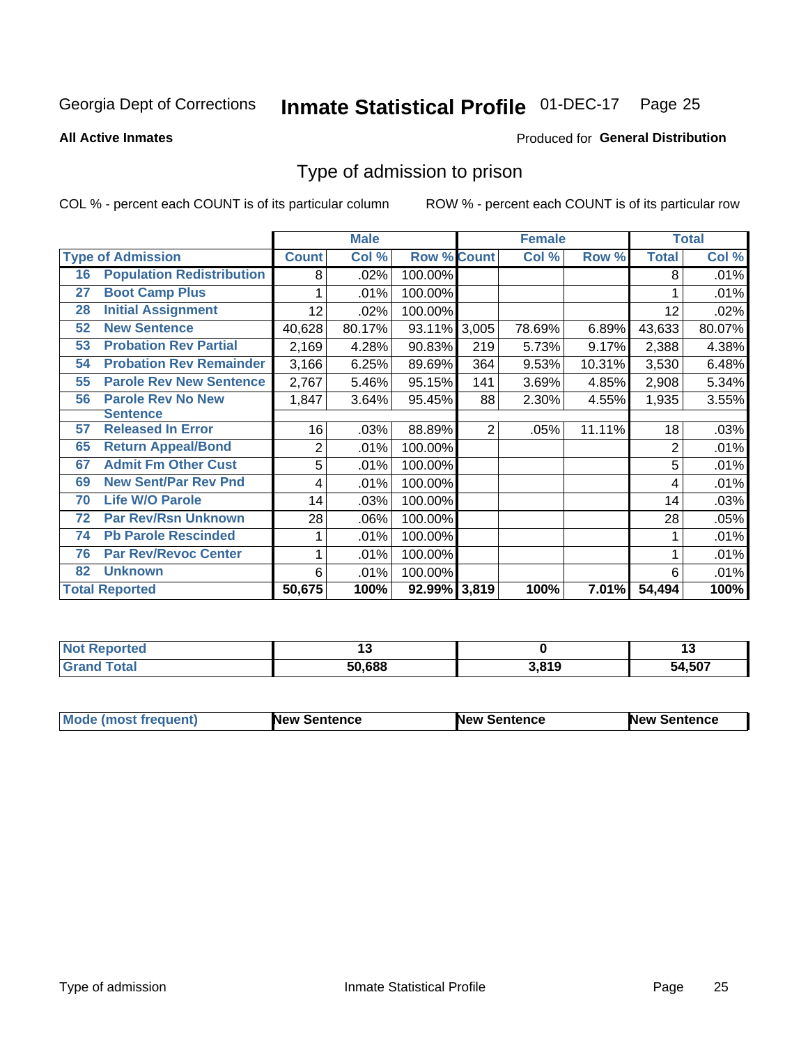Georgia Dept of Corrections **Inmate Statistical Profile** 01-DEC-17

**All Active Inmates**

Produced for **General Distribution**

## Type of admission to prison

COL % - percent each COUNT is of its particular column

ROW % - percent each COUNT is of its particular row

| | | Male | | | Female | | | Total | |
|---|---|---|---|---|---|---|---|---|---|
| **Type of Admission** | | **Count** | **Col %** | **Row %** | **Count** | **Col %** | **Row %** | **Total** | **Col %** |
| 16 | Population Redistribution | 8 | .02% | 100.00% | | | | 8 | .01% |
| 27 | Boot Camp Plus | 1 | .01% | 100.00% | | | | 1 | .01% |
| 28 | Initial Assignment | 12 | .02% | 100.00% | | | | 12 | .02% |
| 52 | New Sentence | 40,628 | 80.17% | 93.11% | 3,005 | 78.69% | 6.89% | 43,633 | 80.07% |
| 53 | Probation Rev Partial | 2,169 | 4.28% | 90.83% | 219 | 5.73% | 9.17% | 2,388 | 4.38% |
| 54 | Probation Rev Remainder | 3,166 | 6.25% | 89.69% | 364 | 9.53% | 10.31% | 3,530 | 6.48% |
| 55 | Parole Rev New Sentence | 2,767 | 5.46% | 95.15% | 141 | 3.69% | 4.85% | 2,908 | 5.34% |
| 56 | Parole Rev No New Sentence | 1,847 | 3.64% | 95.45% | 88 | 2.30% | 4.55% | 1,935 | 3.55% |
| 57 | Released In Error | 16 | .03% | 88.89% | 2 | .05% | 11.11% | 18 | .03% |
| 65 | Return Appeal/Bond | 2 | .01% | 100.00% | | | | 2 | .01% |
| 67 | Admit Fm Other Cust | 5 | .01% | 100.00% | | | | 5 | .01% |
| 69 | New Sent/Par Rev Pnd | 4 | .01% | 100.00% | | | | 4 | .01% |
| 70 | Life W/O Parole | 14 | .03% | 100.00% | | | | 14 | .03% |
| 72 | Par Rev/Rsn Unknown | 28 | .06% | 100.00% | | | | 28 | .05% |
| 74 | Pb Parole Rescinded | 1 | .01% | 100.00% | | | | 1 | .01% |
| 76 | Par Rev/Revoc Center | 1 | .01% | 100.00% | | | | 1 | .01% |
| 82 | Unknown | 6 | .01% | 100.00% | | | | 6 | .01% |
| **Total Reported** | | **50,675** | **100%** | **92.99%** | **3,819** | **100%** | **7.01%** | **54,494** | **100%** |

| | Male | Female | Total |
|---|---|---|---|
| **Not Reported** | **13** | **0** | **13** |
| **Grand Total** | **50,688** | **3,819** | **54,507** |

| | Male | Female | Total |
|---|---|---|---|
| **Mode (most frequent)** | **New Sentence** | **New Sentence** | **New Sentence** |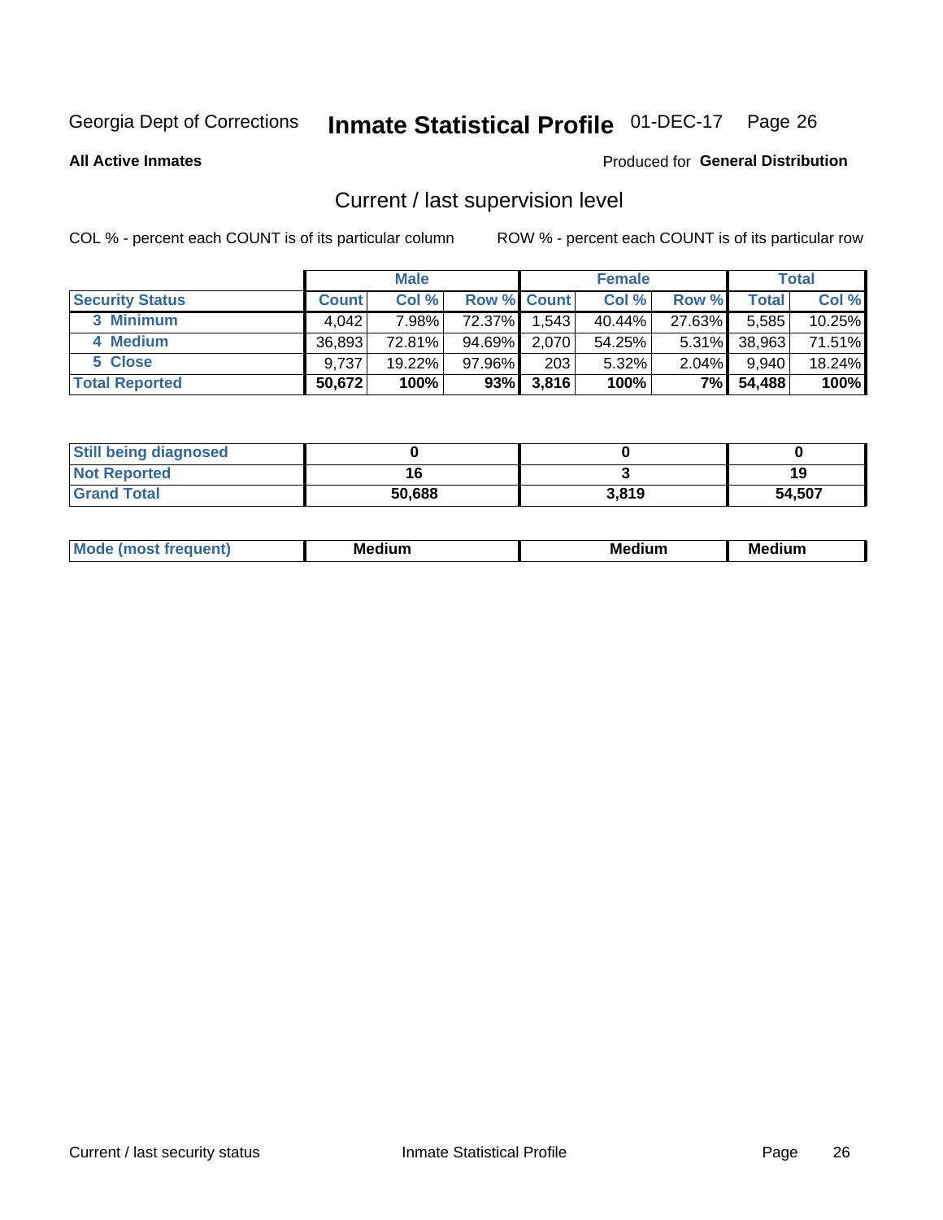Georgia Dept of Corrections **Inmate Statistical Profile** 01-DEC-17

**All Active Inmates**

Produced for **General Distribution**

## Current / last supervision level

COL % - percent each COUNT is of its particular column

ROW % - percent each COUNT is of its particular row

| | Male | | | Female | | | Total | |
|---|---|---|---|---|---|---|---|---|
| **Security Status** | **Count** | **Col %** | **Row %** | **Count** | **Col %** | **Row %** | **Total** | **Col %** |
| 3 Minimum | 4,042 | 7.98% | 72.37% | 1,543 | 40.44% | 27.63% | 5,585 | 10.25% |
| 4 Medium | 36,893 | 72.81% | 94.69% | 2,070 | 54.25% | 5.31% | 38,963 | 71.51% |
| 5 Close | 9,737 | 19.22% | 97.96% | 203 | 5.32% | 2.04% | 9,940 | 18.24% |
| **Total Reported** | **50,672** | **100%** | **93%** | **3,816** | **100%** | **7%** | **54,488** | **100%** |

| | Male | Female | Total |
|---|---|---|---|
| **Still being diagnosed** | **0** | **0** | **0** |
| **Not Reported** | **16** | **3** | **19** |
| **Grand Total** | **50,688** | **3,819** | **54,507** |

| | Male | Female | Total |
|---|---|---|---|
| **Mode (most frequent)** | **Medium** | **Medium** | **Medium** |

Current / last security status

Inmate Statistical Profile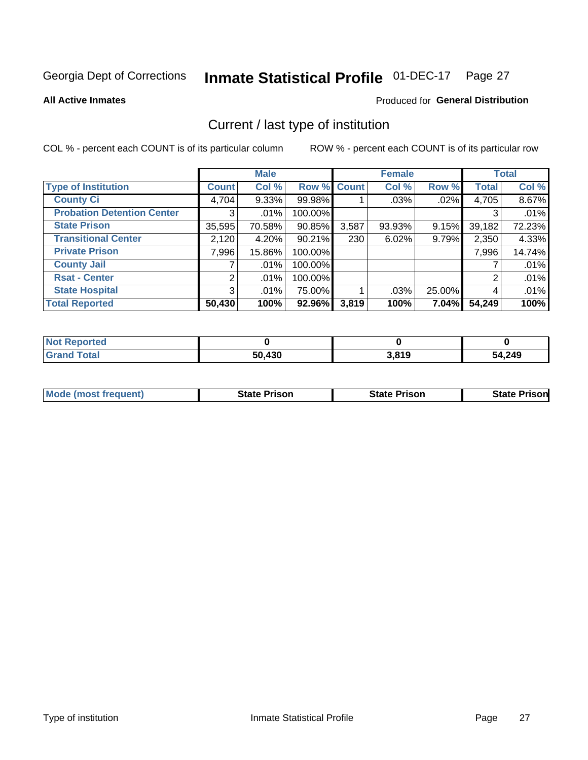Georgia Dept of Corrections **Inmate Statistical Profile** 01-DEC-17

**All Active Inmates**

Produced for **General Distribution**

## Current / last type of institution

COL % - percent each COUNT is of its particular column    ROW % - percent each COUNT is of its particular row

| | Male | | | Female | | | Total | |
|---|---|---|---|---|---|---|---|---|
| **Type of Institution** | **Count** | **Col %** | **Row %** | **Count** | **Col %** | **Row %** | **Total** | **Col %** |
| **County Ci** | 4,704 | 9.33% | 99.98% | 1 | .03% | .02% | 4,705 | 8.67% |
| **Probation Detention Center** | 3 | .01% | 100.00% | | | | 3 | .01% |
| **State Prison** | 35,595 | 70.58% | 90.85% | 3,587 | 93.93% | 9.15% | 39,182 | 72.23% |
| **Transitional Center** | 2,120 | 4.20% | 90.21% | 230 | 6.02% | 9.79% | 2,350 | 4.33% |
| **Private Prison** | 7,996 | 15.86% | 100.00% | | | | 7,996 | 14.74% |
| **County Jail** | 7 | .01% | 100.00% | | | | 7 | .01% |
| **Rsat - Center** | 2 | .01% | 100.00% | | | | 2 | .01% |
| **State Hospital** | 3 | .01% | 75.00% | 1 | .03% | 25.00% | 4 | .01% |
| **Total Reported** | **50,430** | **100%** | **92.96%** | **3,819** | **100%** | **7.04%** | **54,249** | **100%** |

| | Male | Female | Total |
|---|---|---|---|
| **Not Reported** | **0** | **0** | **0** |
| **Grand Total** | **50,430** | **3,819** | **54,249** |

| | Male | Female | Total |
|---|---|---|---|
| **Mode (most frequent)** | **State Prison** | **State Prison** | **State Prison** |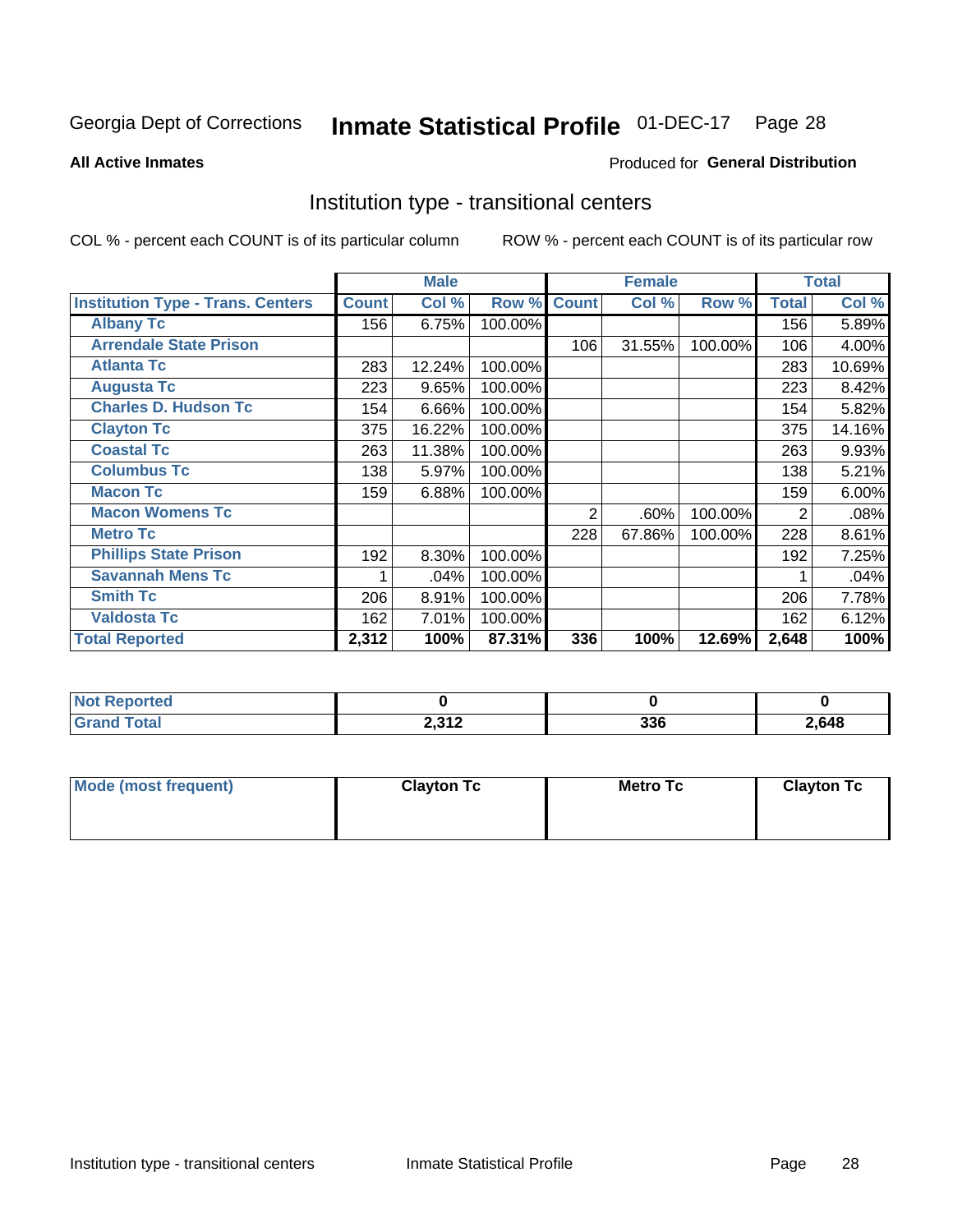Georgia Dept of Corrections **Inmate Statistical Profile** 01-DEC-17

**All Active Inmates**

Produced for **General Distribution**

## Institution type - transitional centers

COL % - percent each COUNT is of its particular column

ROW % - percent each COUNT is of its particular row

| | Male | | | Female | | | Total | |
|---|---|---|---|---|---|---|---|---|
| **Institution Type - Trans. Centers** | **Count** | **Col %** | **Row %** | **Count** | **Col %** | **Row %** | **Total** | **Col %** |
| **Albany Tc** | 156 | 6.75% | 100.00% | | | | 156 | 5.89% |
| **Arrendale State Prison** | | | | 106 | 31.55% | 100.00% | 106 | 4.00% |
| **Atlanta Tc** | 283 | 12.24% | 100.00% | | | | 283 | 10.69% |
| **Augusta Tc** | 223 | 9.65% | 100.00% | | | | 223 | 8.42% |
| **Charles D. Hudson Tc** | 154 | 6.66% | 100.00% | | | | 154 | 5.82% |
| **Clayton Tc** | 375 | 16.22% | 100.00% | | | | 375 | 14.16% |
| **Coastal Tc** | 263 | 11.38% | 100.00% | | | | 263 | 9.93% |
| **Columbus Tc** | 138 | 5.97% | 100.00% | | | | 138 | 5.21% |
| **Macon Tc** | 159 | 6.88% | 100.00% | | | | 159 | 6.00% |
| **Macon Womens Tc** | | | | 2 | .60% | 100.00% | 2 | .08% |
| **Metro Tc** | | | | 228 | 67.86% | 100.00% | 228 | 8.61% |
| **Phillips State Prison** | 192 | 8.30% | 100.00% | | | | 192 | 7.25% |
| **Savannah Mens Tc** | 1 | .04% | 100.00% | | | | 1 | .04% |
| **Smith Tc** | 206 | 8.91% | 100.00% | | | | 206 | 7.78% |
| **Valdosta Tc** | 162 | 7.01% | 100.00% | | | | 162 | 6.12% |
| **Total Reported** | **2,312** | **100%** | **87.31%** | **336** | **100%** | **12.69%** | **2,648** | **100%** |

| | Male | Female | Total |
|---|---|---|---|
| **Not Reported** | **0** | **0** | **0** |
| **Grand Total** | **2,312** | **336** | **2,648** |

| | Male | Female | Total |
|---|---|---|---|
| **Mode (most frequent)** | **Clayton Tc** | **Metro Tc** | **Clayton Tc** |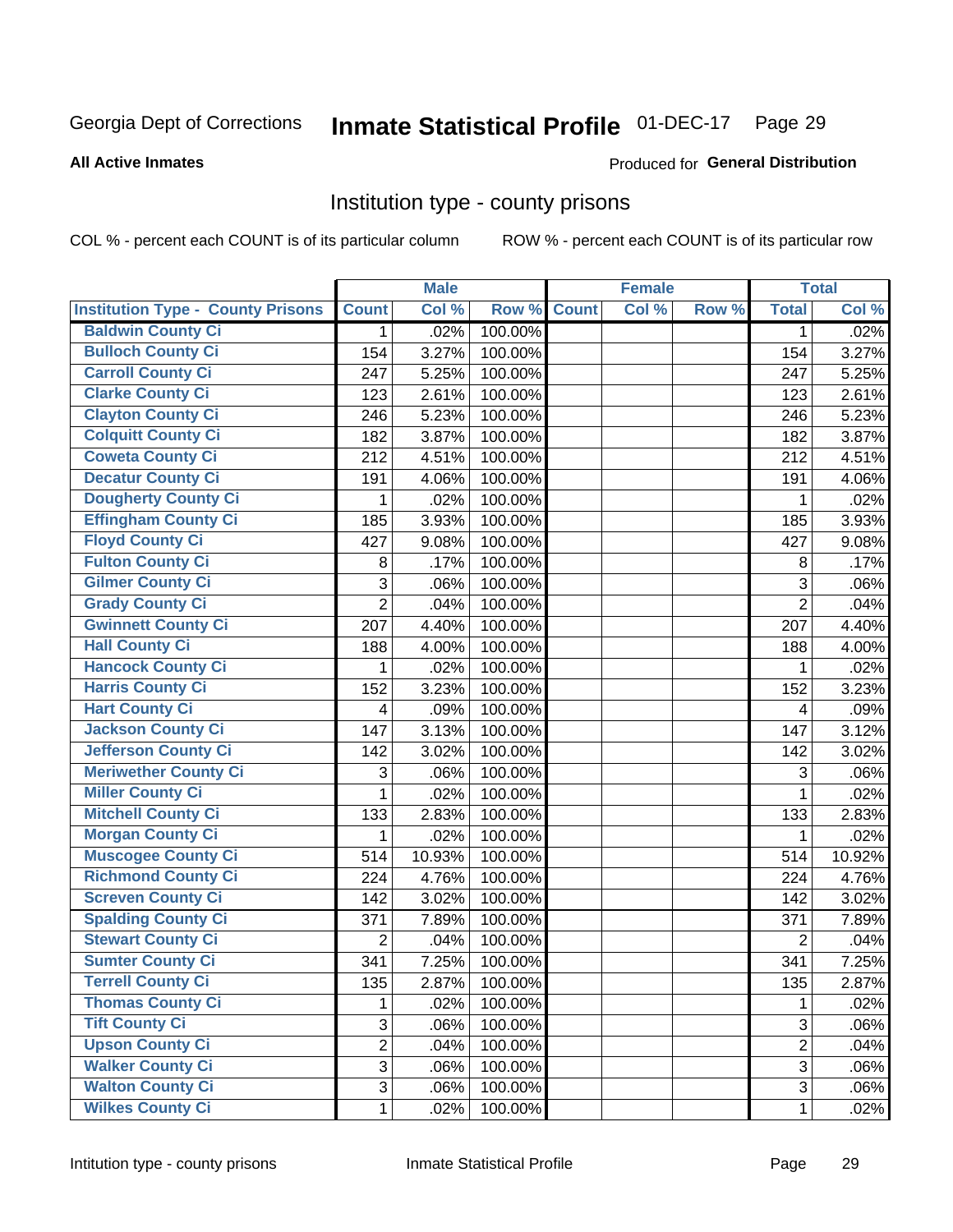Georgia Dept of Corrections **Inmate Statistical Profile** 01-DEC-17

**All Active Inmates**

Produced for **General Distribution**

## Institution type - county prisons

COL % - percent each COUNT is of its particular column ROW % - percent each COUNT is of its particular row

| | Male | | | Female | | | Total | |
|---|---|---|---|---|---|---|---|---|
| **Institution Type - County Prisons** | **Count** | **Col %** | **Row %** | **Count** | **Col %** | **Row %** | **Total** | **Col %** |
| Baldwin County Ci | 1 | .02% | 100.00% | | | | 1 | .02% |
| Bulloch County Ci | 154 | 3.27% | 100.00% | | | | 154 | 3.27% |
| Carroll County Ci | 247 | 5.25% | 100.00% | | | | 247 | 5.25% |
| Clarke County Ci | 123 | 2.61% | 100.00% | | | | 123 | 2.61% |
| Clayton County Ci | 246 | 5.23% | 100.00% | | | | 246 | 5.23% |
| Colquitt County Ci | 182 | 3.87% | 100.00% | | | | 182 | 3.87% |
| Coweta County Ci | 212 | 4.51% | 100.00% | | | | 212 | 4.51% |
| Decatur County Ci | 191 | 4.06% | 100.00% | | | | 191 | 4.06% |
| Dougherty County Ci | 1 | .02% | 100.00% | | | | 1 | .02% |
| Effingham County Ci | 185 | 3.93% | 100.00% | | | | 185 | 3.93% |
| Floyd County Ci | 427 | 9.08% | 100.00% | | | | 427 | 9.08% |
| Fulton County Ci | 8 | .17% | 100.00% | | | | 8 | .17% |
| Gilmer County Ci | 3 | .06% | 100.00% | | | | 3 | .06% |
| Grady County Ci | 2 | .04% | 100.00% | | | | 2 | .04% |
| Gwinnett County Ci | 207 | 4.40% | 100.00% | | | | 207 | 4.40% |
| Hall County Ci | 188 | 4.00% | 100.00% | | | | 188 | 4.00% |
| Hancock County Ci | 1 | .02% | 100.00% | | | | 1 | .02% |
| Harris County Ci | 152 | 3.23% | 100.00% | | | | 152 | 3.23% |
| Hart County Ci | 4 | .09% | 100.00% | | | | 4 | .09% |
| Jackson County Ci | 147 | 3.13% | 100.00% | | | | 147 | 3.12% |
| Jefferson County Ci | 142 | 3.02% | 100.00% | | | | 142 | 3.02% |
| Meriwether County Ci | 3 | .06% | 100.00% | | | | 3 | .06% |
| Miller County Ci | 1 | .02% | 100.00% | | | | 1 | .02% |
| Mitchell County Ci | 133 | 2.83% | 100.00% | | | | 133 | 2.83% |
| Morgan County Ci | 1 | .02% | 100.00% | | | | 1 | .02% |
| Muscogee County Ci | 514 | 10.93% | 100.00% | | | | 514 | 10.92% |
| Richmond County Ci | 224 | 4.76% | 100.00% | | | | 224 | 4.76% |
| Screven County Ci | 142 | 3.02% | 100.00% | | | | 142 | 3.02% |
| Spalding County Ci | 371 | 7.89% | 100.00% | | | | 371 | 7.89% |
| Stewart County Ci | 2 | .04% | 100.00% | | | | 2 | .04% |
| Sumter County Ci | 341 | 7.25% | 100.00% | | | | 341 | 7.25% |
| Terrell County Ci | 135 | 2.87% | 100.00% | | | | 135 | 2.87% |
| Thomas County Ci | 1 | .02% | 100.00% | | | | 1 | .02% |
| Tift County Ci | 3 | .06% | 100.00% | | | | 3 | .06% |
| Upson County Ci | 2 | .04% | 100.00% | | | | 2 | .04% |
| Walker County Ci | 3 | .06% | 100.00% | | | | 3 | .06% |
| Walton County Ci | 3 | .06% | 100.00% | | | | 3 | .06% |
| Wilkes County Ci | 1 | .02% | 100.00% | | | | 1 | .02% |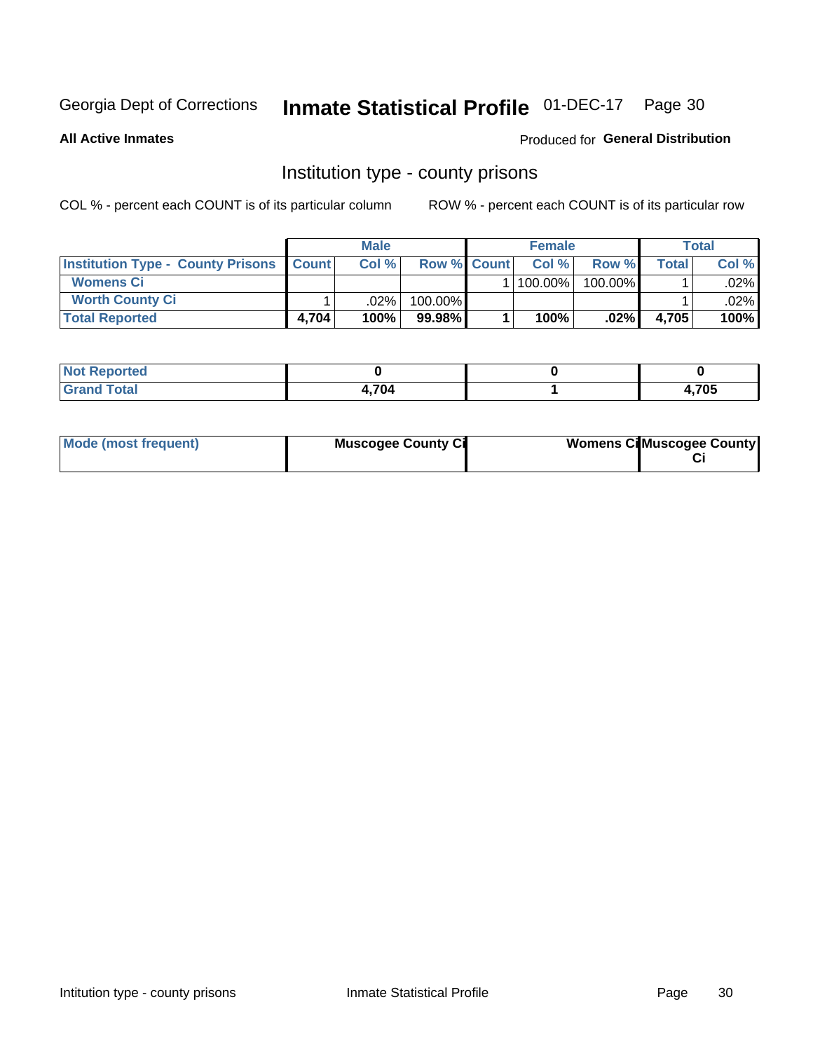Georgia Dept of Corrections **Inmate Statistical Profile** 01-DEC-17

**All Active Inmates**

Produced for **General Distribution**

## Institution type - county prisons

COL % - percent each COUNT is of its particular column

ROW % - percent each COUNT is of its particular row

| | Male | | | Female | | | Total | |
|---|---|---|---|---|---|---|---|---|
| **Institution Type - County Prisons** | **Count** | **Col %** | **Row %** | **Count** | **Col %** | **Row %** | **Total** | **Col %** |
| **Womens Ci** | | | | 1 | 100.00% | 100.00% | 1 | .02% |
| **Worth County Ci** | 1 | .02% | 100.00% | | | | 1 | .02% |
| **Total Reported** | **4,704** | **100%** | **99.98%** | **1** | **100%** | **.02%** | **4,705** | **100%** |

| | Male | Female | Total |
|---|---|---|---|
| **Not Reported** | **0** | **0** | **0** |
| **Grand Total** | **4,704** | **1** | **4,705** |

| | Male | Female | Total |
|---|---|---|---|
| **Mode (most frequent)** | **Muscogee County Ci** | **Womens Ci** | **Muscogee County Ci** |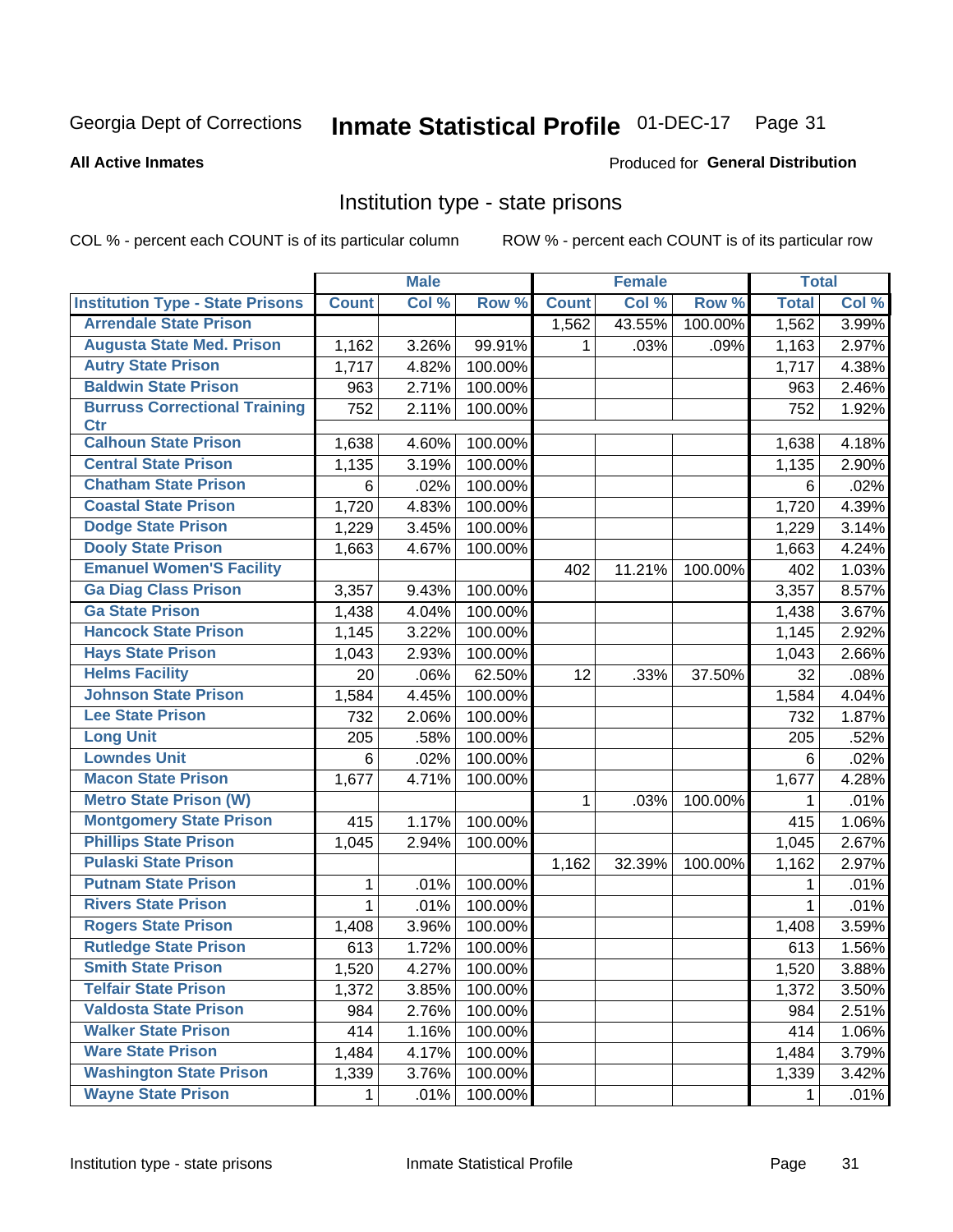Georgia Dept of Corrections **Inmate Statistical Profile** 01-DEC-17

**All Active Inmates**

Produced for **General Distribution**

## Institution type - state prisons

COL % - percent each COUNT is of its particular column ROW % - percent each COUNT is of its particular row

| | Male | | | Female | | | Total | |
|---|---|---|---|---|---|---|---|---|
| **Institution Type - State Prisons** | **Count** | **Col %** | **Row %** | **Count** | **Col %** | **Row %** | **Total** | **Col %** |
| **Arrendale State Prison** | | | | 1,562 | 43.55% | 100.00% | 1,562 | 3.99% |
| **Augusta State Med. Prison** | 1,162 | 3.26% | 99.91% | 1 | .03% | .09% | 1,163 | 2.97% |
| **Autry State Prison** | 1,717 | 4.82% | 100.00% | | | | 1,717 | 4.38% |
| **Baldwin State Prison** | 963 | 2.71% | 100.00% | | | | 963 | 2.46% |
| **Burruss Correctional Training Ctr** | 752 | 2.11% | 100.00% | | | | 752 | 1.92% |
| **Calhoun State Prison** | 1,638 | 4.60% | 100.00% | | | | 1,638 | 4.18% |
| **Central State Prison** | 1,135 | 3.19% | 100.00% | | | | 1,135 | 2.90% |
| **Chatham State Prison** | 6 | .02% | 100.00% | | | | 6 | .02% |
| **Coastal State Prison** | 1,720 | 4.83% | 100.00% | | | | 1,720 | 4.39% |
| **Dodge State Prison** | 1,229 | 3.45% | 100.00% | | | | 1,229 | 3.14% |
| **Dooly State Prison** | 1,663 | 4.67% | 100.00% | | | | 1,663 | 4.24% |
| **Emanuel Women'S Facility** | | | | 402 | 11.21% | 100.00% | 402 | 1.03% |
| **Ga Diag Class Prison** | 3,357 | 9.43% | 100.00% | | | | 3,357 | 8.57% |
| **Ga State Prison** | 1,438 | 4.04% | 100.00% | | | | 1,438 | 3.67% |
| **Hancock State Prison** | 1,145 | 3.22% | 100.00% | | | | 1,145 | 2.92% |
| **Hays State Prison** | 1,043 | 2.93% | 100.00% | | | | 1,043 | 2.66% |
| **Helms Facility** | 20 | .06% | 62.50% | 12 | .33% | 37.50% | 32 | .08% |
| **Johnson State Prison** | 1,584 | 4.45% | 100.00% | | | | 1,584 | 4.04% |
| **Lee State Prison** | 732 | 2.06% | 100.00% | | | | 732 | 1.87% |
| **Long Unit** | 205 | .58% | 100.00% | | | | 205 | .52% |
| **Lowndes Unit** | 6 | .02% | 100.00% | | | | 6 | .02% |
| **Macon State Prison** | 1,677 | 4.71% | 100.00% | | | | 1,677 | 4.28% |
| **Metro State Prison (W)** | | | | 1 | .03% | 100.00% | 1 | .01% |
| **Montgomery State Prison** | 415 | 1.17% | 100.00% | | | | 415 | 1.06% |
| **Phillips State Prison** | 1,045 | 2.94% | 100.00% | | | | 1,045 | 2.67% |
| **Pulaski State Prison** | | | | 1,162 | 32.39% | 100.00% | 1,162 | 2.97% |
| **Putnam State Prison** | 1 | .01% | 100.00% | | | | 1 | .01% |
| **Rivers State Prison** | 1 | .01% | 100.00% | | | | 1 | .01% |
| **Rogers State Prison** | 1,408 | 3.96% | 100.00% | | | | 1,408 | 3.59% |
| **Rutledge State Prison** | 613 | 1.72% | 100.00% | | | | 613 | 1.56% |
| **Smith State Prison** | 1,520 | 4.27% | 100.00% | | | | 1,520 | 3.88% |
| **Telfair State Prison** | 1,372 | 3.85% | 100.00% | | | | 1,372 | 3.50% |
| **Valdosta State Prison** | 984 | 2.76% | 100.00% | | | | 984 | 2.51% |
| **Walker State Prison** | 414 | 1.16% | 100.00% | | | | 414 | 1.06% |
| **Ware State Prison** | 1,484 | 4.17% | 100.00% | | | | 1,484 | 3.79% |
| **Washington State Prison** | 1,339 | 3.76% | 100.00% | | | | 1,339 | 3.42% |
| **Wayne State Prison** | 1 | .01% | 100.00% | | | | 1 | .01% |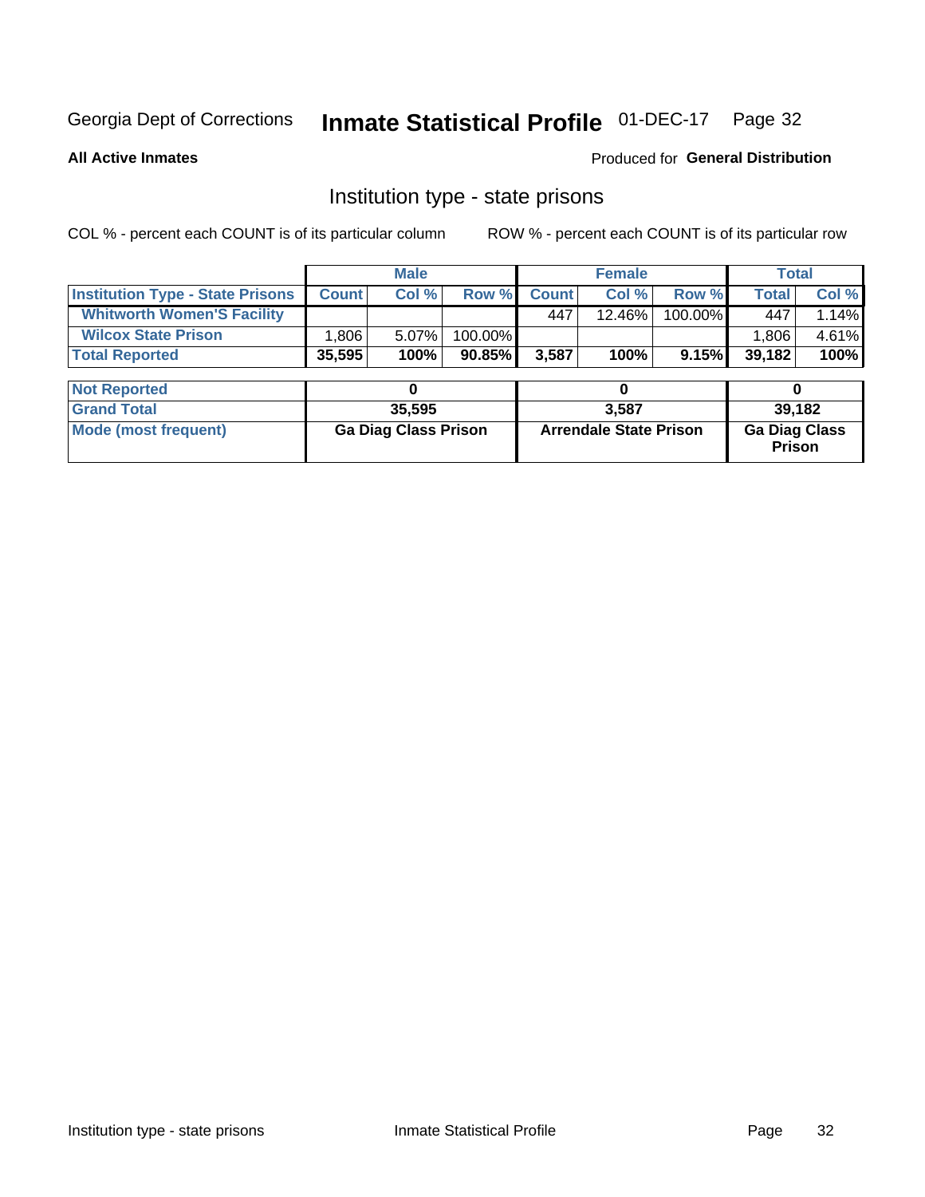Georgia Dept of Corrections **Inmate Statistical Profile** 01-DEC-17

**All Active Inmates**

Produced for **General Distribution**

## Institution type - state prisons

COL % - percent each COUNT is of its particular column        ROW % - percent each COUNT is of its particular row

| | Male | | | Female | | | Total | |
|---|---|---|---|---|---|---|---|---|
| **Institution Type - State Prisons** | **Count** | **Col %** | **Row %** | **Count** | **Col %** | **Row %** | **Total** | **Col %** |
| **Whitworth Women'S Facility** | | | | 447 | 12.46% | 100.00% | 447 | 1.14% |
| **Wilcox State Prison** | 1,806 | 5.07% | 100.00% | | | | 1,806 | 4.61% |
| **Total Reported** | **35,595** | **100%** | **90.85%** | **3,587** | **100%** | **9.15%** | **39,182** | **100%** |

| | Male | Female | Total |
|---|---|---|---|
| **Not Reported** | **0** | **0** | **0** |
| **Grand Total** | **35,595** | **3,587** | **39,182** |
| **Mode (most frequent)** | **Ga Diag Class Prison** | **Arrendale State Prison** | **Ga Diag Class Prison** |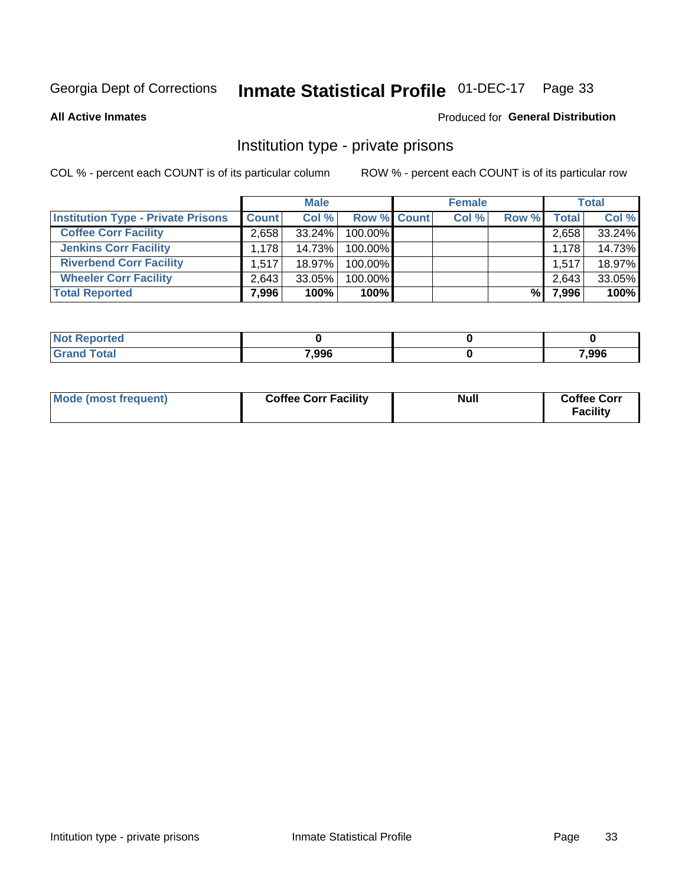Georgia Dept of Corrections **Inmate Statistical Profile** 01-DEC-17 Page 33

**All Active Inmates**

Produced for **General Distribution**

## Institution type - private prisons

COL % - percent each COUNT is of its particular column

ROW % - percent each COUNT is of its particular row

| | Male | | | Female | | | Total | |
|---|---|---|---|---|---|---|---|---|
| **Institution Type - Private Prisons** | **Count** | **Col %** | **Row %** | **Count** | **Col %** | **Row %** | **Total** | **Col %** |
| **Coffee Corr Facility** | 2,658 | 33.24% | 100.00% | | | | 2,658 | 33.24% |
| **Jenkins Corr Facility** | 1,178 | 14.73% | 100.00% | | | | 1,178 | 14.73% |
| **Riverbend Corr Facility** | 1,517 | 18.97% | 100.00% | | | | 1,517 | 18.97% |
| **Wheeler Corr Facility** | 2,643 | 33.05% | 100.00% | | | | 2,643 | 33.05% |
| **Total Reported** | **7,996** | **100%** | **100%** | | | **%** | **7,996** | **100%** |

| | Male | Female | Total |
|---|---|---|---|
| **Not Reported** | **0** | **0** | **0** |
| **Grand Total** | **7,996** | **0** | **7,996** |

| | Male | Female | Total |
|---|---|---|---|
| **Mode (most frequent)** | **Coffee Corr Facility** | **Null** | **Coffee Corr Facility** |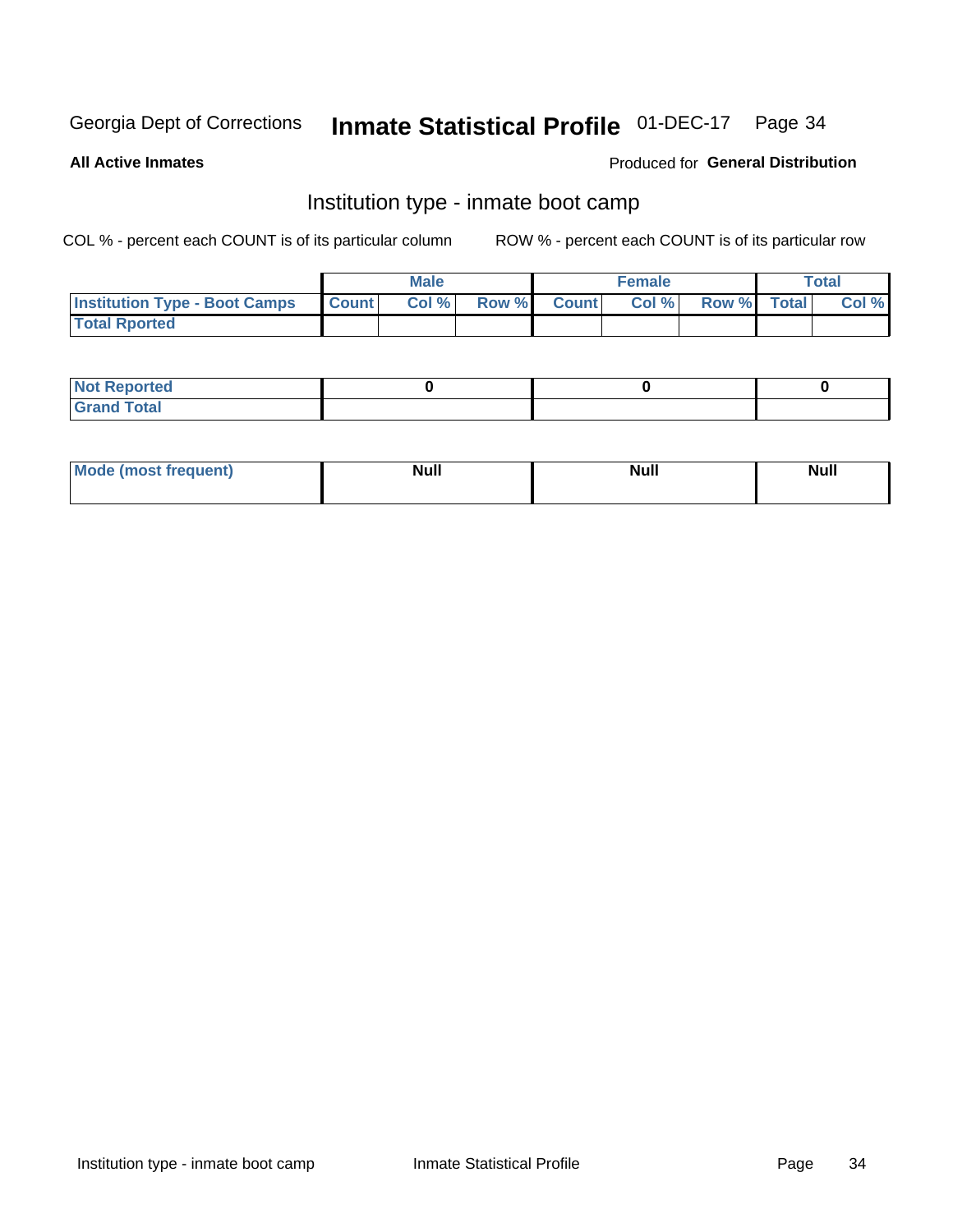Georgia Dept of Corrections **Inmate Statistical Profile** 01-DEC-17

**All Active Inmates**

Produced for **General Distribution**

## Institution type - inmate boot camp

COL % - percent each COUNT is of its particular column

ROW % - percent each COUNT is of its particular row

| | Male | | | Female | | | Total | |
|---|---|---|---|---|---|---|---|---|
| **Institution Type - Boot Camps** | **Count** | **Col %** | **Row %** | **Count** | **Col %** | **Row %** | **Total** | **Col %** |
| **Total Rported** | | | | | | | | |

| | Male | Female | Total |
|---|---|---|---|
| **Not Reported** | **0** | **0** | **0** |
| **Grand Total** | | | |

| | Male | Female | Total |
|---|---|---|---|
| **Mode (most frequent)** | **Null** | **Null** | **Null** |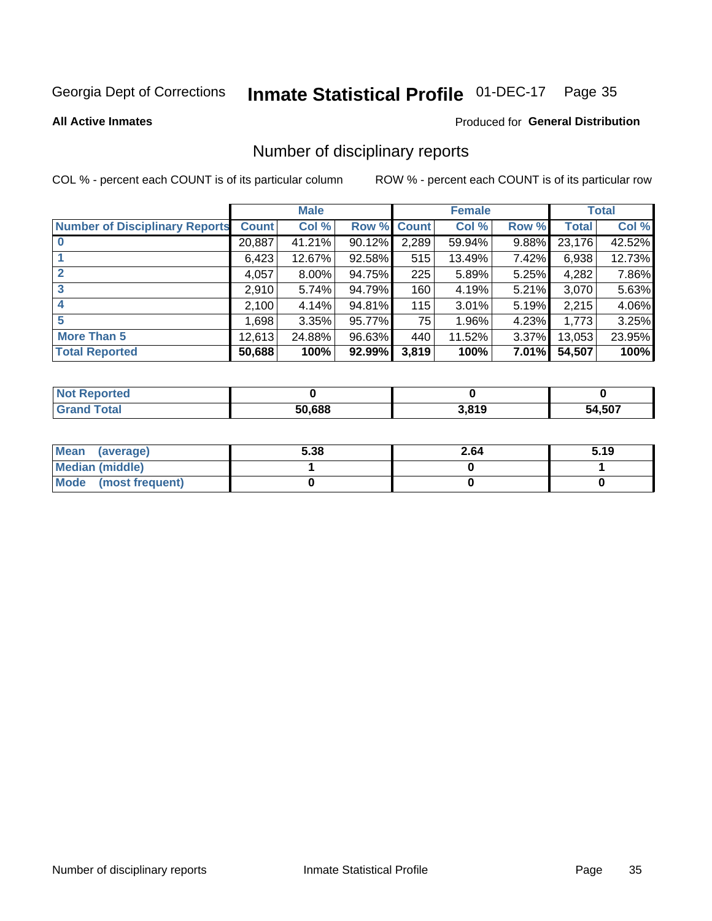Georgia Dept of Corrections **Inmate Statistical Profile** 01-DEC-17

**All Active Inmates**

Produced for **General Distribution**

## Number of disciplinary reports

COL % - percent each COUNT is of its particular column

ROW % - percent each COUNT is of its particular row

| | Male | | | Female | | | Total | |
|---|---|---|---|---|---|---|---|---|
| Number of Disciplinary Reports | Count | Col % | Row % | Count | Col % | Row % | Total | Col % |
| 0 | 20,887 | 41.21% | 90.12% | 2,289 | 59.94% | 9.88% | 23,176 | 42.52% |
| 1 | 6,423 | 12.67% | 92.58% | 515 | 13.49% | 7.42% | 6,938 | 12.73% |
| 2 | 4,057 | 8.00% | 94.75% | 225 | 5.89% | 5.25% | 4,282 | 7.86% |
| 3 | 2,910 | 5.74% | 94.79% | 160 | 4.19% | 5.21% | 3,070 | 5.63% |
| 4 | 2,100 | 4.14% | 94.81% | 115 | 3.01% | 5.19% | 2,215 | 4.06% |
| 5 | 1,698 | 3.35% | 95.77% | 75 | 1.96% | 4.23% | 1,773 | 3.25% |
| More Than 5 | 12,613 | 24.88% | 96.63% | 440 | 11.52% | 3.37% | 13,053 | 23.95% |
| **Total Reported** | **50,688** | **100%** | **92.99%** | **3,819** | **100%** | **7.01%** | **54,507** | **100%** |

| | Male | Female | Total |
|---|---|---|---|
| Not Reported | 0 | 0 | 0 |
| Grand Total | 50,688 | 3,819 | 54,507 |

| | Male | Female | Total |
|---|---|---|---|
| Mean (average) | 5.38 | 2.64 | 5.19 |
| Median (middle) | 1 | 0 | 1 |
| Mode (most frequent) | 0 | 0 | 0 |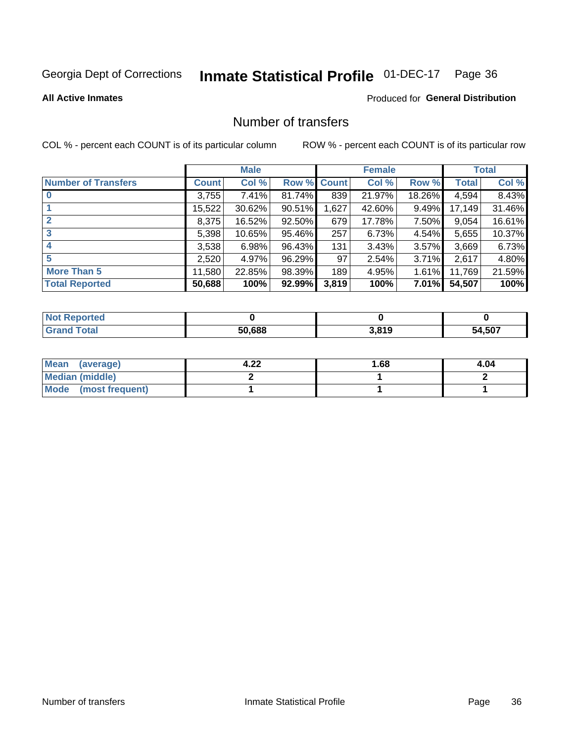Georgia Dept of Corrections **Inmate Statistical Profile** 01-DEC-17

**All Active Inmates**

Produced for **General Distribution**

## Number of transfers

COL % - percent each COUNT is of its particular column

ROW % - percent each COUNT is of its particular row

| | Male | | | Female | | | Total | |
|---|---|---|---|---|---|---|---|---|
| **Number of Transfers** | **Count** | **Col %** | **Row %** | **Count** | **Col %** | **Row %** | **Total** | **Col %** |
| **0** | 3,755 | 7.41% | 81.74% | 839 | 21.97% | 18.26% | 4,594 | 8.43% |
| **1** | 15,522 | 30.62% | 90.51% | 1,627 | 42.60% | 9.49% | 17,149 | 31.46% |
| **2** | 8,375 | 16.52% | 92.50% | 679 | 17.78% | 7.50% | 9,054 | 16.61% |
| **3** | 5,398 | 10.65% | 95.46% | 257 | 6.73% | 4.54% | 5,655 | 10.37% |
| **4** | 3,538 | 6.98% | 96.43% | 131 | 3.43% | 3.57% | 3,669 | 6.73% |
| **5** | 2,520 | 4.97% | 96.29% | 97 | 2.54% | 3.71% | 2,617 | 4.80% |
| **More Than 5** | 11,580 | 22.85% | 98.39% | 189 | 4.95% | 1.61% | 11,769 | 21.59% |
| **Total Reported** | **50,688** | **100%** | **92.99%** | **3,819** | **100%** | **7.01%** | **54,507** | **100%** |

| | Male | Female | Total |
|---|---|---|---|
| **Not Reported** | **0** | **0** | **0** |
| **Grand Total** | **50,688** | **3,819** | **54,507** |

| | Male | Female | Total |
|---|---|---|---|
| **Mean (average)** | **4.22** | **1.68** | **4.04** |
| **Median (middle)** | **2** | **1** | **2** |
| **Mode (most frequent)** | **1** | **1** | **1** |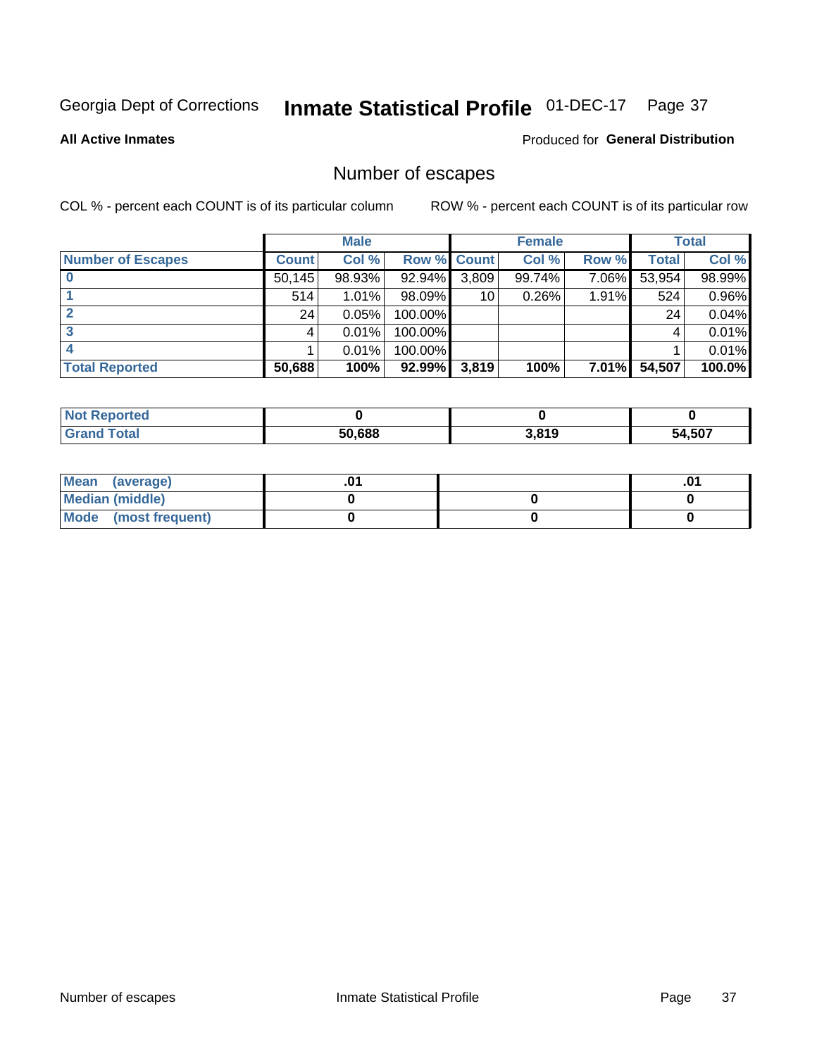Georgia Dept of Corrections **Inmate Statistical Profile** 01-DEC-17

**All Active Inmates**

Produced for **General Distribution**

## Number of escapes

COL % - percent each COUNT is of its particular column ROW % - percent each COUNT is of its particular row

| | Male | | | Female | | | Total | |
|---|---|---|---|---|---|---|---|---|
| **Number of Escapes** | **Count** | **Col %** | **Row %** | **Count** | **Col %** | **Row %** | **Total** | **Col %** |
| **0** | 50,145 | 98.93% | 92.94% | 3,809 | 99.74% | 7.06% | 53,954 | 98.99% |
| **1** | 514 | 1.01% | 98.09% | 10 | 0.26% | 1.91% | 524 | 0.96% |
| **2** | 24 | 0.05% | 100.00% | | | | 24 | 0.04% |
| **3** | 4 | 0.01% | 100.00% | | | | 4 | 0.01% |
| **4** | 1 | 0.01% | 100.00% | | | | 1 | 0.01% |
| **Total Reported** | **50,688** | **100%** | **92.99%** | **3,819** | **100%** | **7.01%** | **54,507** | **100.0%** |

| | Male | Female | Total |
|---|---|---|---|
| **Not Reported** | **0** | **0** | **0** |
| **Grand Total** | **50,688** | **3,819** | **54,507** |

| | Male | Female | Total |
|---|---|---|---|
| **Mean (average)** | **.01** | | **.01** |
| **Median (middle)** | **0** | **0** | **0** |
| **Mode (most frequent)** | **0** | **0** | **0** |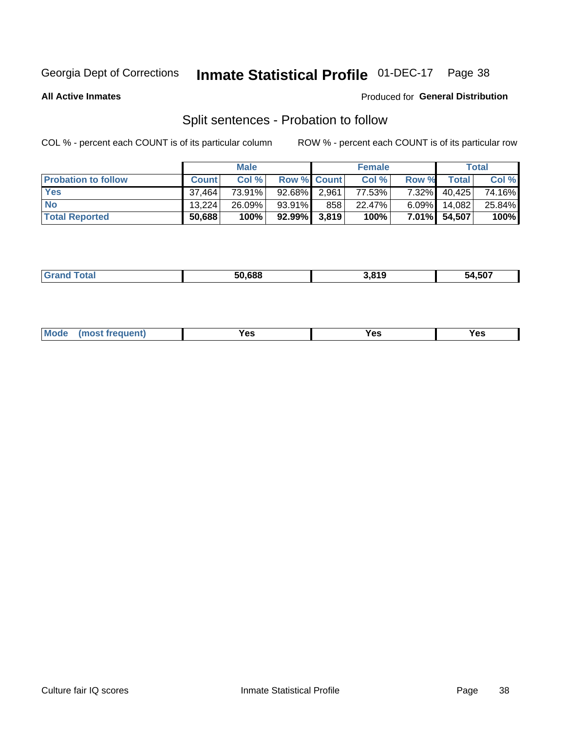Georgia Dept of Corrections **Inmate Statistical Profile** 01-DEC-17

**All Active Inmates**

Produced for **General Distribution**

## Split sentences - Probation to follow

COL % - percent each COUNT is of its particular column

ROW % - percent each COUNT is of its particular row

| | Male | | | Female | | | Total | |
|---|---|---|---|---|---|---|---|---|
| **Probation to follow** | **Count** | **Col %** | **Row %** | **Count** | **Col %** | **Row %** | **Total** | **Col %** |
| **Yes** | 37,464 | 73.91% | 92.68% | 2,961 | 77.53% | 7.32% | 40,425 | 74.16% |
| **No** | 13,224 | 26.09% | 93.91% | 858 | 22.47% | 6.09% | 14,082 | 25.84% |
| **Total Reported** | **50,688** | **100%** | **92.99%** | **3,819** | **100%** | **7.01%** | **54,507** | **100%** |

| | | | |
|---|---|---|---|
| **Grand Total** | **50,688** | **3,819** | **54,507** |

| | | | |
|---|---|---|---|
| **Mode (most frequent)** | **Yes** | **Yes** | **Yes** |

Culture fair IQ scores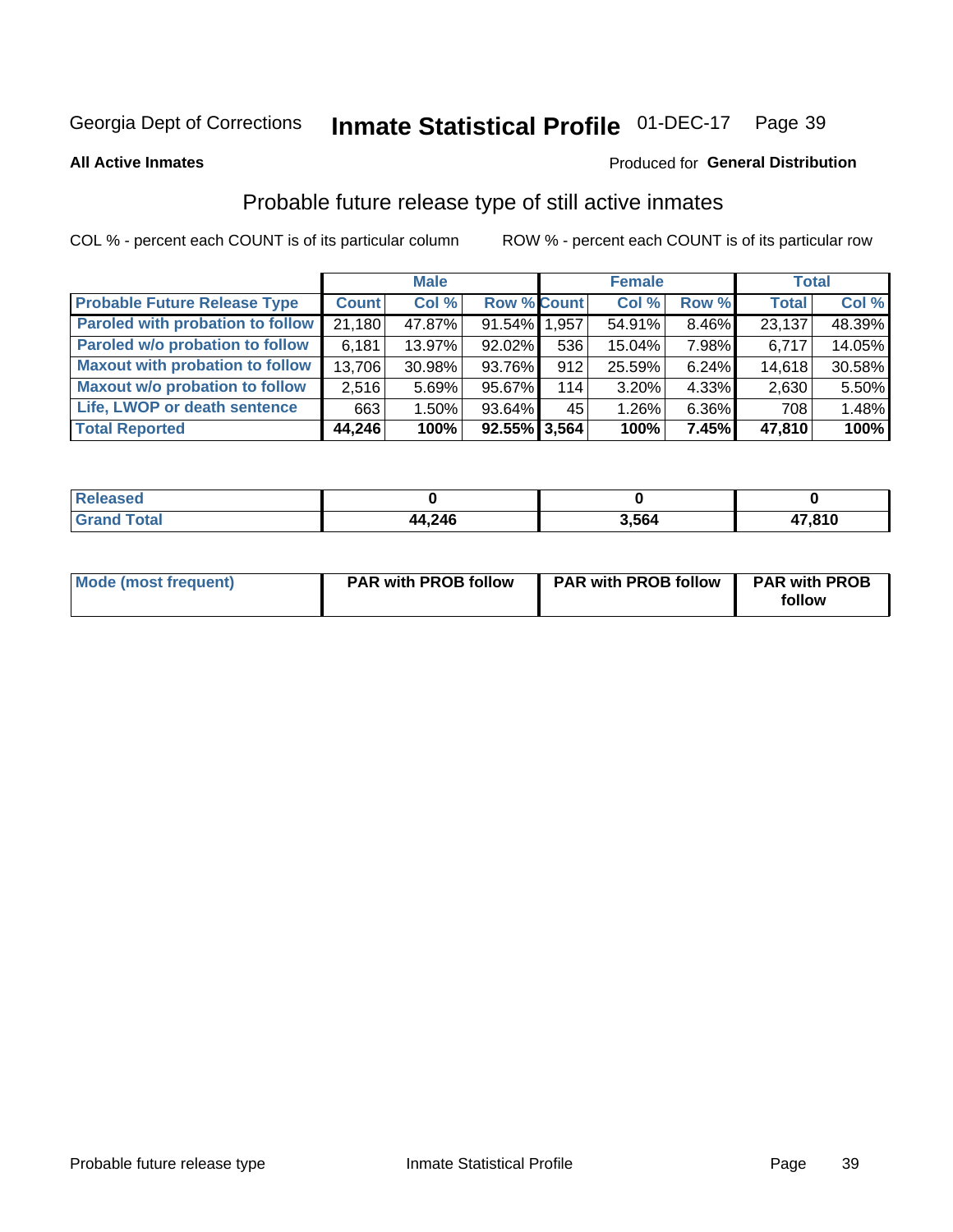Georgia Dept of Corrections **Inmate Statistical Profile** 01-DEC-17

**All Active Inmates**

Produced for **General Distribution**

## Probable future release type of still active inmates

COL % - percent each COUNT is of its particular column ROW % - percent each COUNT is of its particular row

| | Male | | | Female | | | Total | |
|---|---|---|---|---|---|---|---|---|
| **Probable Future Release Type** | **Count** | **Col %** | **Row %** | **Count** | **Col %** | **Row %** | **Total** | **Col %** |
| **Paroled with probation to follow** | 21,180 | 47.87% | 91.54% | 1,957 | 54.91% | 8.46% | 23,137 | 48.39% |
| **Paroled w/o probation to follow** | 6,181 | 13.97% | 92.02% | 536 | 15.04% | 7.98% | 6,717 | 14.05% |
| **Maxout with probation to follow** | 13,706 | 30.98% | 93.76% | 912 | 25.59% | 6.24% | 14,618 | 30.58% |
| **Maxout w/o probation to follow** | 2,516 | 5.69% | 95.67% | 114 | 3.20% | 4.33% | 2,630 | 5.50% |
| **Life, LWOP or death sentence** | 663 | 1.50% | 93.64% | 45 | 1.26% | 6.36% | 708 | 1.48% |
| **Total Reported** | **44,246** | **100%** | **92.55%** | **3,564** | **100%** | **7.45%** | **47,810** | **100%** |

| | Male | Female | Total |
|---|---|---|---|
| **Released** | **0** | **0** | **0** |
| **Grand Total** | **44,246** | **3,564** | **47,810** |

| | Male | Female | Total |
|---|---|---|---|
| **Mode (most frequent)** | **PAR with PROB follow** | **PAR with PROB follow** | **PAR with PROB follow** |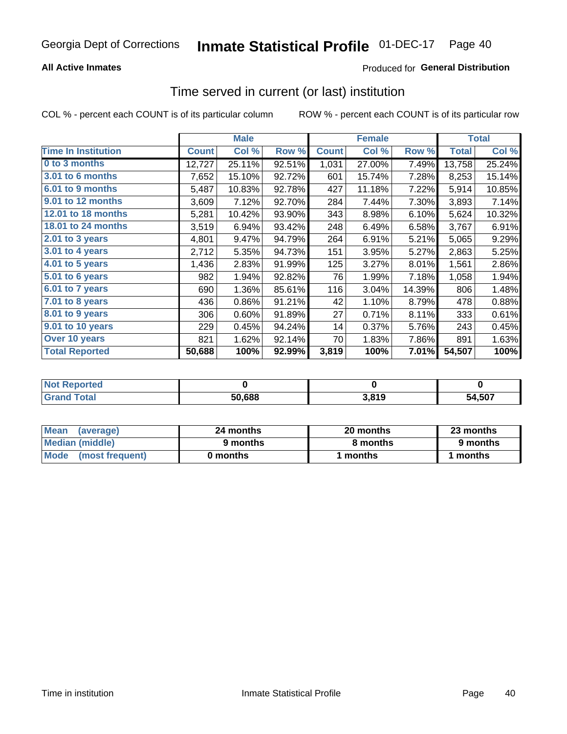Georgia Dept of Corrections **Inmate Statistical Profile** 01-DEC-17

**All Active Inmates**

Produced for **General Distribution**

## Time served in current (or last) institution

COL % - percent each COUNT is of its particular column ROW % - percent each COUNT is of its particular row

| | Male | | | Female | | | Total | |
|---|---|---|---|---|---|---|---|---|
| Time In Institution | Count | Col % | Row % | Count | Col % | Row % | Total | Col % |
| 0 to 3 months | 12,727 | 25.11% | 92.51% | 1,031 | 27.00% | 7.49% | 13,758 | 25.24% |
| 3.01 to 6 months | 7,652 | 15.10% | 92.72% | 601 | 15.74% | 7.28% | 8,253 | 15.14% |
| 6.01 to 9 months | 5,487 | 10.83% | 92.78% | 427 | 11.18% | 7.22% | 5,914 | 10.85% |
| 9.01 to 12 months | 3,609 | 7.12% | 92.70% | 284 | 7.44% | 7.30% | 3,893 | 7.14% |
| 12.01 to 18 months | 5,281 | 10.42% | 93.90% | 343 | 8.98% | 6.10% | 5,624 | 10.32% |
| 18.01 to 24 months | 3,519 | 6.94% | 93.42% | 248 | 6.49% | 6.58% | 3,767 | 6.91% |
| 2.01 to 3 years | 4,801 | 9.47% | 94.79% | 264 | 6.91% | 5.21% | 5,065 | 9.29% |
| 3.01 to 4 years | 2,712 | 5.35% | 94.73% | 151 | 3.95% | 5.27% | 2,863 | 5.25% |
| 4.01 to 5 years | 1,436 | 2.83% | 91.99% | 125 | 3.27% | 8.01% | 1,561 | 2.86% |
| 5.01 to 6 years | 982 | 1.94% | 92.82% | 76 | 1.99% | 7.18% | 1,058 | 1.94% |
| 6.01 to 7 years | 690 | 1.36% | 85.61% | 116 | 3.04% | 14.39% | 806 | 1.48% |
| 7.01 to 8 years | 436 | 0.86% | 91.21% | 42 | 1.10% | 8.79% | 478 | 0.88% |
| 8.01 to 9 years | 306 | 0.60% | 91.89% | 27 | 0.71% | 8.11% | 333 | 0.61% |
| 9.01 to 10 years | 229 | 0.45% | 94.24% | 14 | 0.37% | 5.76% | 243 | 0.45% |
| Over 10 years | 821 | 1.62% | 92.14% | 70 | 1.83% | 7.86% | 891 | 1.63% |
| **Total Reported** | **50,688** | **100%** | **92.99%** | **3,819** | **100%** | **7.01%** | **54,507** | **100%** |

| | Male | Female | Total |
|---|---|---|---|
| Not Reported | 0 | 0 | 0 |
| Grand Total | 50,688 | 3,819 | 54,507 |

| | Male | Female | Total |
|---|---|---|---|
| Mean (average) | 24 months | 20 months | 23 months |
| Median (middle) | 9 months | 8 months | 9 months |
| Mode (most frequent) | 0 months | 1 months | 1 months |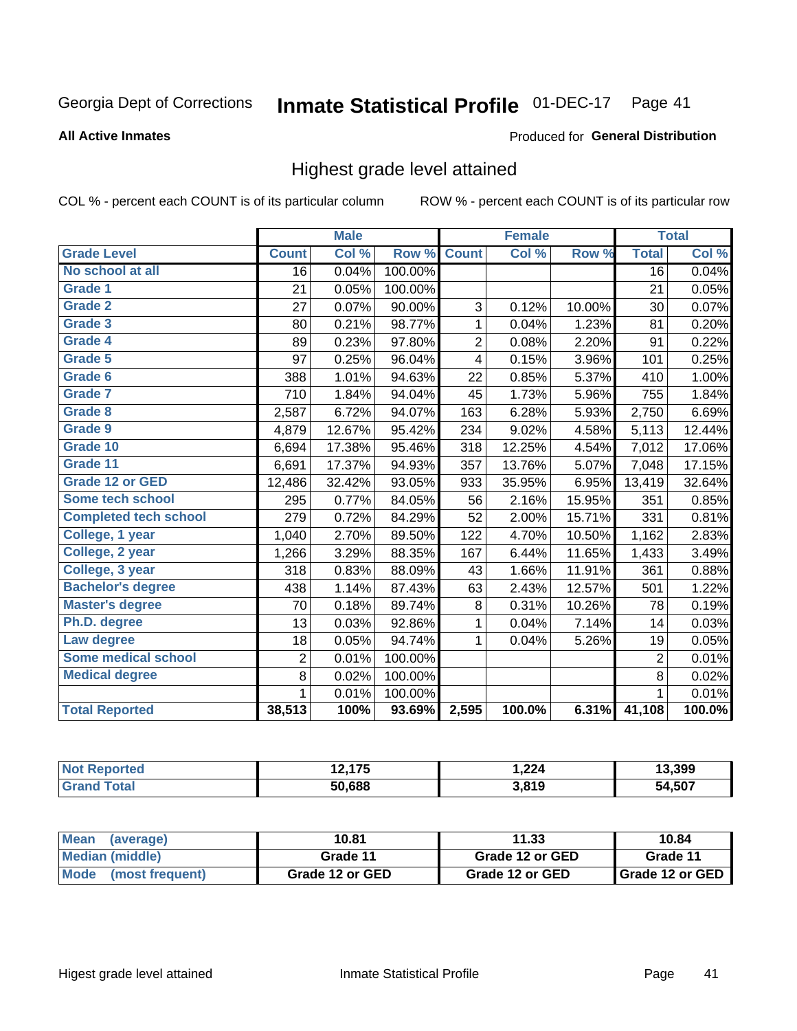Georgia Dept of Corrections **Inmate Statistical Profile** 01-DEC-17

**All Active Inmates**

Produced for **General Distribution**

## Highest grade level attained

COL % - percent each COUNT is of its particular column ROW % - percent each COUNT is of its particular row

| | Male | | | Female | | | Total | |
|---|---|---|---|---|---|---|---|---|
| **Grade Level** | **Count** | **Col %** | **Row %** | **Count** | **Col %** | **Row %** | **Total** | **Col %** |
| No school at all | 16 | 0.04% | 100.00% | | | | 16 | 0.04% |
| Grade 1 | 21 | 0.05% | 100.00% | | | | 21 | 0.05% |
| Grade 2 | 27 | 0.07% | 90.00% | 3 | 0.12% | 10.00% | 30 | 0.07% |
| Grade 3 | 80 | 0.21% | 98.77% | 1 | 0.04% | 1.23% | 81 | 0.20% |
| Grade 4 | 89 | 0.23% | 97.80% | 2 | 0.08% | 2.20% | 91 | 0.22% |
| Grade 5 | 97 | 0.25% | 96.04% | 4 | 0.15% | 3.96% | 101 | 0.25% |
| Grade 6 | 388 | 1.01% | 94.63% | 22 | 0.85% | 5.37% | 410 | 1.00% |
| Grade 7 | 710 | 1.84% | 94.04% | 45 | 1.73% | 5.96% | 755 | 1.84% |
| Grade 8 | 2,587 | 6.72% | 94.07% | 163 | 6.28% | 5.93% | 2,750 | 6.69% |
| Grade 9 | 4,879 | 12.67% | 95.42% | 234 | 9.02% | 4.58% | 5,113 | 12.44% |
| Grade 10 | 6,694 | 17.38% | 95.46% | 318 | 12.25% | 4.54% | 7,012 | 17.06% |
| Grade 11 | 6,691 | 17.37% | 94.93% | 357 | 13.76% | 5.07% | 7,048 | 17.15% |
| Grade 12 or GED | 12,486 | 32.42% | 93.05% | 933 | 35.95% | 6.95% | 13,419 | 32.64% |
| Some tech school | 295 | 0.77% | 84.05% | 56 | 2.16% | 15.95% | 351 | 0.85% |
| Completed tech school | 279 | 0.72% | 84.29% | 52 | 2.00% | 15.71% | 331 | 0.81% |
| College, 1 year | 1,040 | 2.70% | 89.50% | 122 | 4.70% | 10.50% | 1,162 | 2.83% |
| College, 2 year | 1,266 | 3.29% | 88.35% | 167 | 6.44% | 11.65% | 1,433 | 3.49% |
| College, 3 year | 318 | 0.83% | 88.09% | 43 | 1.66% | 11.91% | 361 | 0.88% |
| Bachelor's degree | 438 | 1.14% | 87.43% | 63 | 2.43% | 12.57% | 501 | 1.22% |
| Master's degree | 70 | 0.18% | 89.74% | 8 | 0.31% | 10.26% | 78 | 0.19% |
| Ph.D. degree | 13 | 0.03% | 92.86% | 1 | 0.04% | 7.14% | 14 | 0.03% |
| Law degree | 18 | 0.05% | 94.74% | 1 | 0.04% | 5.26% | 19 | 0.05% |
| Some medical school | 2 | 0.01% | 100.00% | | | | 2 | 0.01% |
| Medical degree | 8 | 0.02% | 100.00% | | | | 8 | 0.02% |
| | 1 | 0.01% | 100.00% | | | | 1 | 0.01% |
| **Total Reported** | **38,513** | **100%** | **93.69%** | **2,595** | **100.0%** | **6.31%** | **41,108** | **100.0%** |

| | Male | Female | Total |
|---|---|---|---|
| Not Reported | 12,175 | 1,224 | 13,399 |
| Grand Total | 50,688 | 3,819 | 54,507 |

| | Male | Female | Total |
|---|---|---|---|
| Mean (average) | 10.81 | 11.33 | 10.84 |
| Median (middle) | Grade 11 | Grade 12 or GED | Grade 11 |
| Mode (most frequent) | Grade 12 or GED | Grade 12 or GED | Grade 12 or GED |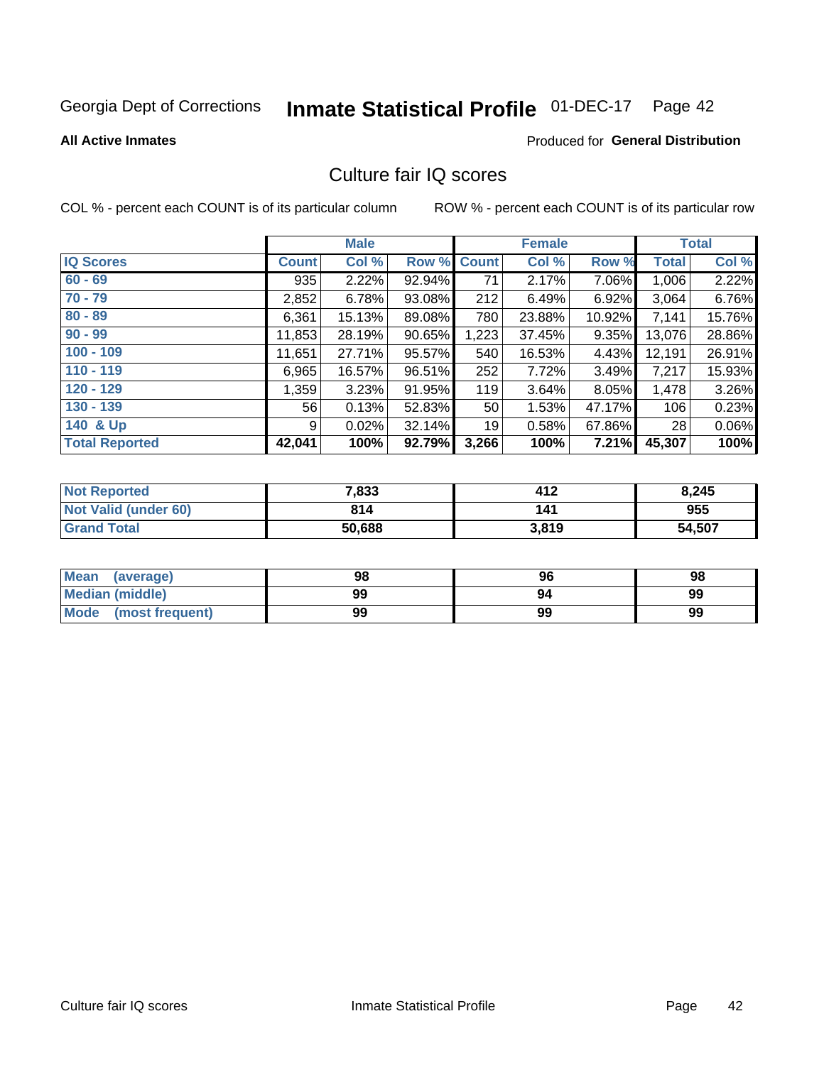Georgia Dept of Corrections **Inmate Statistical Profile** 01-DEC-17 Page 42

**All Active Inmates**

Produced for **General Distribution**

## Culture fair IQ scores

COL % - percent each COUNT is of its particular column

ROW % - percent each COUNT is of its particular row

| | Male | | | Female | | | Total | |
|---|---|---|---|---|---|---|---|---|
| **IQ Scores** | **Count** | **Col %** | **Row %** | **Count** | **Col %** | **Row %** | **Total** | **Col %** |
| **60 - 69** | 935 | 2.22% | 92.94% | 71 | 2.17% | 7.06% | 1,006 | 2.22% |
| **70 - 79** | 2,852 | 6.78% | 93.08% | 212 | 6.49% | 6.92% | 3,064 | 6.76% |
| **80 - 89** | 6,361 | 15.13% | 89.08% | 780 | 23.88% | 10.92% | 7,141 | 15.76% |
| **90 - 99** | 11,853 | 28.19% | 90.65% | 1,223 | 37.45% | 9.35% | 13,076 | 28.86% |
| **100 - 109** | 11,651 | 27.71% | 95.57% | 540 | 16.53% | 4.43% | 12,191 | 26.91% |
| **110 - 119** | 6,965 | 16.57% | 96.51% | 252 | 7.72% | 3.49% | 7,217 | 15.93% |
| **120 - 129** | 1,359 | 3.23% | 91.95% | 119 | 3.64% | 8.05% | 1,478 | 3.26% |
| **130 - 139** | 56 | 0.13% | 52.83% | 50 | 1.53% | 47.17% | 106 | 0.23% |
| **140 & Up** | 9 | 0.02% | 32.14% | 19 | 0.58% | 67.86% | 28 | 0.06% |
| **Total Reported** | **42,041** | **100%** | **92.79%** | **3,266** | **100%** | **7.21%** | **45,307** | **100%** |

| | Male | Female | Total |
|---|---|---|---|
| **Not Reported** | **7,833** | **412** | **8,245** |
| **Not Valid (under 60)** | **814** | **141** | **955** |
| **Grand Total** | **50,688** | **3,819** | **54,507** |

| | Male | Female | Total |
|---|---|---|---|
| **Mean (average)** | **98** | **96** | **98** |
| **Median (middle)** | **99** | **94** | **99** |
| **Mode (most frequent)** | **99** | **99** | **99** |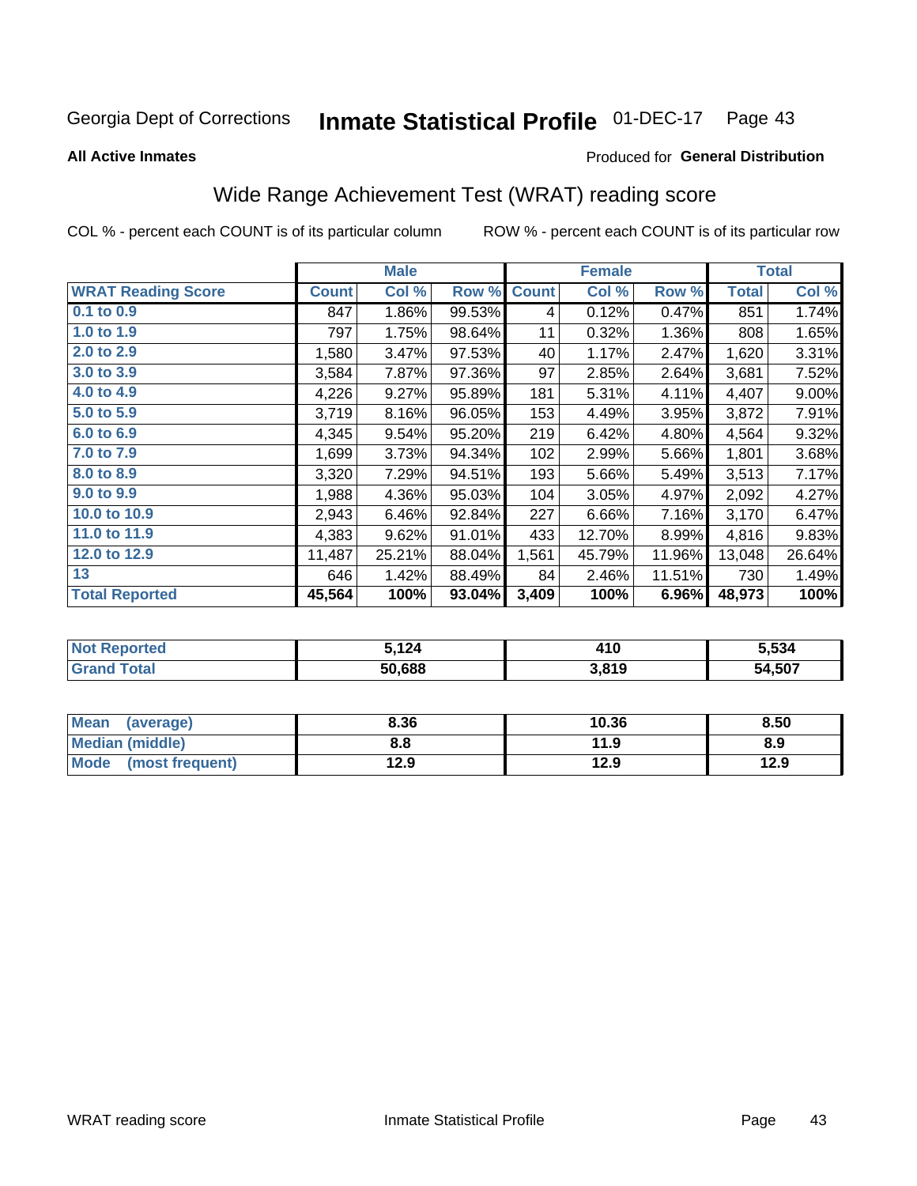Georgia Dept of Corrections **Inmate Statistical Profile** 01-DEC-17

**All Active Inmates**

Produced for **General Distribution**

## Wide Range Achievement Test (WRAT) reading score

COL % - percent each COUNT is of its particular column

ROW % - percent each COUNT is of its particular row

| | Male | | | Female | | | Total | |
|---|---|---|---|---|---|---|---|---|
| **WRAT Reading Score** | **Count** | **Col %** | **Row %** | **Count** | **Col %** | **Row %** | **Total** | **Col %** |
| 0.1 to 0.9 | 847 | 1.86% | 99.53% | 4 | 0.12% | 0.47% | 851 | 1.74% |
| 1.0 to 1.9 | 797 | 1.75% | 98.64% | 11 | 0.32% | 1.36% | 808 | 1.65% |
| 2.0 to 2.9 | 1,580 | 3.47% | 97.53% | 40 | 1.17% | 2.47% | 1,620 | 3.31% |
| 3.0 to 3.9 | 3,584 | 7.87% | 97.36% | 97 | 2.85% | 2.64% | 3,681 | 7.52% |
| 4.0 to 4.9 | 4,226 | 9.27% | 95.89% | 181 | 5.31% | 4.11% | 4,407 | 9.00% |
| 5.0 to 5.9 | 3,719 | 8.16% | 96.05% | 153 | 4.49% | 3.95% | 3,872 | 7.91% |
| 6.0 to 6.9 | 4,345 | 9.54% | 95.20% | 219 | 6.42% | 4.80% | 4,564 | 9.32% |
| 7.0 to 7.9 | 1,699 | 3.73% | 94.34% | 102 | 2.99% | 5.66% | 1,801 | 3.68% |
| 8.0 to 8.9 | 3,320 | 7.29% | 94.51% | 193 | 5.66% | 5.49% | 3,513 | 7.17% |
| 9.0 to 9.9 | 1,988 | 4.36% | 95.03% | 104 | 3.05% | 4.97% | 2,092 | 4.27% |
| 10.0 to 10.9 | 2,943 | 6.46% | 92.84% | 227 | 6.66% | 7.16% | 3,170 | 6.47% |
| 11.0 to 11.9 | 4,383 | 9.62% | 91.01% | 433 | 12.70% | 8.99% | 4,816 | 9.83% |
| 12.0 to 12.9 | 11,487 | 25.21% | 88.04% | 1,561 | 45.79% | 11.96% | 13,048 | 26.64% |
| 13 | 646 | 1.42% | 88.49% | 84 | 2.46% | 11.51% | 730 | 1.49% |
| **Total Reported** | **45,564** | **100%** | **93.04%** | **3,409** | **100%** | **6.96%** | **48,973** | **100%** |

| | Male | Female | Total |
|---|---|---|---|
| **Not Reported** | **5,124** | **410** | **5,534** |
| **Grand Total** | **50,688** | **3,819** | **54,507** |

| | Male | Female | Total |
|---|---|---|---|
| **Mean (average)** | **8.36** | **10.36** | **8.50** |
| **Median (middle)** | **8.8** | **11.9** | **8.9** |
| **Mode (most frequent)** | **12.9** | **12.9** | **12.9** |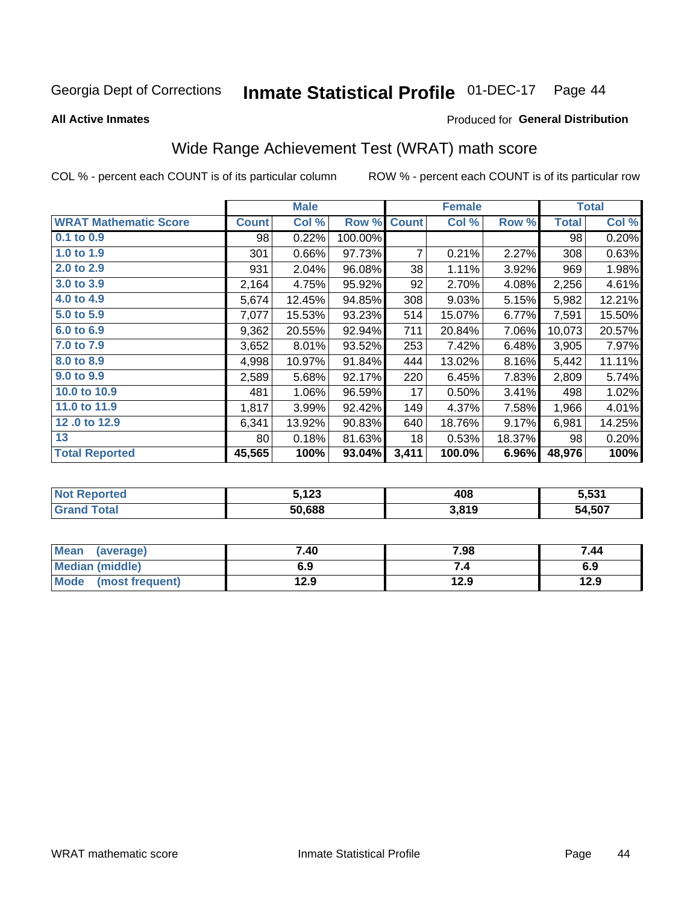Georgia Dept of Corrections **Inmate Statistical Profile** 01-DEC-17

**All Active Inmates**

Produced for **General Distribution**

## Wide Range Achievement Test (WRAT) math score

COL % - percent each COUNT is of its particular column ROW % - percent each COUNT is of its particular row

| | Male | | | Female | | | Total | |
|---|---|---|---|---|---|---|---|---|
| **WRAT Mathematic Score** | **Count** | **Col %** | **Row %** | **Count** | **Col %** | **Row %** | **Total** | **Col %** |
| **0.1 to 0.9** | 98 | 0.22% | 100.00% | | | | 98 | 0.20% |
| **1.0 to 1.9** | 301 | 0.66% | 97.73% | 7 | 0.21% | 2.27% | 308 | 0.63% |
| **2.0 to 2.9** | 931 | 2.04% | 96.08% | 38 | 1.11% | 3.92% | 969 | 1.98% |
| **3.0 to 3.9** | 2,164 | 4.75% | 95.92% | 92 | 2.70% | 4.08% | 2,256 | 4.61% |
| **4.0 to 4.9** | 5,674 | 12.45% | 94.85% | 308 | 9.03% | 5.15% | 5,982 | 12.21% |
| **5.0 to 5.9** | 7,077 | 15.53% | 93.23% | 514 | 15.07% | 6.77% | 7,591 | 15.50% |
| **6.0 to 6.9** | 9,362 | 20.55% | 92.94% | 711 | 20.84% | 7.06% | 10,073 | 20.57% |
| **7.0 to 7.9** | 3,652 | 8.01% | 93.52% | 253 | 7.42% | 6.48% | 3,905 | 7.97% |
| **8.0 to 8.9** | 4,998 | 10.97% | 91.84% | 444 | 13.02% | 8.16% | 5,442 | 11.11% |
| **9.0 to 9.9** | 2,589 | 5.68% | 92.17% | 220 | 6.45% | 7.83% | 2,809 | 5.74% |
| **10.0 to 10.9** | 481 | 1.06% | 96.59% | 17 | 0.50% | 3.41% | 498 | 1.02% |
| **11.0 to 11.9** | 1,817 | 3.99% | 92.42% | 149 | 4.37% | 7.58% | 1,966 | 4.01% |
| **12 .0 to 12.9** | 6,341 | 13.92% | 90.83% | 640 | 18.76% | 9.17% | 6,981 | 14.25% |
| **13** | 80 | 0.18% | 81.63% | 18 | 0.53% | 18.37% | 98 | 0.20% |
| **Total Reported** | **45,565** | **100%** | **93.04%** | **3,411** | **100.0%** | **6.96%** | **48,976** | **100%** |

| | Male | Female | Total |
|---|---|---|---|
| **Not Reported** | **5,123** | **408** | **5,531** |
| **Grand Total** | **50,688** | **3,819** | **54,507** |

| | Male | Female | Total |
|---|---|---|---|
| **Mean (average)** | **7.40** | **7.98** | **7.44** |
| **Median (middle)** | **6.9** | **7.4** | **6.9** |
| **Mode (most frequent)** | **12.9** | **12.9** | **12.9** |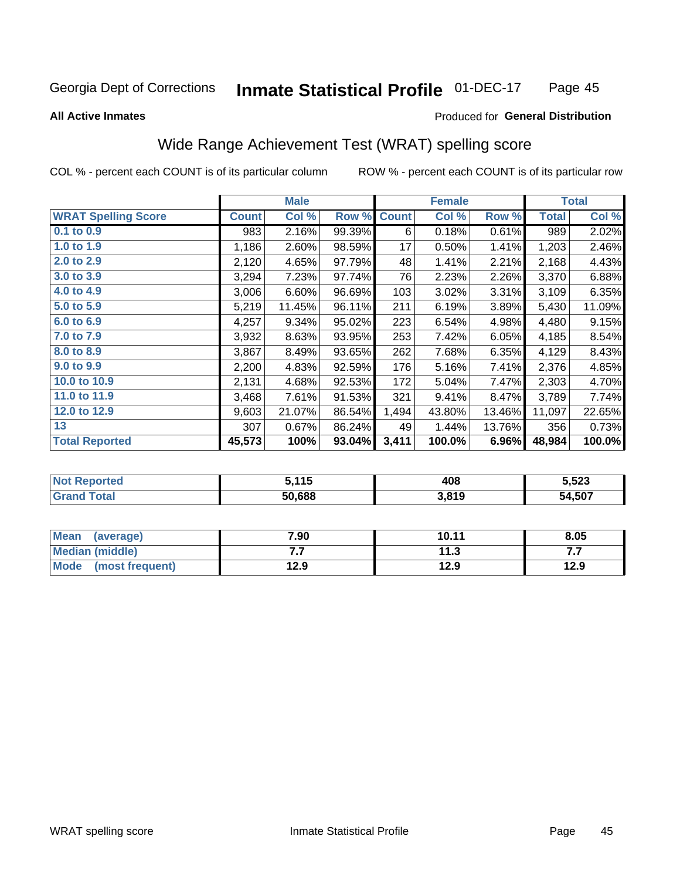Georgia Dept of Corrections **Inmate Statistical Profile** 01-DEC-17

**All Active Inmates**

Produced for **General Distribution**

## Wide Range Achievement Test (WRAT) spelling score

COL % - percent each COUNT is of its particular column        ROW % - percent each COUNT is of its particular row

| | Male | | | Female | | | Total | |
|---|---|---|---|---|---|---|---|---|
| **WRAT Spelling Score** | **Count** | **Col %** | **Row %** | **Count** | **Col %** | **Row %** | **Total** | **Col %** |
| 0.1 to 0.9 | 983 | 2.16% | 99.39% | 6 | 0.18% | 0.61% | 989 | 2.02% |
| 1.0 to 1.9 | 1,186 | 2.60% | 98.59% | 17 | 0.50% | 1.41% | 1,203 | 2.46% |
| 2.0 to 2.9 | 2,120 | 4.65% | 97.79% | 48 | 1.41% | 2.21% | 2,168 | 4.43% |
| 3.0 to 3.9 | 3,294 | 7.23% | 97.74% | 76 | 2.23% | 2.26% | 3,370 | 6.88% |
| 4.0 to 4.9 | 3,006 | 6.60% | 96.69% | 103 | 3.02% | 3.31% | 3,109 | 6.35% |
| 5.0 to 5.9 | 5,219 | 11.45% | 96.11% | 211 | 6.19% | 3.89% | 5,430 | 11.09% |
| 6.0 to 6.9 | 4,257 | 9.34% | 95.02% | 223 | 6.54% | 4.98% | 4,480 | 9.15% |
| 7.0 to 7.9 | 3,932 | 8.63% | 93.95% | 253 | 7.42% | 6.05% | 4,185 | 8.54% |
| 8.0 to 8.9 | 3,867 | 8.49% | 93.65% | 262 | 7.68% | 6.35% | 4,129 | 8.43% |
| 9.0 to 9.9 | 2,200 | 4.83% | 92.59% | 176 | 5.16% | 7.41% | 2,376 | 4.85% |
| 10.0 to 10.9 | 2,131 | 4.68% | 92.53% | 172 | 5.04% | 7.47% | 2,303 | 4.70% |
| 11.0 to 11.9 | 3,468 | 7.61% | 91.53% | 321 | 9.41% | 8.47% | 3,789 | 7.74% |
| 12.0 to 12.9 | 9,603 | 21.07% | 86.54% | 1,494 | 43.80% | 13.46% | 11,097 | 22.65% |
| 13 | 307 | 0.67% | 86.24% | 49 | 1.44% | 13.76% | 356 | 0.73% |
| **Total Reported** | **45,573** | **100%** | **93.04%** | **3,411** | **100.0%** | **6.96%** | **48,984** | **100.0%** |

| | Male | Female | Total |
|---|---|---|---|
| Not Reported | 5,115 | 408 | 5,523 |
| Grand Total | 50,688 | 3,819 | 54,507 |

| | Male | Female | Total |
|---|---|---|---|
| Mean (average) | 7.90 | 10.11 | 8.05 |
| Median (middle) | 7.7 | 11.3 | 7.7 |
| Mode (most frequent) | 12.9 | 12.9 | 12.9 |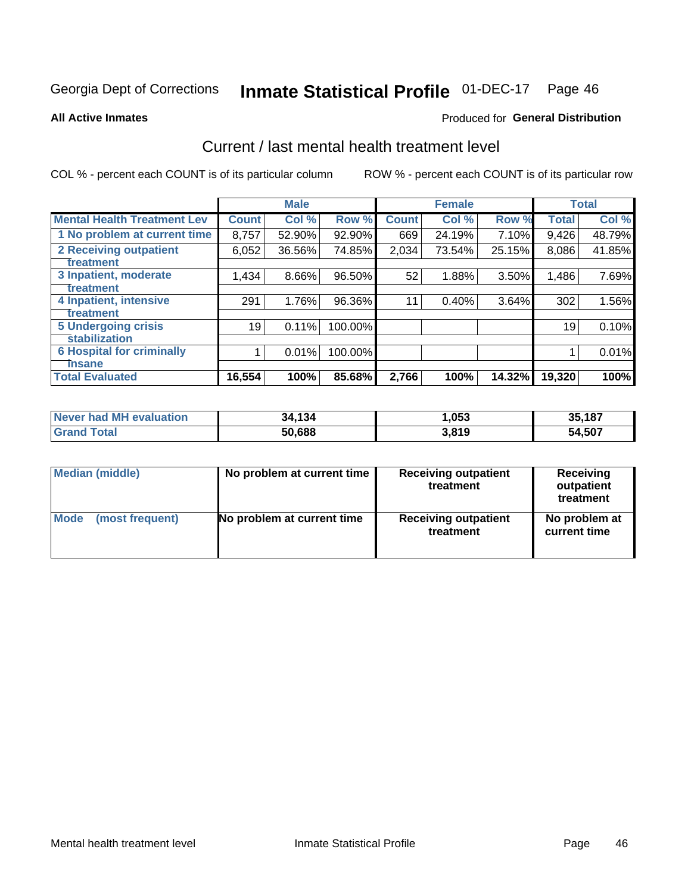Georgia Dept of Corrections **Inmate Statistical Profile** 01-DEC-17

**All Active Inmates**

Produced for **General Distribution**

## Current / last mental health treatment level

COL % - percent each COUNT is of its particular column

ROW % - percent each COUNT is of its particular row

| | Male | | | Female | | | Total | |
|---|---|---|---|---|---|---|---|---|
| **Mental Health Treatment Lev** | **Count** | **Col %** | **Row %** | **Count** | **Col %** | **Row %** | **Total** | **Col %** |
| 1 No problem at current time | 8,757 | 52.90% | 92.90% | 669 | 24.19% | 7.10% | 9,426 | 48.79% |
| 2 Receiving outpatient treatment | 6,052 | 36.56% | 74.85% | 2,034 | 73.54% | 25.15% | 8,086 | 41.85% |
| 3 Inpatient, moderate treatment | 1,434 | 8.66% | 96.50% | 52 | 1.88% | 3.50% | 1,486 | 7.69% |
| 4 Inpatient, intensive treatment | 291 | 1.76% | 96.36% | 11 | 0.40% | 3.64% | 302 | 1.56% |
| 5 Undergoing crisis stabilization | 19 | 0.11% | 100.00% | | | | 19 | 0.10% |
| 6 Hospital for criminally insane | 1 | 0.01% | 100.00% | | | | 1 | 0.01% |
| **Total Evaluated** | **16,554** | **100%** | **85.68%** | **2,766** | **100%** | **14.32%** | **19,320** | **100%** |

| | Male | Female | Total |
|---|---|---|---|
| **Never had MH evaluation** | **34,134** | **1,053** | **35,187** |
| **Grand Total** | **50,688** | **3,819** | **54,507** |

| | Male | Female | Total |
|---|---|---|---|
| **Median (middle)** | **No problem at current time** | **Receiving outpatient treatment** | **Receiving outpatient treatment** |
| **Mode (most frequent)** | **No problem at current time** | **Receiving outpatient treatment** | **No problem at current time** |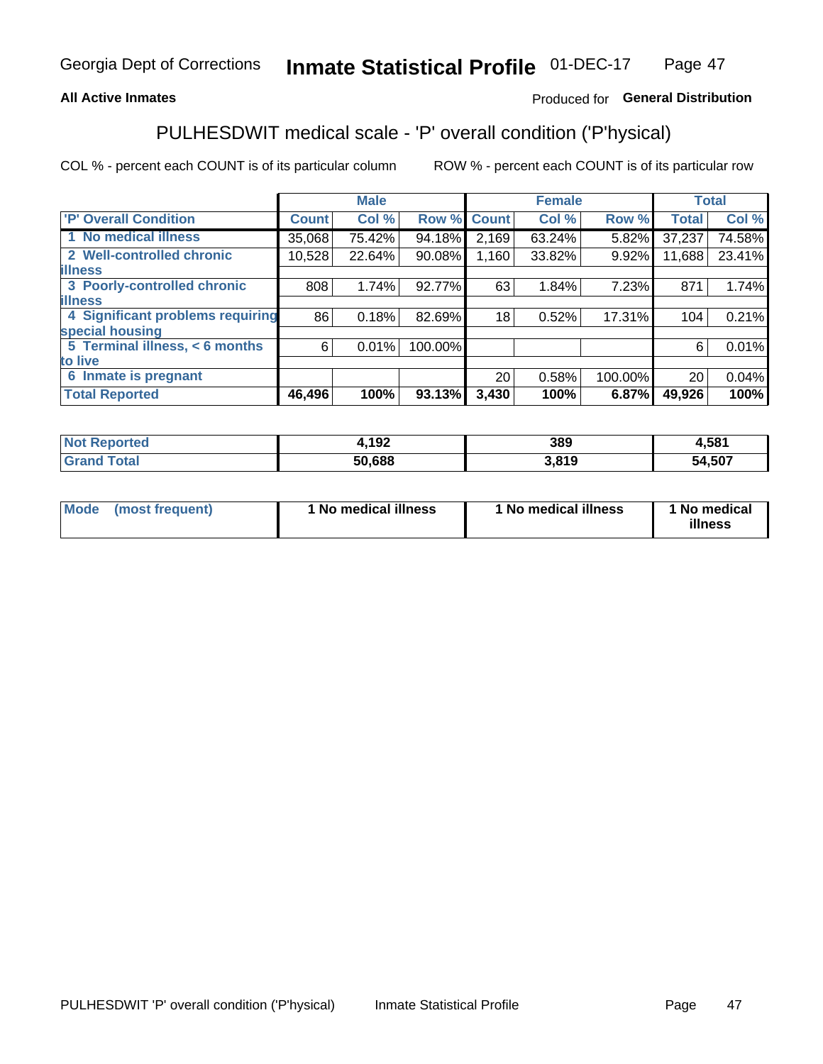Georgia Dept of Corrections **Inmate Statistical Profile** 01-DEC-17

**All Active Inmates**

Produced for **General Distribution**

## PULHESDWIT medical scale - 'P' overall condition ('P'hysical)

COL % - percent each COUNT is of its particular column

ROW % - percent each COUNT is of its particular row

| | Male | | | Female | | | Total | |
|---|---|---|---|---|---|---|---|---|
| **'P' Overall Condition** | **Count** | **Col %** | **Row %** | **Count** | **Col %** | **Row %** | **Total** | **Col %** |
| **1 No medical illness** | 35,068 | 75.42% | 94.18% | 2,169 | 63.24% | 5.82% | 37,237 | 74.58% |
| **2 Well-controlled chronic illness** | 10,528 | 22.64% | 90.08% | 1,160 | 33.82% | 9.92% | 11,688 | 23.41% |
| **3 Poorly-controlled chronic illness** | 808 | 1.74% | 92.77% | 63 | 1.84% | 7.23% | 871 | 1.74% |
| **4 Significant problems requiring special housing** | 86 | 0.18% | 82.69% | 18 | 0.52% | 17.31% | 104 | 0.21% |
| **5 Terminal illness, < 6 months to live** | 6 | 0.01% | 100.00% | | | | 6 | 0.01% |
| **6 Inmate is pregnant** | | | | 20 | 0.58% | 100.00% | 20 | 0.04% |
| **Total Reported** | **46,496** | **100%** | **93.13%** | **3,430** | **100%** | **6.87%** | **49,926** | **100%** |

| | Male | Female | Total |
|---|---|---|---|
| **Not Reported** | **4,192** | **389** | **4,581** |
| **Grand Total** | **50,688** | **3,819** | **54,507** |

| | Male | Female | Total |
|---|---|---|---|
| **Mode (most frequent)** | **1 No medical illness** | **1 No medical illness** | **1 No medical illness** |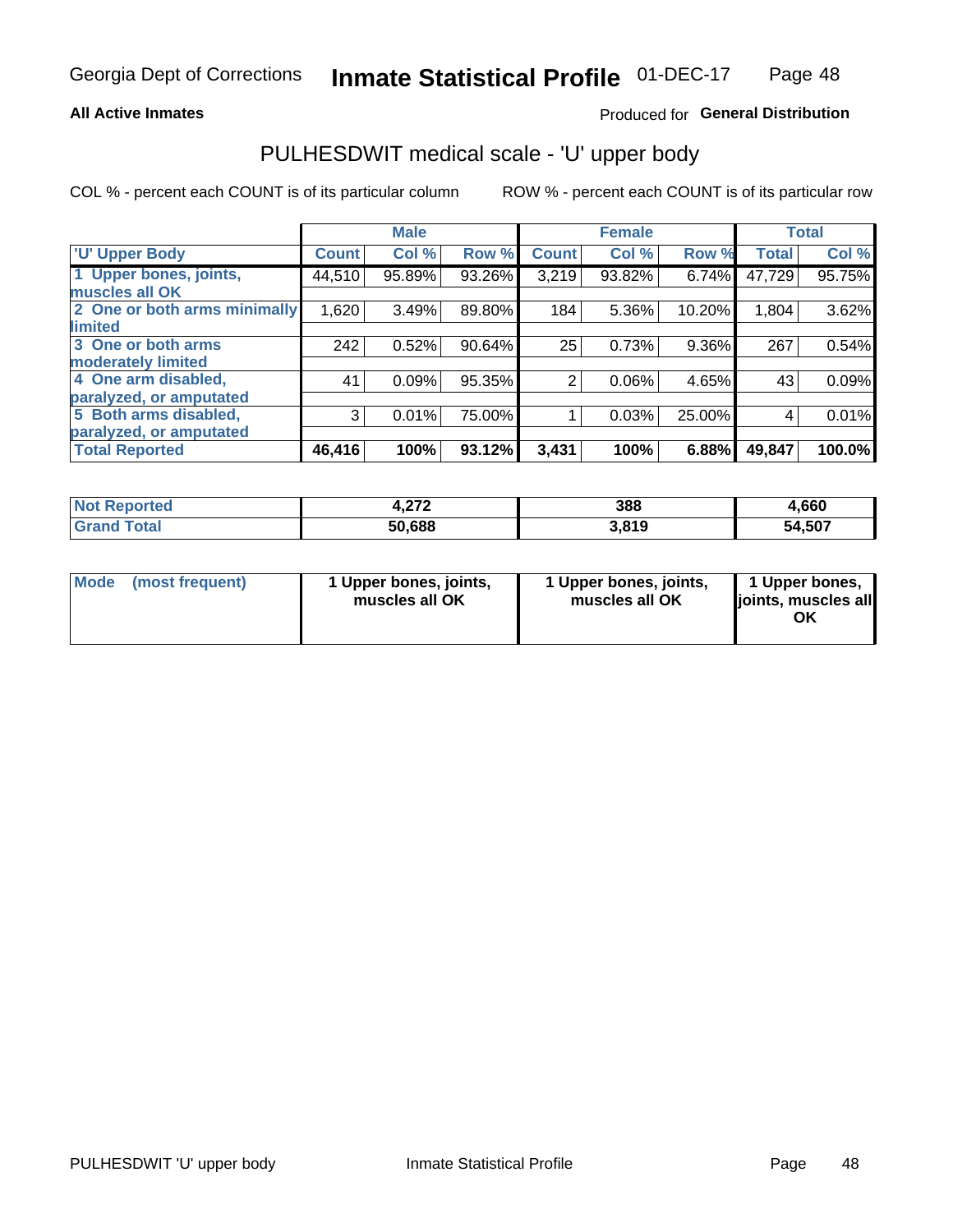Georgia Dept of Corrections **Inmate Statistical Profile** 01-DEC-17

**All Active Inmates**

Produced for **General Distribution**

## PULHESDWIT medical scale - 'U' upper body

COL % - percent each COUNT is of its particular column ROW % - percent each COUNT is of its particular row

| | Male | | | Female | | | Total | |
|---|---|---|---|---|---|---|---|---|
| 'U' Upper Body | Count | Col % | Row % | Count | Col % | Row % | Total | Col % |
| 1 Upper bones, joints, muscles all OK | 44,510 | 95.89% | 93.26% | 3,219 | 93.82% | 6.74% | 47,729 | 95.75% |
| 2 One or both arms minimally limited | 1,620 | 3.49% | 89.80% | 184 | 5.36% | 10.20% | 1,804 | 3.62% |
| 3 One or both arms moderately limited | 242 | 0.52% | 90.64% | 25 | 0.73% | 9.36% | 267 | 0.54% |
| 4 One arm disabled, paralyzed, or amputated | 41 | 0.09% | 95.35% | 2 | 0.06% | 4.65% | 43 | 0.09% |
| 5 Both arms disabled, paralyzed, or amputated | 3 | 0.01% | 75.00% | 1 | 0.03% | 25.00% | 4 | 0.01% |
| **Total Reported** | **46,416** | **100%** | **93.12%** | **3,431** | **100%** | **6.88%** | **49,847** | **100.0%** |

| | Male | Female | Total |
|---|---|---|---|
| Not Reported | 4,272 | 388 | 4,660 |
| Grand Total | 50,688 | 3,819 | 54,507 |

| | Male | Female | Total |
|---|---|---|---|
| Mode (most frequent) | 1 Upper bones, joints, muscles all OK | 1 Upper bones, joints, muscles all OK | 1 Upper bones, joints, muscles all OK |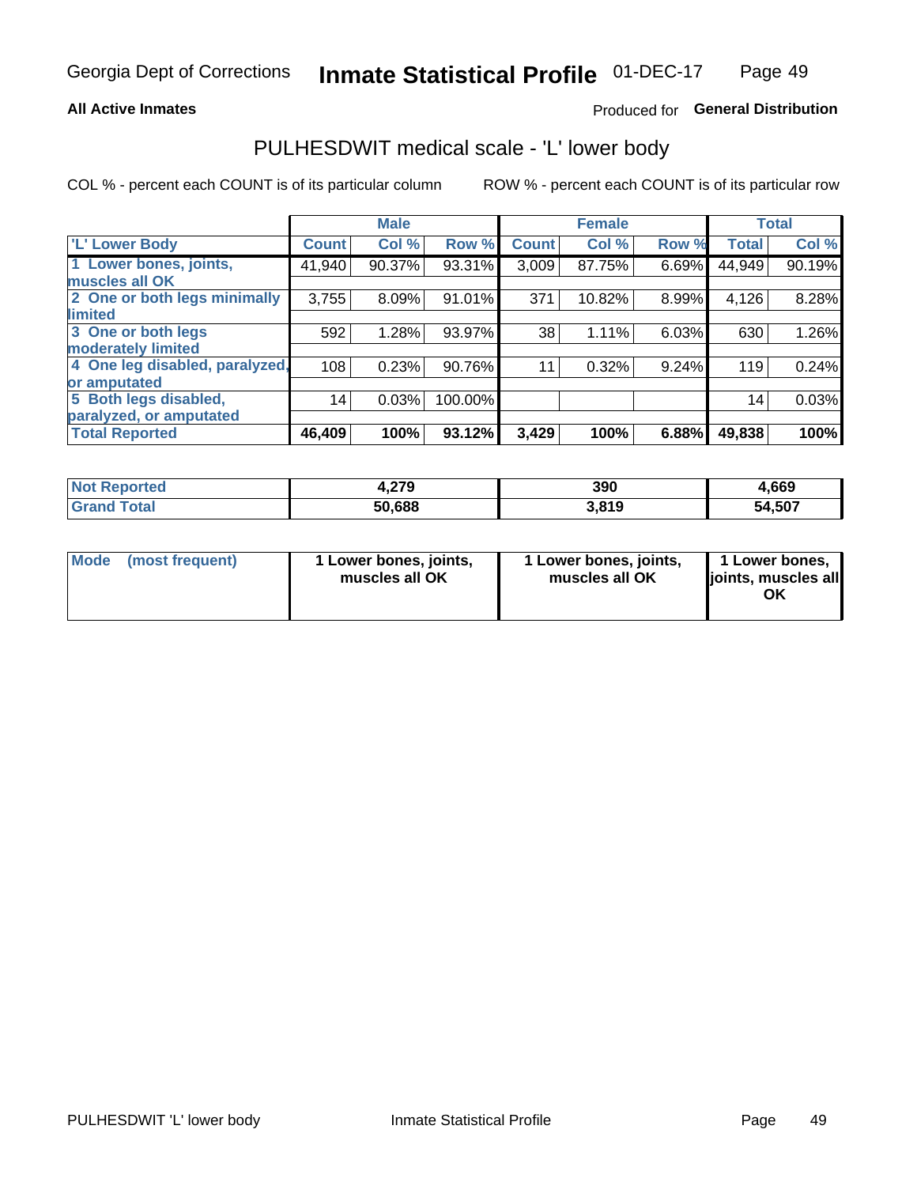Georgia Dept of Corrections **Inmate Statistical Profile** 01-DEC-17

**All Active Inmates**

Produced for **General Distribution**

## PULHESDWIT medical scale - 'L' lower body

COL % - percent each COUNT is of its particular column

ROW % - percent each COUNT is of its particular row

| | Male | | | Female | | | Total | |
|---|---|---|---|---|---|---|---|---|
| 'L' Lower Body | Count | Col % | Row % | Count | Col % | Row % | Total | Col % |
| 1 Lower bones, joints, muscles all OK | 41,940 | 90.37% | 93.31% | 3,009 | 87.75% | 6.69% | 44,949 | 90.19% |
| 2 One or both legs minimally limited | 3,755 | 8.09% | 91.01% | 371 | 10.82% | 8.99% | 4,126 | 8.28% |
| 3 One or both legs moderately limited | 592 | 1.28% | 93.97% | 38 | 1.11% | 6.03% | 630 | 1.26% |
| 4 One leg disabled, paralyzed, or amputated | 108 | 0.23% | 90.76% | 11 | 0.32% | 9.24% | 119 | 0.24% |
| 5 Both legs disabled, paralyzed, or amputated | 14 | 0.03% | 100.00% | | | | 14 | 0.03% |
| **Total Reported** | **46,409** | **100%** | **93.12%** | **3,429** | **100%** | **6.88%** | **49,838** | **100%** |

| | Male | Female | Total |
|---|---|---|---|
| **Not Reported** | **4,279** | **390** | **4,669** |
| **Grand Total** | **50,688** | **3,819** | **54,507** |

| | Male | Female | Total |
|---|---|---|---|
| **Mode (most frequent)** | **1 Lower bones, joints, muscles all OK** | **1 Lower bones, joints, muscles all OK** | **1 Lower bones, joints, muscles all OK** |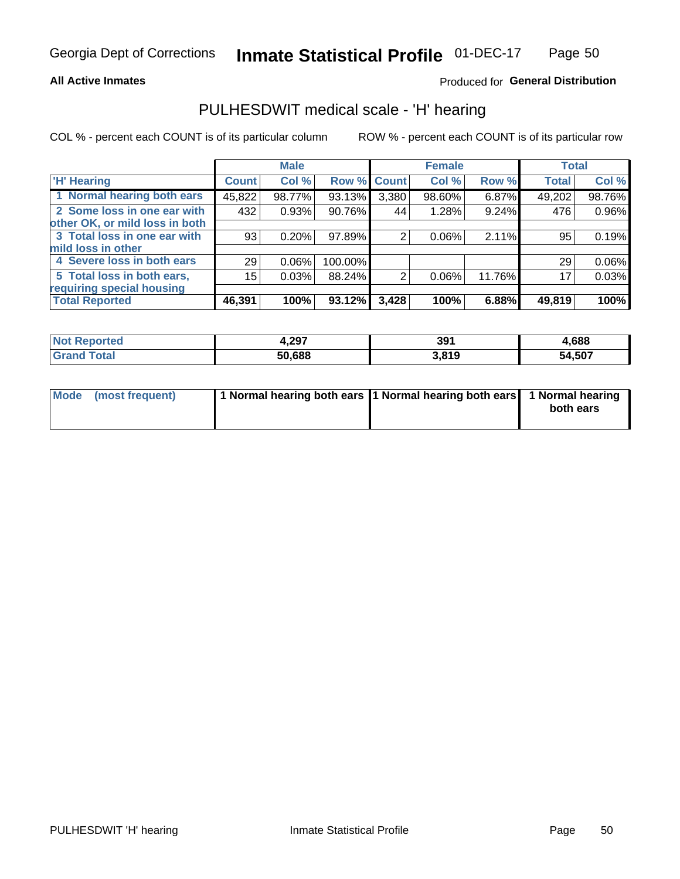Georgia Dept of Corrections **Inmate Statistical Profile** 01-DEC-17

**All Active Inmates**

Produced for **General Distribution**

## PULHESDWIT medical scale - 'H' hearing

COL % - percent each COUNT is of its particular column ROW % - percent each COUNT is of its particular row

| | Male | | | Female | | | Total | |
|---|---|---|---|---|---|---|---|---|
| 'H' Hearing | Count | Col % | Row % | Count | Col % | Row % | Total | Col % |
| 1 Normal hearing both ears | 45,822 | 98.77% | 93.13% | 3,380 | 98.60% | 6.87% | 49,202 | 98.76% |
| 2 Some loss in one ear with other OK, or mild loss in both | 432 | 0.93% | 90.76% | 44 | 1.28% | 9.24% | 476 | 0.96% |
| 3 Total loss in one ear with mild loss in other | 93 | 0.20% | 97.89% | 2 | 0.06% | 2.11% | 95 | 0.19% |
| 4 Severe loss in both ears | 29 | 0.06% | 100.00% | | | | 29 | 0.06% |
| 5 Total loss in both ears, requiring special housing | 15 | 0.03% | 88.24% | 2 | 0.06% | 11.76% | 17 | 0.03% |
| **Total Reported** | **46,391** | **100%** | **93.12%** | **3,428** | **100%** | **6.88%** | **49,819** | **100%** |

| | Male | Female | Total |
|---|---|---|---|
| Not Reported | 4,297 | 391 | 4,688 |
| Grand Total | 50,688 | 3,819 | 54,507 |

| | Male | Female | Total |
|---|---|---|---|
| Mode (most frequent) | 1 Normal hearing both ears | 1 Normal hearing both ears | 1 Normal hearing both ears |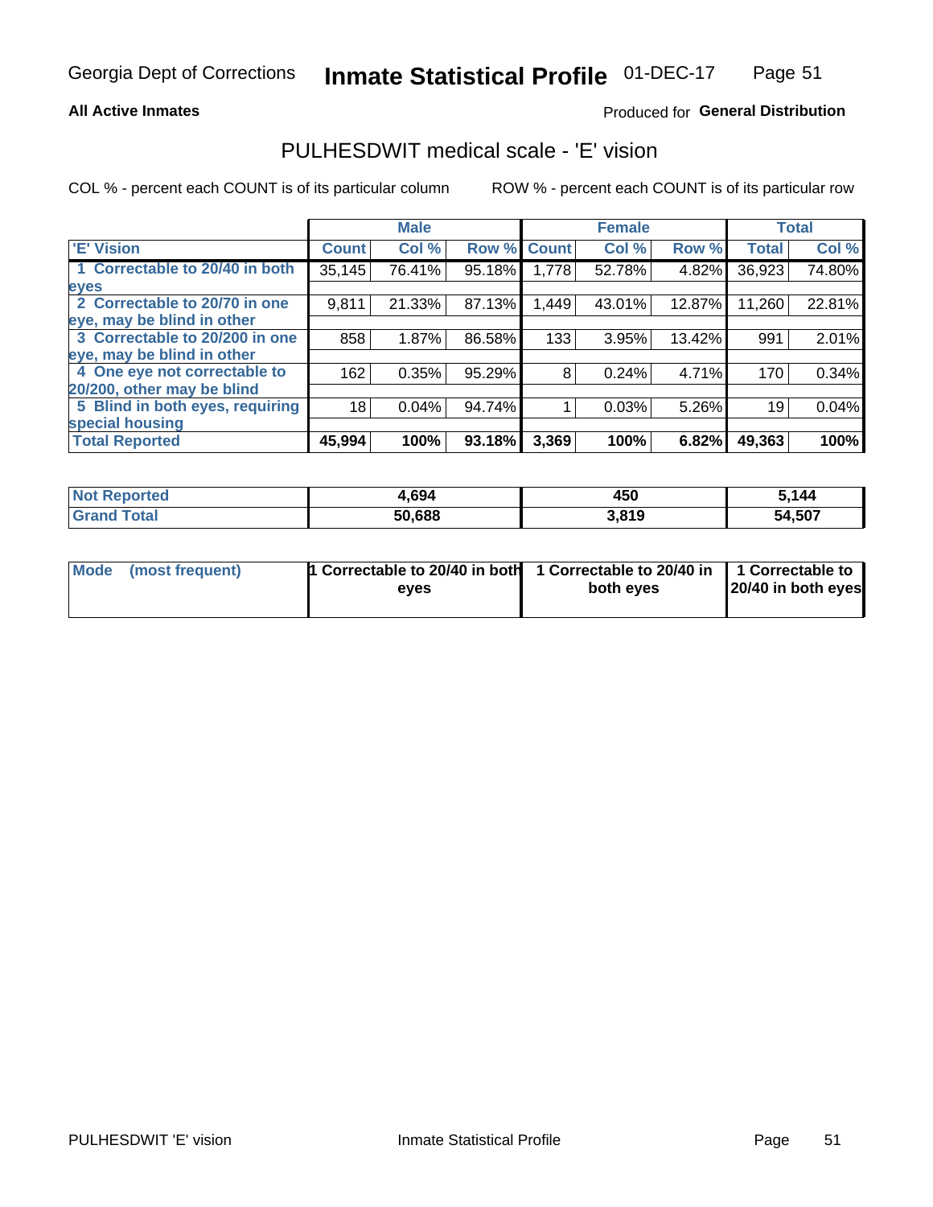**All Active Inmates**

Produced for **General Distribution**

## PULHESDWIT medical scale - 'E' vision

COL % - percent each COUNT is of its particular column

ROW % - percent each COUNT is of its particular row

| | Male | | | Female | | | Total | |
|---|---|---|---|---|---|---|---|---|
| 'E' Vision | Count | Col % | Row % | Count | Col % | Row % | Total | Col % |
| 1 Correctable to 20/40 in both eyes | 35,145 | 76.41% | 95.18% | 1,778 | 52.78% | 4.82% | 36,923 | 74.80% |
| 2 Correctable to 20/70 in one eye, may be blind in other | 9,811 | 21.33% | 87.13% | 1,449 | 43.01% | 12.87% | 11,260 | 22.81% |
| 3 Correctable to 20/200 in one eye, may be blind in other | 858 | 1.87% | 86.58% | 133 | 3.95% | 13.42% | 991 | 2.01% |
| 4 One eye not correctable to 20/200, other may be blind | 162 | 0.35% | 95.29% | 8 | 0.24% | 4.71% | 170 | 0.34% |
| 5 Blind in both eyes, requiring special housing | 18 | 0.04% | 94.74% | 1 | 0.03% | 5.26% | 19 | 0.04% |
| **Total Reported** | **45,994** | **100%** | **93.18%** | **3,369** | **100%** | **6.82%** | **49,363** | **100%** |

| | Male | Female | Total |
|---|---|---|---|
| **Not Reported** | **4,694** | **450** | **5,144** |
| **Grand Total** | **50,688** | **3,819** | **54,507** |

| | Male | Female | Total |
|---|---|---|---|
| **Mode (most frequent)** | **1 Correctable to 20/40 in both eyes** | **1 Correctable to 20/40 in both eyes** | **1 Correctable to 20/40 in both eyes** |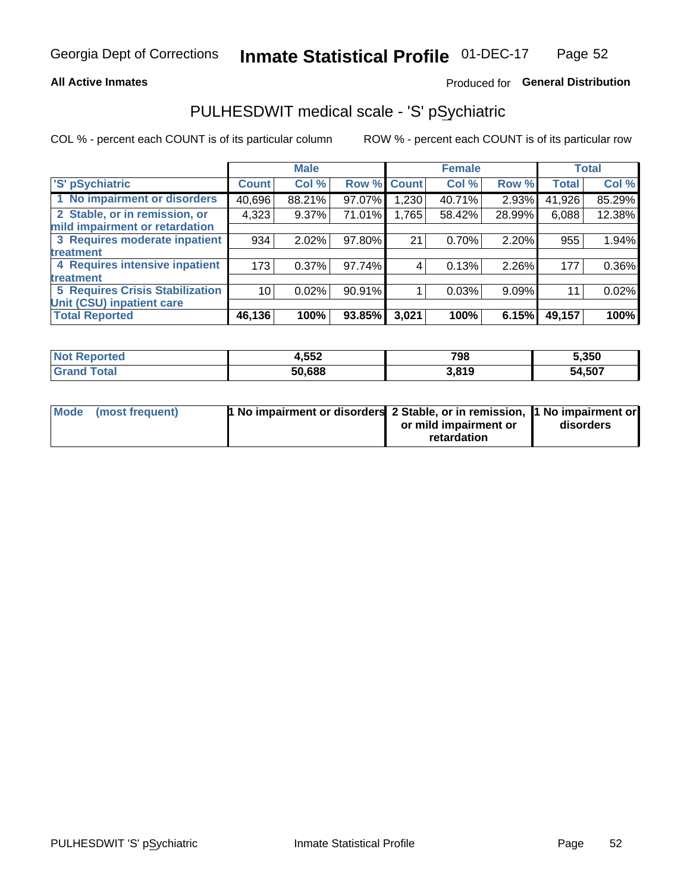**All Active Inmates**

Produced for **General Distribution**

## PULHESDWIT medical scale - 'S' pSychiatric

COL % - percent each COUNT is of its particular column

ROW % - percent each COUNT is of its particular row

| | Male | | | Female | | | Total | |
|---|---|---|---|---|---|---|---|---|
| 'S' pSychiatric | Count | Col % | Row % | Count | Col % | Row % | Total | Col % |
| 1 No impairment or disorders | 40,696 | 88.21% | 97.07% | 1,230 | 40.71% | 2.93% | 41,926 | 85.29% |
| 2 Stable, or in remission, or mild impairment or retardation | 4,323 | 9.37% | 71.01% | 1,765 | 58.42% | 28.99% | 6,088 | 12.38% |
| 3 Requires moderate inpatient treatment | 934 | 2.02% | 97.80% | 21 | 0.70% | 2.20% | 955 | 1.94% |
| 4 Requires intensive inpatient treatment | 173 | 0.37% | 97.74% | 4 | 0.13% | 2.26% | 177 | 0.36% |
| 5 Requires Crisis Stabilization Unit (CSU) inpatient care | 10 | 0.02% | 90.91% | 1 | 0.03% | 9.09% | 11 | 0.02% |
| **Total Reported** | **46,136** | **100%** | **93.85%** | **3,021** | **100%** | **6.15%** | **49,157** | **100%** |

| | Male | Female | Total |
|---|---|---|---|
| Not Reported | 4,552 | 798 | 5,350 |
| Grand Total | 50,688 | 3,819 | 54,507 |

| | Male | Female | Total |
|---|---|---|---|
| Mode (most frequent) | 1 No impairment or disorders | 2 Stable, or in remission, or mild impairment or retardation | 1 No impairment or disorders |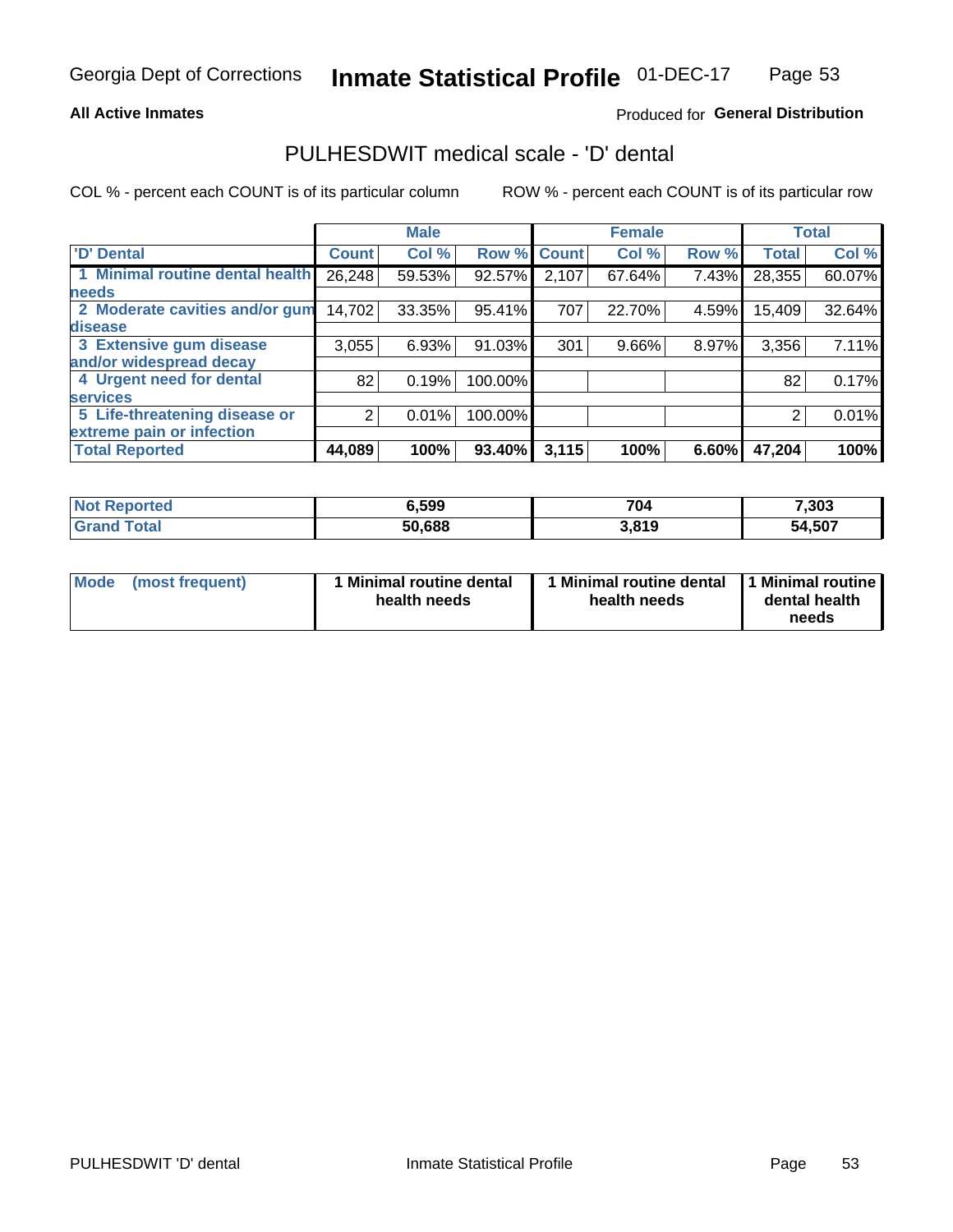Georgia Dept of Corrections **Inmate Statistical Profile** 01-DEC-17

**All Active Inmates**

Produced for **General Distribution**

## PULHESDWIT medical scale - 'D' dental

COL % - percent each COUNT is of its particular column    ROW % - percent each COUNT is of its particular row

| | Male | | | Female | | | Total | |
|---|---|---|---|---|---|---|---|---|
| 'D' Dental | Count | Col % | Row % | Count | Col % | Row % | Total | Col % |
| 1 Minimal routine dental health needs | 26,248 | 59.53% | 92.57% | 2,107 | 67.64% | 7.43% | 28,355 | 60.07% |
| 2 Moderate cavities and/or gum disease | 14,702 | 33.35% | 95.41% | 707 | 22.70% | 4.59% | 15,409 | 32.64% |
| 3 Extensive gum disease and/or widespread decay | 3,055 | 6.93% | 91.03% | 301 | 9.66% | 8.97% | 3,356 | 7.11% |
| 4 Urgent need for dental services | 82 | 0.19% | 100.00% | | | | 82 | 0.17% |
| 5 Life-threatening disease or extreme pain or infection | 2 | 0.01% | 100.00% | | | | 2 | 0.01% |
| **Total Reported** | **44,089** | **100%** | **93.40%** | **3,115** | **100%** | **6.60%** | **47,204** | **100%** |

| | Male | Female | Total |
|---|---|---|---|
| **Not Reported** | **6,599** | **704** | **7,303** |
| **Grand Total** | **50,688** | **3,819** | **54,507** |

| | Male | Female | Total |
|---|---|---|---|
| **Mode (most frequent)** | **1 Minimal routine dental health needs** | **1 Minimal routine dental health needs** | **1 Minimal routine dental health needs** |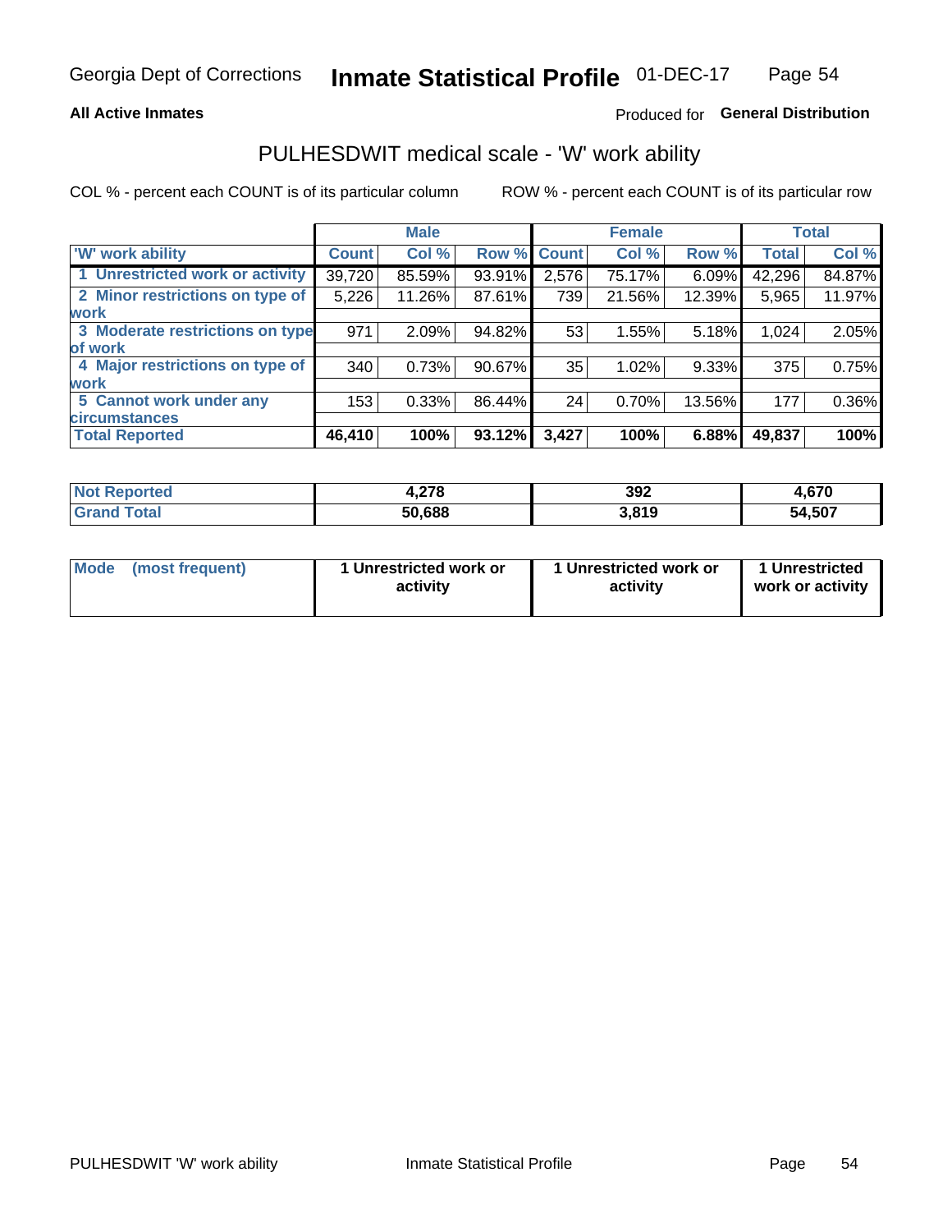Georgia Dept of Corrections **Inmate Statistical Profile** 01-DEC-17

**All Active Inmates**

Produced for **General Distribution**

## PULHESDWIT medical scale - 'W' work ability

COL % - percent each COUNT is of its particular column ROW % - percent each COUNT is of its particular row

| | Male | | | Female | | | Total | |
|---|---|---|---|---|---|---|---|---|
| 'W' work ability | Count | Col % | Row % | Count | Col % | Row % | Total | Col % |
| 1 Unrestricted work or activity | 39,720 | 85.59% | 93.91% | 2,576 | 75.17% | 6.09% | 42,296 | 84.87% |
| 2 Minor restrictions on type of work | 5,226 | 11.26% | 87.61% | 739 | 21.56% | 12.39% | 5,965 | 11.97% |
| 3 Moderate restrictions on type of work | 971 | 2.09% | 94.82% | 53 | 1.55% | 5.18% | 1,024 | 2.05% |
| 4 Major restrictions on type of work | 340 | 0.73% | 90.67% | 35 | 1.02% | 9.33% | 375 | 0.75% |
| 5 Cannot work under any circumstances | 153 | 0.33% | 86.44% | 24 | 0.70% | 13.56% | 177 | 0.36% |
| **Total Reported** | **46,410** | **100%** | **93.12%** | **3,427** | **100%** | **6.88%** | **49,837** | **100%** |

| | Male | Female | Total |
|---|---|---|---|
| Not Reported | 4,278 | 392 | 4,670 |
| Grand Total | 50,688 | 3,819 | 54,507 |

| | Male | Female | Total |
|---|---|---|---|
| Mode (most frequent) | 1 Unrestricted work or activity | 1 Unrestricted work or activity | 1 Unrestricted work or activity |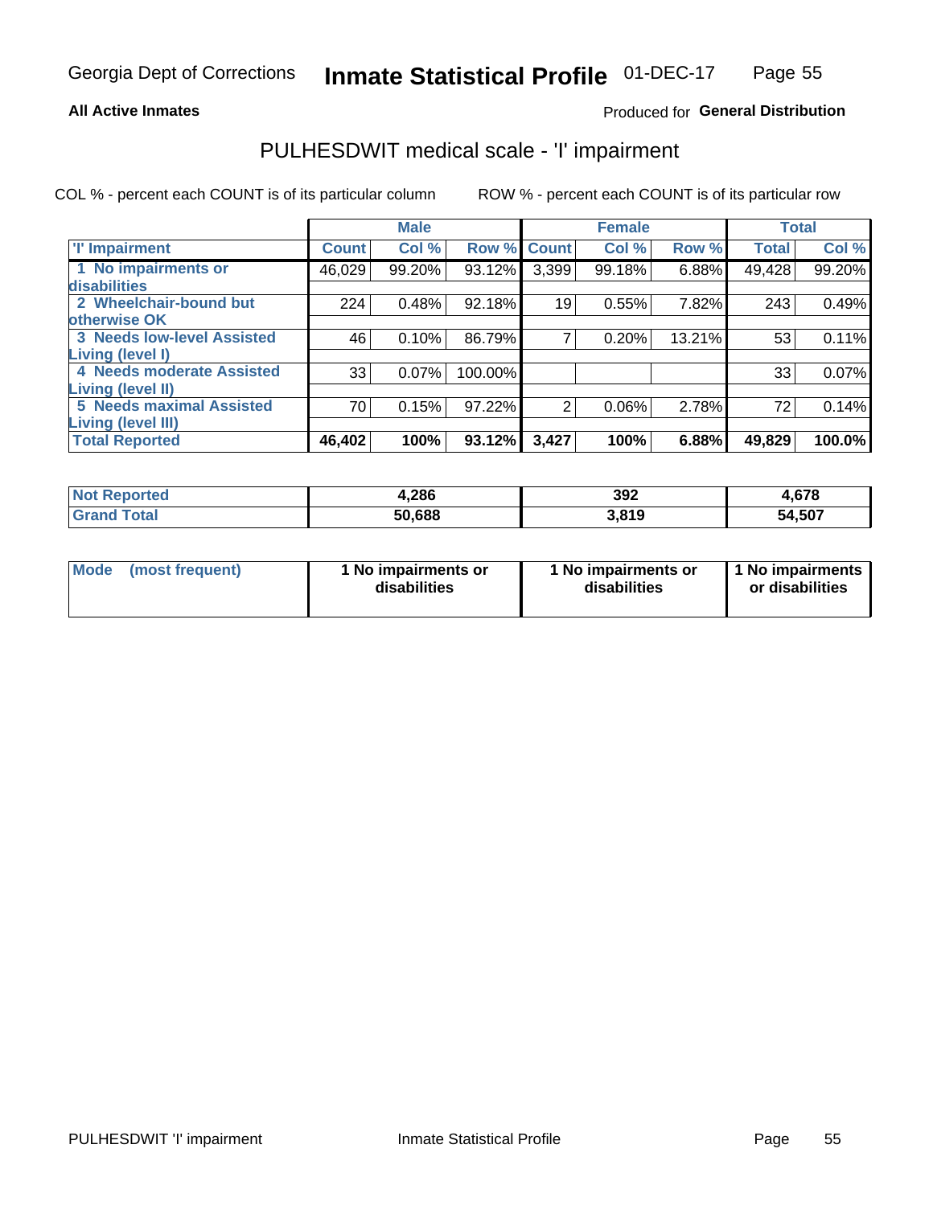Georgia Dept of Corrections **Inmate Statistical Profile** 01-DEC-17

**All Active Inmates**

Produced for **General Distribution**

## PULHESDWIT medical scale - 'I' impairment

COL % - percent each COUNT is of its particular column ROW % - percent each COUNT is of its particular row

| | Male | | | Female | | | Total | |
|---|---|---|---|---|---|---|---|---|
| 'I' Impairment | Count | Col % | Row % | Count | Col % | Row % | Total | Col % |
| 1 No impairments or disabilities | 46,029 | 99.20% | 93.12% | 3,399 | 99.18% | 6.88% | 49,428 | 99.20% |
| 2 Wheelchair-bound but otherwise OK | 224 | 0.48% | 92.18% | 19 | 0.55% | 7.82% | 243 | 0.49% |
| 3 Needs low-level Assisted Living (level I) | 46 | 0.10% | 86.79% | 7 | 0.20% | 13.21% | 53 | 0.11% |
| 4 Needs moderate Assisted Living (level II) | 33 | 0.07% | 100.00% | | | | 33 | 0.07% |
| 5 Needs maximal Assisted Living (level III) | 70 | 0.15% | 97.22% | 2 | 0.06% | 2.78% | 72 | 0.14% |
| **Total Reported** | **46,402** | **100%** | **93.12%** | **3,427** | **100%** | **6.88%** | **49,829** | **100.0%** |

| | Male | Female | Total |
|---|---|---|---|
| Not Reported | 4,286 | 392 | 4,678 |
| Grand Total | 50,688 | 3,819 | 54,507 |

| | Male | Female | Total |
|---|---|---|---|
| Mode (most frequent) | 1 No impairments or disabilities | 1 No impairments or disabilities | 1 No impairments or disabilities |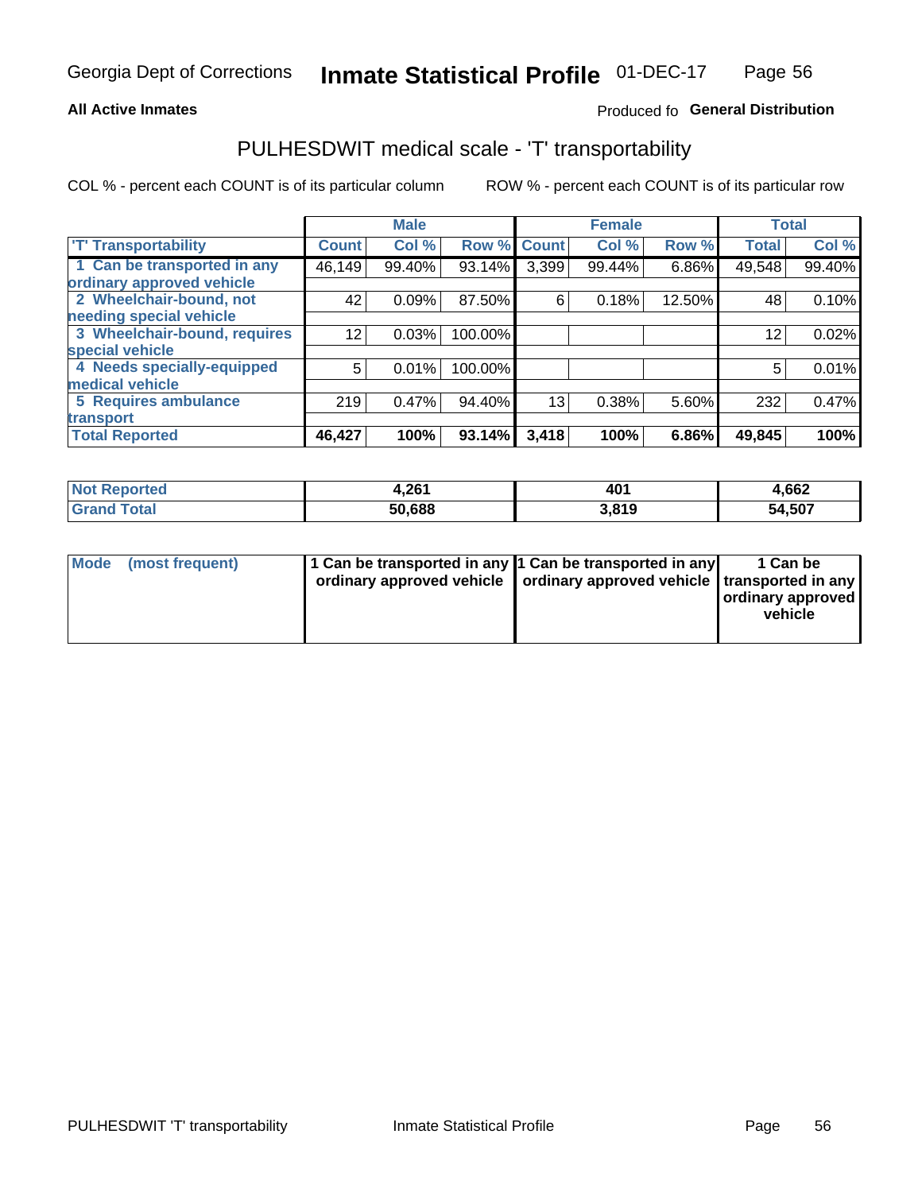**All Active Inmates**

Produced fo **General Distribution**

## PULHESDWIT medical scale - 'T' transportability

COL % - percent each COUNT is of its particular column

ROW % - percent each COUNT is of its particular row

| | Male | | | Female | | | Total | |
|---|---|---|---|---|---|---|---|---|
| 'T' Transportability | Count | Col % | Row % | Count | Col % | Row % | Total | Col % |
| 1 Can be transported in any ordinary approved vehicle | 46,149 | 99.40% | 93.14% | 3,399 | 99.44% | 6.86% | 49,548 | 99.40% |
| 2 Wheelchair-bound, not needing special vehicle | 42 | 0.09% | 87.50% | 6 | 0.18% | 12.50% | 48 | 0.10% |
| 3 Wheelchair-bound, requires special vehicle | 12 | 0.03% | 100.00% | | | | 12 | 0.02% |
| 4 Needs specially-equipped medical vehicle | 5 | 0.01% | 100.00% | | | | 5 | 0.01% |
| 5 Requires ambulance transport | 219 | 0.47% | 94.40% | 13 | 0.38% | 5.60% | 232 | 0.47% |
| **Total Reported** | **46,427** | **100%** | **93.14%** | **3,418** | **100%** | **6.86%** | **49,845** | **100%** |

| | Male | Female | Total |
|---|---|---|---|
| **Not Reported** | **4,261** | **401** | **4,662** |
| **Grand Total** | **50,688** | **3,819** | **54,507** |

| | Male | Female | Total |
|---|---|---|---|
| **Mode (most frequent)** | **1 Can be transported in any ordinary approved vehicle** | **1 Can be transported in any ordinary approved vehicle** | **1 Can be transported in any ordinary approved vehicle** |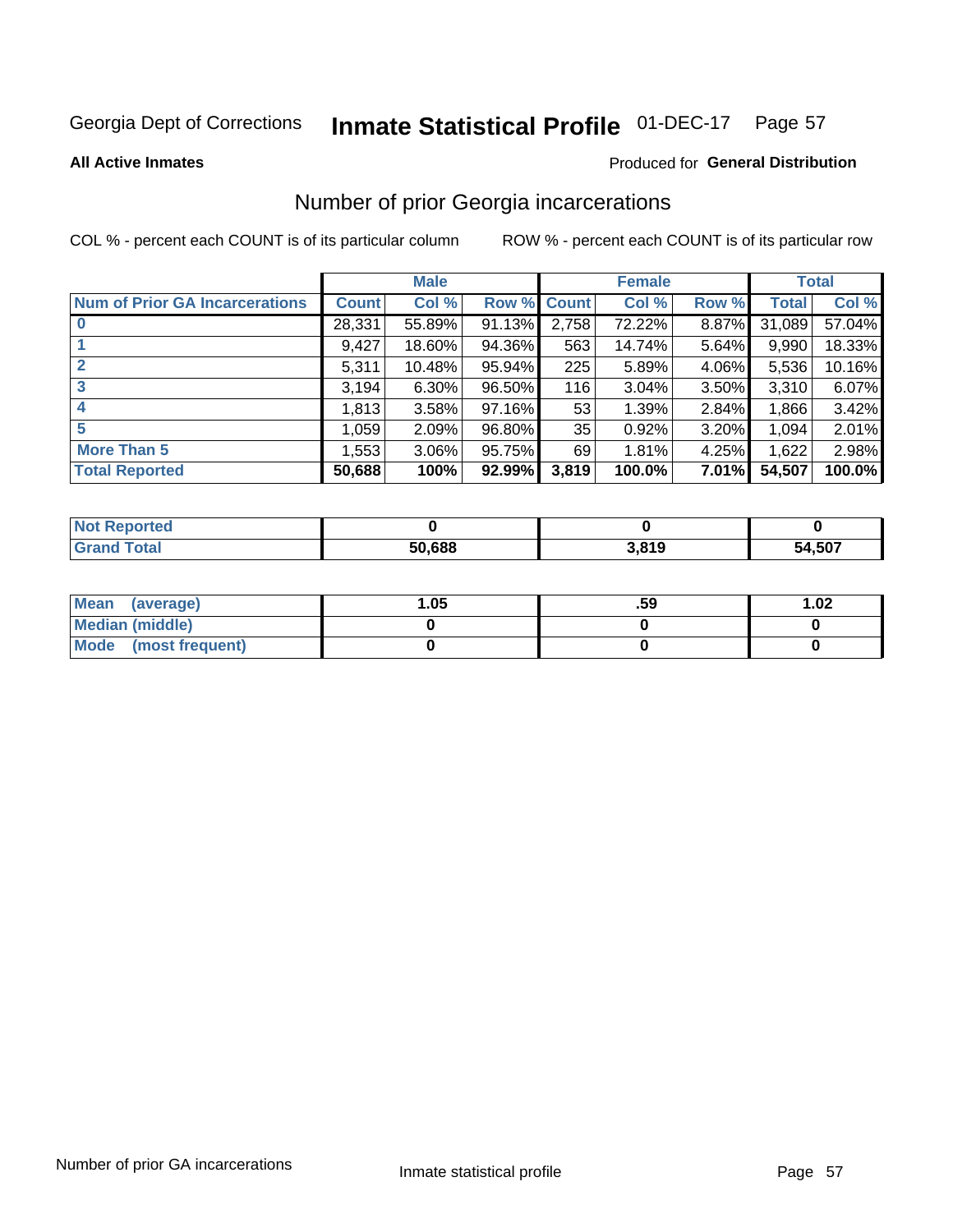Georgia Dept of Corrections **Inmate Statistical Profile** 01-DEC-17

**All Active Inmates**

Produced for **General Distribution**

## Number of prior Georgia incarcerations

COL % - percent each COUNT is of its particular column

ROW % - percent each COUNT is of its particular row

| | Male | | | Female | | | Total | |
|---|---|---|---|---|---|---|---|---|
| **Num of Prior GA Incarcerations** | **Count** | **Col %** | **Row %** | **Count** | **Col %** | **Row %** | **Total** | **Col %** |
| **0** | 28,331 | 55.89% | 91.13% | 2,758 | 72.22% | 8.87% | 31,089 | 57.04% |
| **1** | 9,427 | 18.60% | 94.36% | 563 | 14.74% | 5.64% | 9,990 | 18.33% |
| **2** | 5,311 | 10.48% | 95.94% | 225 | 5.89% | 4.06% | 5,536 | 10.16% |
| **3** | 3,194 | 6.30% | 96.50% | 116 | 3.04% | 3.50% | 3,310 | 6.07% |
| **4** | 1,813 | 3.58% | 97.16% | 53 | 1.39% | 2.84% | 1,866 | 3.42% |
| **5** | 1,059 | 2.09% | 96.80% | 35 | 0.92% | 3.20% | 1,094 | 2.01% |
| **More Than 5** | 1,553 | 3.06% | 95.75% | 69 | 1.81% | 4.25% | 1,622 | 2.98% |
| **Total Reported** | **50,688** | **100%** | **92.99%** | **3,819** | **100.0%** | **7.01%** | **54,507** | **100.0%** |

| | Male | Female | Total |
|---|---|---|---|
| **Not Reported** | **0** | **0** | **0** |
| **Grand Total** | **50,688** | **3,819** | **54,507** |

| | Male | Female | Total |
|---|---|---|---|
| **Mean (average)** | **1.05** | **.59** | **1.02** |
| **Median (middle)** | **0** | **0** | **0** |
| **Mode (most frequent)** | **0** | **0** | **0** |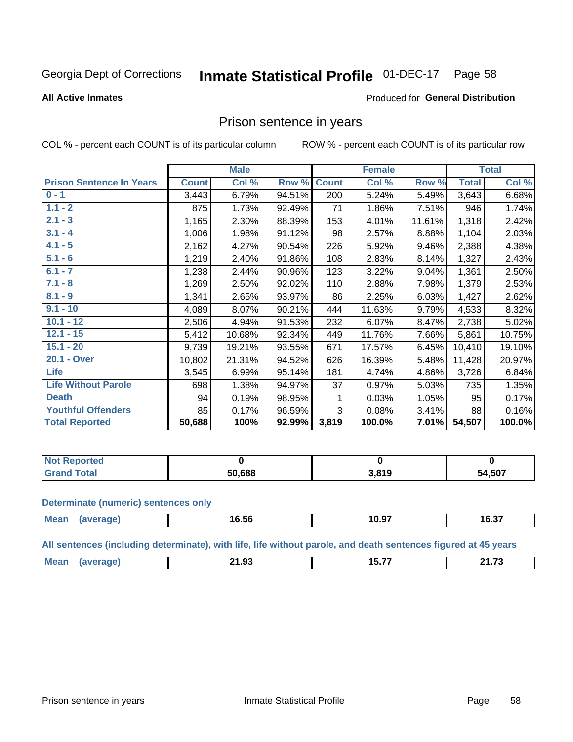Georgia Dept of Corrections **Inmate Statistical Profile** 01-DEC-17

**All Active Inmates**

Produced for **General Distribution**

## Prison sentence in years

COL % - percent each COUNT is of its particular column ROW % - percent each COUNT is of its particular row

| | Male | | | Female | | | Total | |
|---|---|---|---|---|---|---|---|---|
| **Prison Sentence In Years** | **Count** | **Col %** | **Row %** | **Count** | **Col %** | **Row %** | **Total** | **Col %** |
| **0 - 1** | 3,443 | 6.79% | 94.51% | 200 | 5.24% | 5.49% | 3,643 | 6.68% |
| **1.1 - 2** | 875 | 1.73% | 92.49% | 71 | 1.86% | 7.51% | 946 | 1.74% |
| **2.1 - 3** | 1,165 | 2.30% | 88.39% | 153 | 4.01% | 11.61% | 1,318 | 2.42% |
| **3.1 - 4** | 1,006 | 1.98% | 91.12% | 98 | 2.57% | 8.88% | 1,104 | 2.03% |
| **4.1 - 5** | 2,162 | 4.27% | 90.54% | 226 | 5.92% | 9.46% | 2,388 | 4.38% |
| **5.1 - 6** | 1,219 | 2.40% | 91.86% | 108 | 2.83% | 8.14% | 1,327 | 2.43% |
| **6.1 - 7** | 1,238 | 2.44% | 90.96% | 123 | 3.22% | 9.04% | 1,361 | 2.50% |
| **7.1 - 8** | 1,269 | 2.50% | 92.02% | 110 | 2.88% | 7.98% | 1,379 | 2.53% |
| **8.1 - 9** | 1,341 | 2.65% | 93.97% | 86 | 2.25% | 6.03% | 1,427 | 2.62% |
| **9.1 - 10** | 4,089 | 8.07% | 90.21% | 444 | 11.63% | 9.79% | 4,533 | 8.32% |
| **10.1 - 12** | 2,506 | 4.94% | 91.53% | 232 | 6.07% | 8.47% | 2,738 | 5.02% |
| **12.1 - 15** | 5,412 | 10.68% | 92.34% | 449 | 11.76% | 7.66% | 5,861 | 10.75% |
| **15.1 - 20** | 9,739 | 19.21% | 93.55% | 671 | 17.57% | 6.45% | 10,410 | 19.10% |
| **20.1 - Over** | 10,802 | 21.31% | 94.52% | 626 | 16.39% | 5.48% | 11,428 | 20.97% |
| **Life** | 3,545 | 6.99% | 95.14% | 181 | 4.74% | 4.86% | 3,726 | 6.84% |
| **Life Without Parole** | 698 | 1.38% | 94.97% | 37 | 0.97% | 5.03% | 735 | 1.35% |
| **Death** | 94 | 0.19% | 98.95% | 1 | 0.03% | 1.05% | 95 | 0.17% |
| **Youthful Offenders** | 85 | 0.17% | 96.59% | 3 | 0.08% | 3.41% | 88 | 0.16% |
| **Total Reported** | **50,688** | **100%** | **92.99%** | **3,819** | **100.0%** | **7.01%** | **54,507** | **100.0%** |

| | Male | Female | Total |
|---|---|---|---|
| **Not Reported** | **0** | **0** | **0** |
| **Grand Total** | **50,688** | **3,819** | **54,507** |

**Determinate (numeric) sentences only**

| | Male | Female | Total |
|---|---|---|---|
| **Mean (average)** | **16.56** | **10.97** | **16.37** |

**All sentences (including determinate), with life, life without parole, and death sentences figured at 45 years**

| | Male | Female | Total |
|---|---|---|---|
| **Mean (average)** | **21.93** | **15.77** | **21.73** |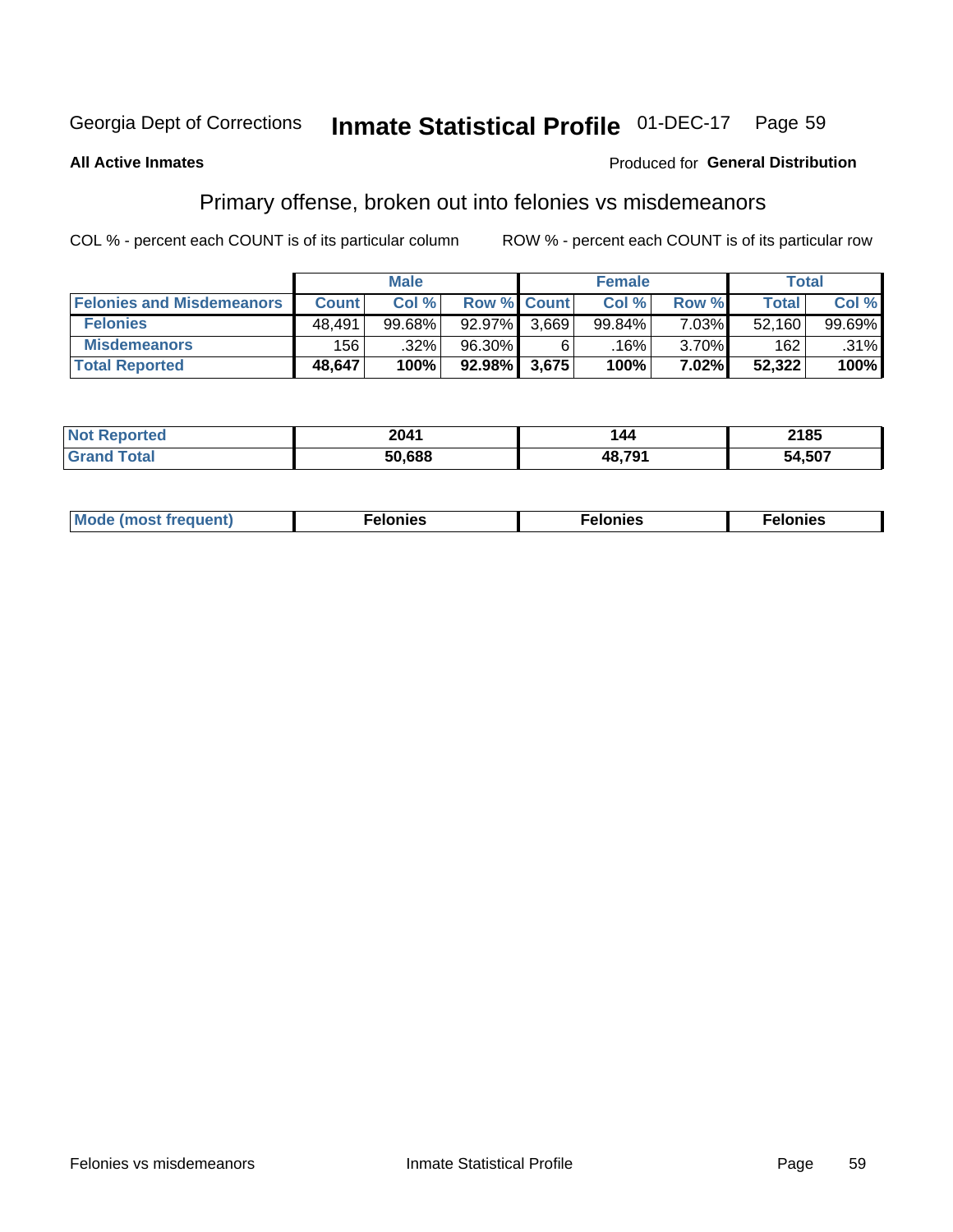Georgia Dept of Corrections **Inmate Statistical Profile** 01-DEC-17

**All Active Inmates**

Produced for **General Distribution**

## Primary offense, broken out into felonies vs misdemeanors

COL % - percent each COUNT is of its particular column

ROW % - percent each COUNT is of its particular row

| | Male | | | Female | | | Total | |
|---|---|---|---|---|---|---|---|---|
| **Felonies and Misdemeanors** | **Count** | **Col %** | **Row %** | **Count** | **Col %** | **Row %** | **Total** | **Col %** |
| **Felonies** | 48,491 | 99.68% | 92.97% | 3,669 | 99.84% | 7.03% | 52,160 | 99.69% |
| **Misdemeanors** | 156 | .32% | 96.30% | 6 | .16% | 3.70% | 162 | .31% |
| **Total Reported** | **48,647** | **100%** | **92.98%** | **3,675** | **100%** | **7.02%** | **52,322** | **100%** |

| | Male | Female | Total |
|---|---|---|---|
| **Not Reported** | **2041** | **144** | **2185** |
| **Grand Total** | **50,688** | **48,791** | **54,507** |

| | Male | Female | Total |
|---|---|---|---|
| **Mode (most frequent)** | **Felonies** | **Felonies** | **Felonies** |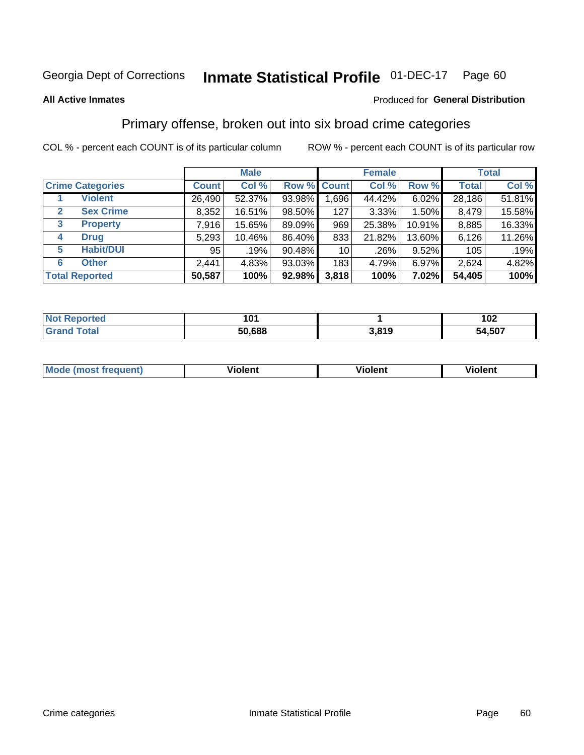Georgia Dept of Corrections **Inmate Statistical Profile** 01-DEC-17

**All Active Inmates**

Produced for **General Distribution**

## Primary offense, broken out into six broad crime categories

COL % - percent each COUNT is of its particular column    ROW % - percent each COUNT is of its particular row

| Crime Categories | | Male | | | Female | | | Total | |
|---|---|---|---|---|---|---|---|---|---|
| | | Count | Col % | Row % | Count | Col % | Row % | Total | Col % |
| 1 | Violent | 26,490 | 52.37% | 93.98% | 1,696 | 44.42% | 6.02% | 28,186 | 51.81% |
| 2 | Sex Crime | 8,352 | 16.51% | 98.50% | 127 | 3.33% | 1.50% | 8,479 | 15.58% |
| 3 | Property | 7,916 | 15.65% | 89.09% | 969 | 25.38% | 10.91% | 8,885 | 16.33% |
| 4 | Drug | 5,293 | 10.46% | 86.40% | 833 | 21.82% | 13.60% | 6,126 | 11.26% |
| 5 | Habit/DUI | 95 | .19% | 90.48% | 10 | .26% | 9.52% | 105 | .19% |
| 6 | Other | 2,441 | 4.83% | 93.03% | 183 | 4.79% | 6.97% | 2,624 | 4.82% |
| **Total Reported** | | **50,587** | **100%** | **92.98%** | **3,818** | **100%** | **7.02%** | **54,405** | **100%** |

| | Male | Female | Total |
|---|---|---|---|
| Not Reported | **101** | **1** | **102** |
| Grand Total | **50,688** | **3,819** | **54,507** |

| | Male | Female | Total |
|---|---|---|---|
| Mode (most frequent) | **Violent** | **Violent** | **Violent** |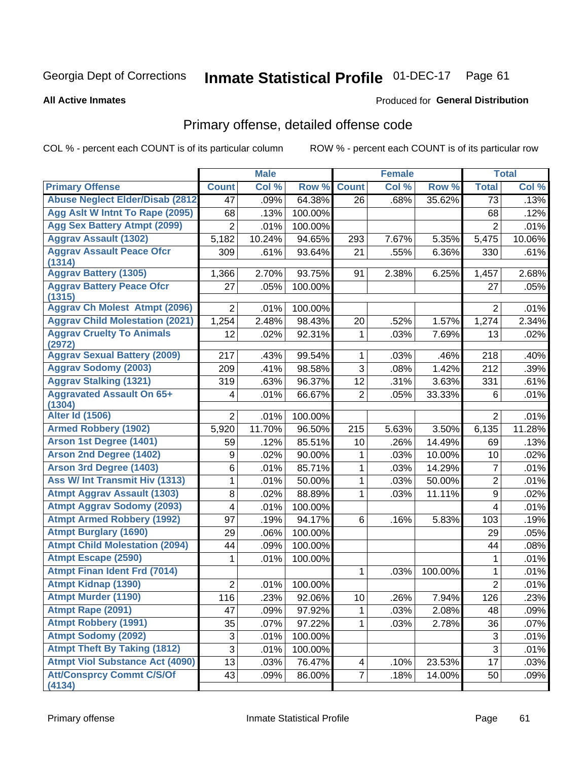Georgia Dept of Corrections **Inmate Statistical Profile** 01-DEC-17 Page 61

**All Active Inmates**

Produced for **General Distribution**

## Primary offense, detailed offense code

COL % - percent each COUNT is of its particular column ROW % - percent each COUNT is of its particular row

| | Male | | | Female | | | Total | |
|---|---|---|---|---|---|---|---|---|
| Primary Offense | Count | Col % | Row % | Count | Col % | Row % | Total | Col % |
| Abuse Neglect Elder/Disab (2812 | 47 | .09% | 64.38% | 26 | .68% | 35.62% | 73 | .13% |
| Agg Aslt W Intnt To Rape (2095) | 68 | .13% | 100.00% | | | | 68 | .12% |
| Agg Sex Battery Atmpt (2099) | 2 | .01% | 100.00% | | | | 2 | .01% |
| Aggrav Assault (1302) | 5,182 | 10.24% | 94.65% | 293 | 7.67% | 5.35% | 5,475 | 10.06% |
| Aggrav Assault Peace Ofcr (1314) | 309 | .61% | 93.64% | 21 | .55% | 6.36% | 330 | .61% |
| Aggrav Battery (1305) | 1,366 | 2.70% | 93.75% | 91 | 2.38% | 6.25% | 1,457 | 2.68% |
| Aggrav Battery Peace Ofcr (1315) | 27 | .05% | 100.00% | | | | 27 | .05% |
| Aggrav Ch Molest Atmpt (2096) | 2 | .01% | 100.00% | | | | 2 | .01% |
| Aggrav Child Molestation (2021) | 1,254 | 2.48% | 98.43% | 20 | .52% | 1.57% | 1,274 | 2.34% |
| Aggrav Cruelty To Animals (2972) | 12 | .02% | 92.31% | 1 | .03% | 7.69% | 13 | .02% |
| Aggrav Sexual Battery (2009) | 217 | .43% | 99.54% | 1 | .03% | .46% | 218 | .40% |
| Aggrav Sodomy (2003) | 209 | .41% | 98.58% | 3 | .08% | 1.42% | 212 | .39% |
| Aggrav Stalking (1321) | 319 | .63% | 96.37% | 12 | .31% | 3.63% | 331 | .61% |
| Aggravated Assault On 65+ (1304) | 4 | .01% | 66.67% | 2 | .05% | 33.33% | 6 | .01% |
| Alter Id (1506) | 2 | .01% | 100.00% | | | | 2 | .01% |
| Armed Robbery (1902) | 5,920 | 11.70% | 96.50% | 215 | 5.63% | 3.50% | 6,135 | 11.28% |
| Arson 1st Degree (1401) | 59 | .12% | 85.51% | 10 | .26% | 14.49% | 69 | .13% |
| Arson 2nd Degree (1402) | 9 | .02% | 90.00% | 1 | .03% | 10.00% | 10 | .02% |
| Arson 3rd Degree (1403) | 6 | .01% | 85.71% | 1 | .03% | 14.29% | 7 | .01% |
| Ass W/ Int Transmit Hiv (1313) | 1 | .01% | 50.00% | 1 | .03% | 50.00% | 2 | .01% |
| Atmpt Aggrav Assault (1303) | 8 | .02% | 88.89% | 1 | .03% | 11.11% | 9 | .02% |
| Atmpt Aggrav Sodomy (2093) | 4 | .01% | 100.00% | | | | 4 | .01% |
| Atmpt Armed Robbery (1992) | 97 | .19% | 94.17% | 6 | .16% | 5.83% | 103 | .19% |
| Atmpt Burglary (1690) | 29 | .06% | 100.00% | | | | 29 | .05% |
| Atmpt Child Molestation (2094) | 44 | .09% | 100.00% | | | | 44 | .08% |
| Atmpt Escape (2590) | 1 | .01% | 100.00% | | | | 1 | .01% |
| Atmpt Finan Ident Frd (7014) | | | | 1 | .03% | 100.00% | 1 | .01% |
| Atmpt Kidnap (1390) | 2 | .01% | 100.00% | | | | 2 | .01% |
| Atmpt Murder (1190) | 116 | .23% | 92.06% | 10 | .26% | 7.94% | 126 | .23% |
| Atmpt Rape (2091) | 47 | .09% | 97.92% | 1 | .03% | 2.08% | 48 | .09% |
| Atmpt Robbery (1991) | 35 | .07% | 97.22% | 1 | .03% | 2.78% | 36 | .07% |
| Atmpt Sodomy (2092) | 3 | .01% | 100.00% | | | | 3 | .01% |
| Atmpt Theft By Taking (1812) | 3 | .01% | 100.00% | | | | 3 | .01% |
| Atmpt Viol Substance Act (4090) | 13 | .03% | 76.47% | 4 | .10% | 23.53% | 17 | .03% |
| Att/Consprcy Commt C/S/Of (4134) | 43 | .09% | 86.00% | 7 | .18% | 14.00% | 50 | .09% |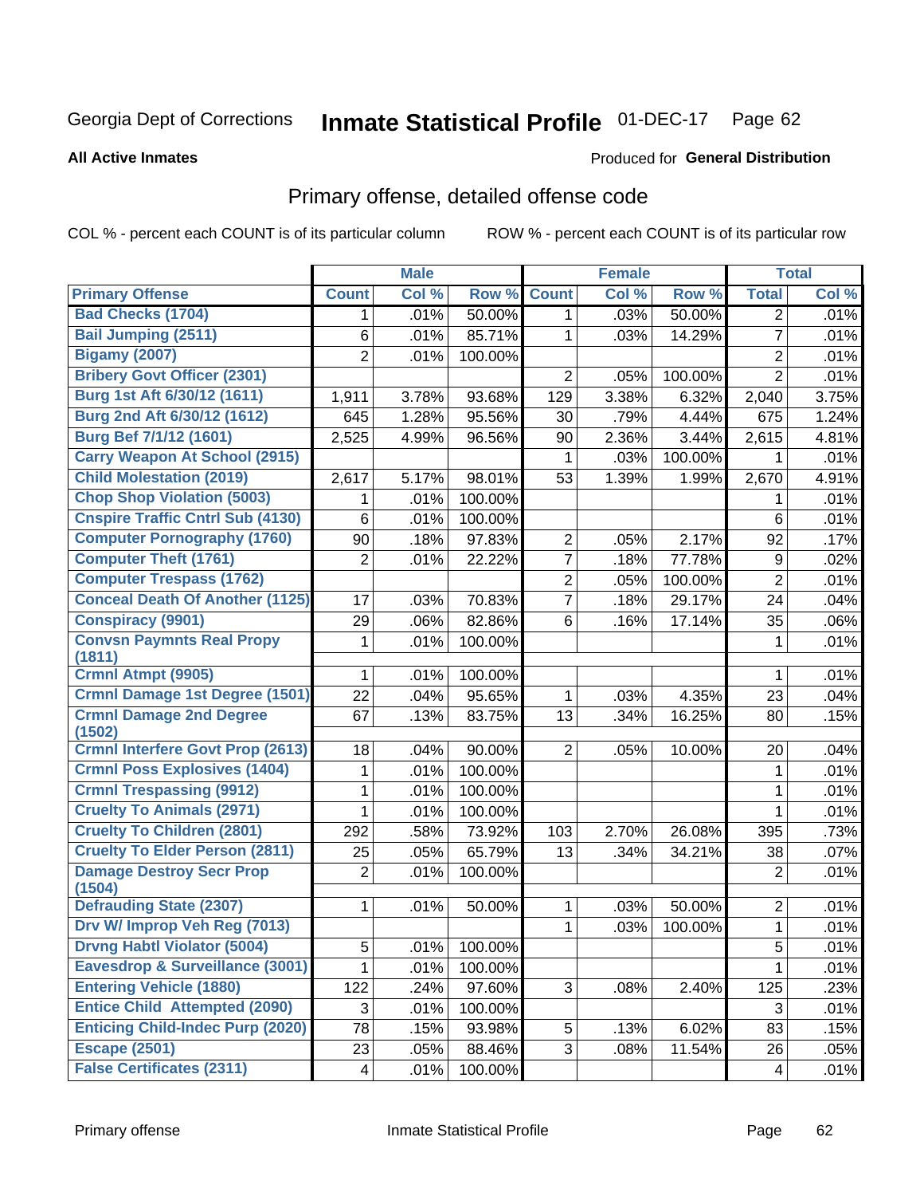Georgia Dept of Corrections

# Inmate Statistical Profile 01-DEC-17

**All Active Inmates**

Produced for **General Distribution**

## Primary offense, detailed offense code

COL % - percent each COUNT is of its particular column

ROW % - percent each COUNT is of its particular row

| | Male | | | Female | | | Total | |
|---|---|---|---|---|---|---|---|---|
| **Primary Offense** | **Count** | **Col %** | **Row %** | **Count** | **Col %** | **Row %** | **Total** | **Col %** |
| Bad Checks (1704) | 1 | .01% | 50.00% | 1 | .03% | 50.00% | 2 | .01% |
| Bail Jumping (2511) | 6 | .01% | 85.71% | 1 | .03% | 14.29% | 7 | .01% |
| Bigamy (2007) | 2 | .01% | 100.00% | | | | 2 | .01% |
| Bribery Govt Officer (2301) | | | | 2 | .05% | 100.00% | 2 | .01% |
| Burg 1st Aft 6/30/12 (1611) | 1,911 | 3.78% | 93.68% | 129 | 3.38% | 6.32% | 2,040 | 3.75% |
| Burg 2nd Aft 6/30/12 (1612) | 645 | 1.28% | 95.56% | 30 | .79% | 4.44% | 675 | 1.24% |
| Burg Bef 7/1/12 (1601) | 2,525 | 4.99% | 96.56% | 90 | 2.36% | 3.44% | 2,615 | 4.81% |
| Carry Weapon At School (2915) | | | | 1 | .03% | 100.00% | 1 | .01% |
| Child Molestation (2019) | 2,617 | 5.17% | 98.01% | 53 | 1.39% | 1.99% | 2,670 | 4.91% |
| Chop Shop Violation (5003) | 1 | .01% | 100.00% | | | | 1 | .01% |
| Cnspire Traffic Cntrl Sub (4130) | 6 | .01% | 100.00% | | | | 6 | .01% |
| Computer Pornography (1760) | 90 | .18% | 97.83% | 2 | .05% | 2.17% | 92 | .17% |
| Computer Theft (1761) | 2 | .01% | 22.22% | 7 | .18% | 77.78% | 9 | .02% |
| Computer Trespass (1762) | | | | 2 | .05% | 100.00% | 2 | .01% |
| Conceal Death Of Another (1125) | 17 | .03% | 70.83% | 7 | .18% | 29.17% | 24 | .04% |
| Conspiracy (9901) | 29 | .06% | 82.86% | 6 | .16% | 17.14% | 35 | .06% |
| Convsn Paymnts Real Propy (1811) | 1 | .01% | 100.00% | | | | 1 | .01% |
| Crmnl Atmpt (9905) | 1 | .01% | 100.00% | | | | 1 | .01% |
| Crmnl Damage 1st Degree (1501) | 22 | .04% | 95.65% | 1 | .03% | 4.35% | 23 | .04% |
| Crmnl Damage 2nd Degree (1502) | 67 | .13% | 83.75% | 13 | .34% | 16.25% | 80 | .15% |
| Crmnl Interfere Govt Prop (2613) | 18 | .04% | 90.00% | 2 | .05% | 10.00% | 20 | .04% |
| Crmnl Poss Explosives (1404) | 1 | .01% | 100.00% | | | | 1 | .01% |
| Crmnl Trespassing (9912) | 1 | .01% | 100.00% | | | | 1 | .01% |
| Cruelty To Animals (2971) | 1 | .01% | 100.00% | | | | 1 | .01% |
| Cruelty To Children (2801) | 292 | .58% | 73.92% | 103 | 2.70% | 26.08% | 395 | .73% |
| Cruelty To Elder Person (2811) | 25 | .05% | 65.79% | 13 | .34% | 34.21% | 38 | .07% |
| Damage Destroy Secr Prop (1504) | 2 | .01% | 100.00% | | | | 2 | .01% |
| Defrauding State (2307) | 1 | .01% | 50.00% | 1 | .03% | 50.00% | 2 | .01% |
| Drv W/ Improp Veh Reg (7013) | | | | 1 | .03% | 100.00% | 1 | .01% |
| Drvng Habtl Violator (5004) | 5 | .01% | 100.00% | | | | 5 | .01% |
| Eavesdrop & Surveillance (3001) | 1 | .01% | 100.00% | | | | 1 | .01% |
| Entering Vehicle (1880) | 122 | .24% | 97.60% | 3 | .08% | 2.40% | 125 | .23% |
| Entice Child Attempted (2090) | 3 | .01% | 100.00% | | | | 3 | .01% |
| Enticing Child-Indec Purp (2020) | 78 | .15% | 93.98% | 5 | .13% | 6.02% | 83 | .15% |
| Escape (2501) | 23 | .05% | 88.46% | 3 | .08% | 11.54% | 26 | .05% |
| False Certificates (2311) | 4 | .01% | 100.00% | | | | 4 | .01% |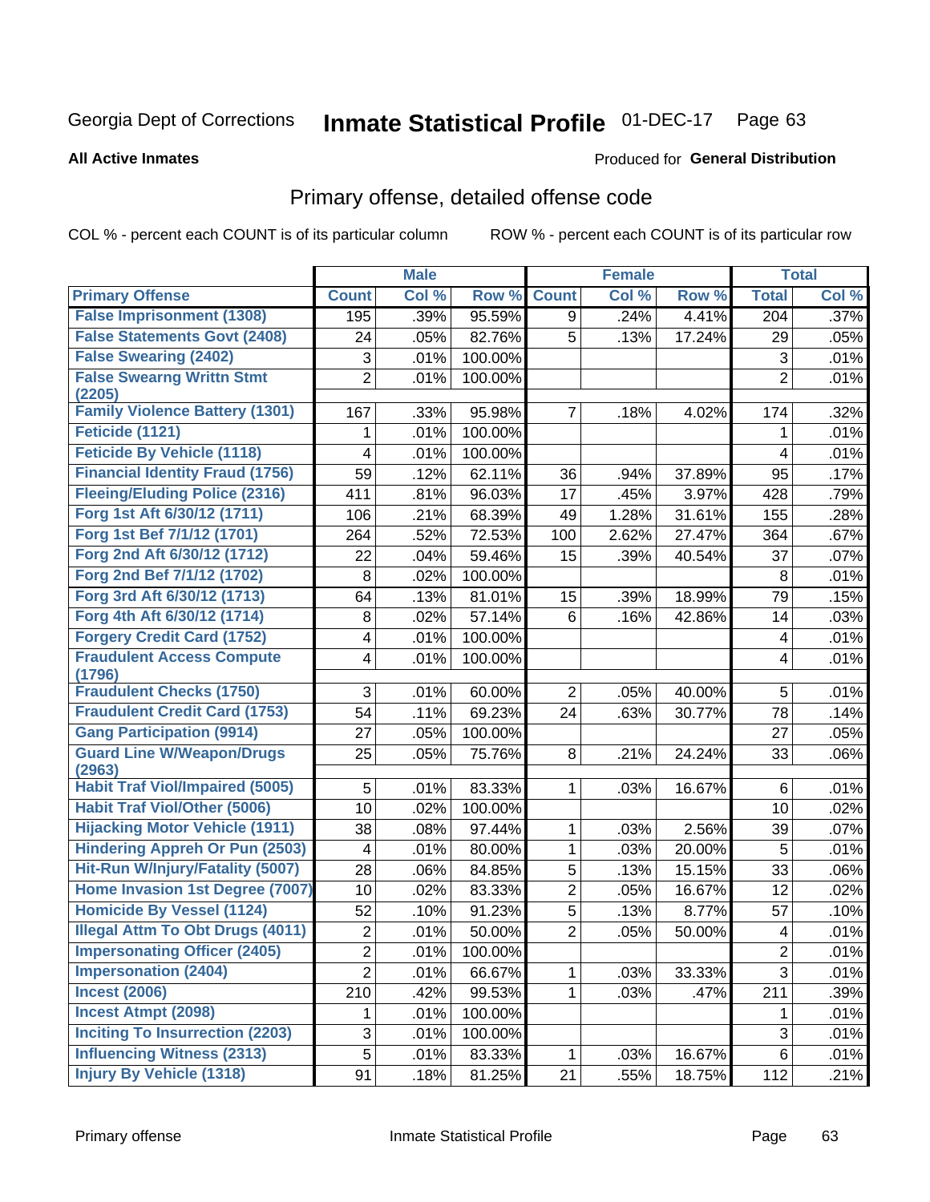Georgia Dept of Corrections **Inmate Statistical Profile** 01-DEC-17

**All Active Inmates**

Produced for **General Distribution**

## Primary offense, detailed offense code

COL % - percent each COUNT is of its particular column    ROW % - percent each COUNT is of its particular row

| | Male | | | Female | | | Total | |
|---|---|---|---|---|---|---|---|---|
| **Primary Offense** | **Count** | **Col %** | **Row %** | **Count** | **Col %** | **Row %** | **Total** | **Col %** |
| False Imprisonment (1308) | 195 | .39% | 95.59% | 9 | .24% | 4.41% | 204 | .37% |
| False Statements Govt (2408) | 24 | .05% | 82.76% | 5 | .13% | 17.24% | 29 | .05% |
| False Swearing (2402) | 3 | .01% | 100.00% | | | | 3 | .01% |
| False Swearng Writtn Stmt (2205) | 2 | .01% | 100.00% | | | | 2 | .01% |
| Family Violence Battery (1301) | 167 | .33% | 95.98% | 7 | .18% | 4.02% | 174 | .32% |
| Feticide (1121) | 1 | .01% | 100.00% | | | | 1 | .01% |
| Feticide By Vehicle (1118) | 4 | .01% | 100.00% | | | | 4 | .01% |
| Financial Identity Fraud (1756) | 59 | .12% | 62.11% | 36 | .94% | 37.89% | 95 | .17% |
| Fleeing/Eluding Police (2316) | 411 | .81% | 96.03% | 17 | .45% | 3.97% | 428 | .79% |
| Forg 1st Aft 6/30/12 (1711) | 106 | .21% | 68.39% | 49 | 1.28% | 31.61% | 155 | .28% |
| Forg 1st Bef 7/1/12 (1701) | 264 | .52% | 72.53% | 100 | 2.62% | 27.47% | 364 | .67% |
| Forg 2nd Aft 6/30/12 (1712) | 22 | .04% | 59.46% | 15 | .39% | 40.54% | 37 | .07% |
| Forg 2nd Bef 7/1/12 (1702) | 8 | .02% | 100.00% | | | | 8 | .01% |
| Forg 3rd Aft 6/30/12 (1713) | 64 | .13% | 81.01% | 15 | .39% | 18.99% | 79 | .15% |
| Forg 4th Aft 6/30/12 (1714) | 8 | .02% | 57.14% | 6 | .16% | 42.86% | 14 | .03% |
| Forgery Credit Card (1752) | 4 | .01% | 100.00% | | | | 4 | .01% |
| Fraudulent Access Compute (1796) | 4 | .01% | 100.00% | | | | 4 | .01% |
| Fraudulent Checks (1750) | 3 | .01% | 60.00% | 2 | .05% | 40.00% | 5 | .01% |
| Fraudulent Credit Card (1753) | 54 | .11% | 69.23% | 24 | .63% | 30.77% | 78 | .14% |
| Gang Participation (9914) | 27 | .05% | 100.00% | | | | 27 | .05% |
| Guard Line W/Weapon/Drugs (2963) | 25 | .05% | 75.76% | 8 | .21% | 24.24% | 33 | .06% |
| Habit Traf Viol/Impaired (5005) | 5 | .01% | 83.33% | 1 | .03% | 16.67% | 6 | .01% |
| Habit Traf Viol/Other (5006) | 10 | .02% | 100.00% | | | | 10 | .02% |
| Hijacking Motor Vehicle (1911) | 38 | .08% | 97.44% | 1 | .03% | 2.56% | 39 | .07% |
| Hindering Appreh Or Pun (2503) | 4 | .01% | 80.00% | 1 | .03% | 20.00% | 5 | .01% |
| Hit-Run W/Injury/Fatality (5007) | 28 | .06% | 84.85% | 5 | .13% | 15.15% | 33 | .06% |
| Home Invasion 1st Degree (7007) | 10 | .02% | 83.33% | 2 | .05% | 16.67% | 12 | .02% |
| Homicide By Vessel (1124) | 52 | .10% | 91.23% | 5 | .13% | 8.77% | 57 | .10% |
| Illegal Attm To Obt Drugs (4011) | 2 | .01% | 50.00% | 2 | .05% | 50.00% | 4 | .01% |
| Impersonating Officer (2405) | 2 | .01% | 100.00% | | | | 2 | .01% |
| Impersonation (2404) | 2 | .01% | 66.67% | 1 | .03% | 33.33% | 3 | .01% |
| Incest (2006) | 210 | .42% | 99.53% | 1 | .03% | .47% | 211 | .39% |
| Incest Atmpt (2098) | 1 | .01% | 100.00% | | | | 1 | .01% |
| Inciting To Insurrection (2203) | 3 | .01% | 100.00% | | | | 3 | .01% |
| Influencing Witness (2313) | 5 | .01% | 83.33% | 1 | .03% | 16.67% | 6 | .01% |
| Injury By Vehicle (1318) | 91 | .18% | 81.25% | 21 | .55% | 18.75% | 112 | .21% |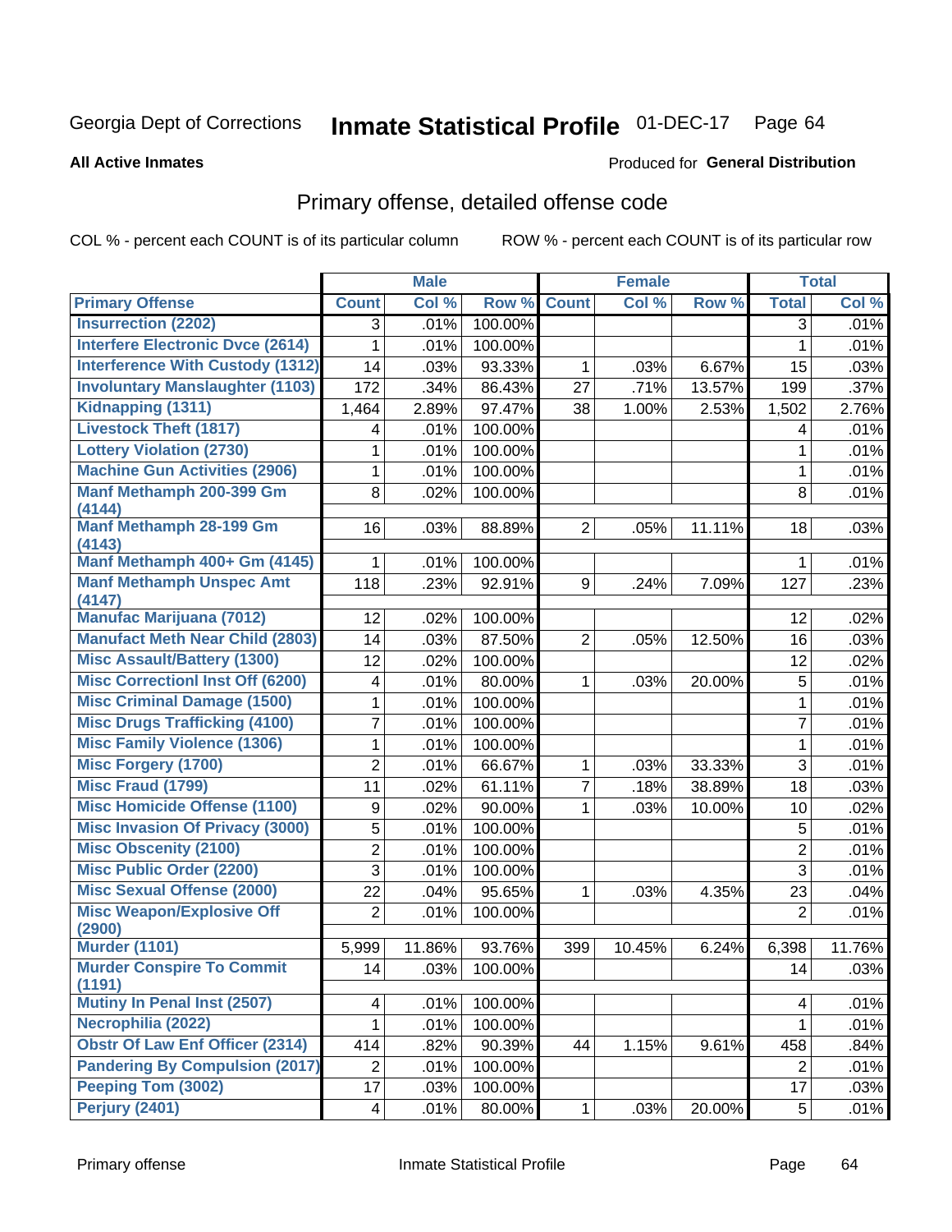# Georgia Dept of Corrections **Inmate Statistical Profile** 01-DEC-17

**All Active Inmates**

Produced for **General Distribution**

## Primary offense, detailed offense code

COL % - percent each COUNT is of its particular column ROW % - percent each COUNT is of its particular row

| | Male | | | Female | | | Total | |
|---|---|---|---|---|---|---|---|---|
| **Primary Offense** | **Count** | **Col %** | **Row %** | **Count** | **Col %** | **Row %** | **Total** | **Col %** |
| **Insurrection (2202)** | 3 | .01% | 100.00% | | | | 3 | .01% |
| **Interfere Electronic Dvce (2614)** | 1 | .01% | 100.00% | | | | 1 | .01% |
| **Interference With Custody (1312)** | 14 | .03% | 93.33% | 1 | .03% | 6.67% | 15 | .03% |
| **Involuntary Manslaughter (1103)** | 172 | .34% | 86.43% | 27 | .71% | 13.57% | 199 | .37% |
| **Kidnapping (1311)** | 1,464 | 2.89% | 97.47% | 38 | 1.00% | 2.53% | 1,502 | 2.76% |
| **Livestock Theft (1817)** | 4 | .01% | 100.00% | | | | 4 | .01% |
| **Lottery Violation (2730)** | 1 | .01% | 100.00% | | | | 1 | .01% |
| **Machine Gun Activities (2906)** | 1 | .01% | 100.00% | | | | 1 | .01% |
| **Manf Methamph 200-399 Gm (4144)** | 8 | .02% | 100.00% | | | | 8 | .01% |
| **Manf Methamph 28-199 Gm (4143)** | 16 | .03% | 88.89% | 2 | .05% | 11.11% | 18 | .03% |
| **Manf Methamph 400+ Gm (4145)** | 1 | .01% | 100.00% | | | | 1 | .01% |
| **Manf Methamph Unspec Amt (4147)** | 118 | .23% | 92.91% | 9 | .24% | 7.09% | 127 | .23% |
| **Manufac Marijuana (7012)** | 12 | .02% | 100.00% | | | | 12 | .02% |
| **Manufact Meth Near Child (2803)** | 14 | .03% | 87.50% | 2 | .05% | 12.50% | 16 | .03% |
| **Misc Assault/Battery (1300)** | 12 | .02% | 100.00% | | | | 12 | .02% |
| **Misc Correctionl Inst Off (6200)** | 4 | .01% | 80.00% | 1 | .03% | 20.00% | 5 | .01% |
| **Misc Criminal Damage (1500)** | 1 | .01% | 100.00% | | | | 1 | .01% |
| **Misc Drugs Trafficking (4100)** | 7 | .01% | 100.00% | | | | 7 | .01% |
| **Misc Family Violence (1306)** | 1 | .01% | 100.00% | | | | 1 | .01% |
| **Misc Forgery (1700)** | 2 | .01% | 66.67% | 1 | .03% | 33.33% | 3 | .01% |
| **Misc Fraud (1799)** | 11 | .02% | 61.11% | 7 | .18% | 38.89% | 18 | .03% |
| **Misc Homicide Offense (1100)** | 9 | .02% | 90.00% | 1 | .03% | 10.00% | 10 | .02% |
| **Misc Invasion Of Privacy (3000)** | 5 | .01% | 100.00% | | | | 5 | .01% |
| **Misc Obscenity (2100)** | 2 | .01% | 100.00% | | | | 2 | .01% |
| **Misc Public Order (2200)** | 3 | .01% | 100.00% | | | | 3 | .01% |
| **Misc Sexual Offense (2000)** | 22 | .04% | 95.65% | 1 | .03% | 4.35% | 23 | .04% |
| **Misc Weapon/Explosive Off (2900)** | 2 | .01% | 100.00% | | | | 2 | .01% |
| **Murder (1101)** | 5,999 | 11.86% | 93.76% | 399 | 10.45% | 6.24% | 6,398 | 11.76% |
| **Murder Conspire To Commit (1191)** | 14 | .03% | 100.00% | | | | 14 | .03% |
| **Mutiny In Penal Inst (2507)** | 4 | .01% | 100.00% | | | | 4 | .01% |
| **Necrophilia (2022)** | 1 | .01% | 100.00% | | | | 1 | .01% |
| **Obstr Of Law Enf Officer (2314)** | 414 | .82% | 90.39% | 44 | 1.15% | 9.61% | 458 | .84% |
| **Pandering By Compulsion (2017)** | 2 | .01% | 100.00% | | | | 2 | .01% |
| **Peeping Tom (3002)** | 17 | .03% | 100.00% | | | | 17 | .03% |
| **Perjury (2401)** | 4 | .01% | 80.00% | 1 | .03% | 20.00% | 5 | .01% |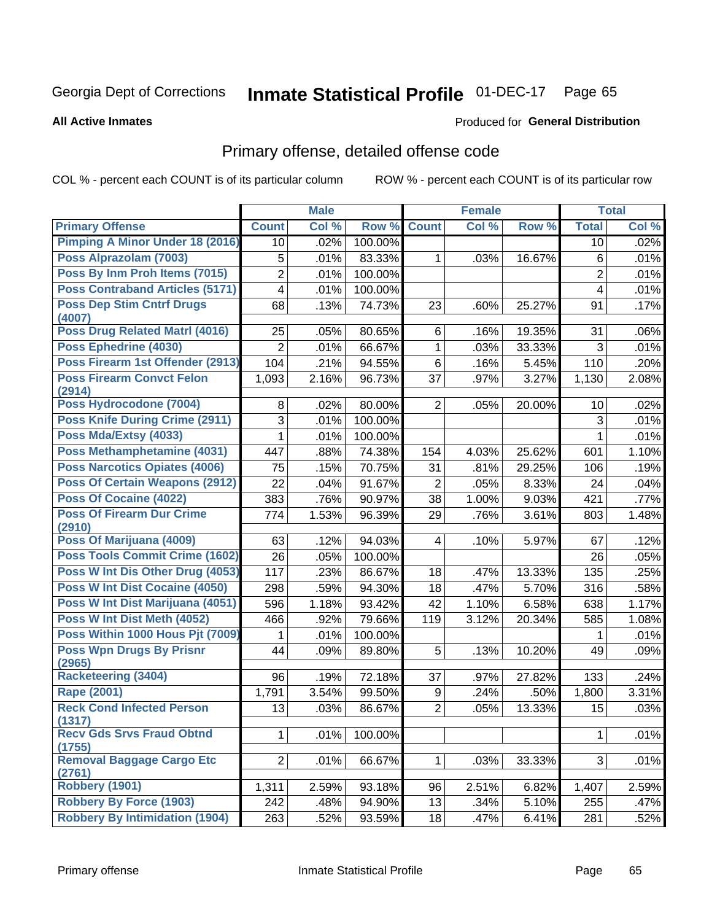Georgia Dept of Corrections **Inmate Statistical Profile** 01-DEC-17

**All Active Inmates**

Produced for **General Distribution**

## Primary offense, detailed offense code

COL % - percent each COUNT is of its particular column    ROW % - percent each COUNT is of its particular row

| | Male | | | Female | | | Total | |
|---|---|---|---|---|---|---|---|---|
| **Primary Offense** | **Count** | **Col %** | **Row %** | **Count** | **Col %** | **Row %** | **Total** | **Col %** |
| Pimping A Minor Under 18 (2016) | 10 | .02% | 100.00% | | | | 10 | .02% |
| Poss Alprazolam (7003) | 5 | .01% | 83.33% | 1 | .03% | 16.67% | 6 | .01% |
| Poss By Inm Proh Items (7015) | 2 | .01% | 100.00% | | | | 2 | .01% |
| Poss Contraband Articles (5171) | 4 | .01% | 100.00% | | | | 4 | .01% |
| Poss Dep Stim Cntrf Drugs (4007) | 68 | .13% | 74.73% | 23 | .60% | 25.27% | 91 | .17% |
| Poss Drug Related Matrl (4016) | 25 | .05% | 80.65% | 6 | .16% | 19.35% | 31 | .06% |
| Poss Ephedrine (4030) | 2 | .01% | 66.67% | 1 | .03% | 33.33% | 3 | .01% |
| Poss Firearm 1st Offender (2913) | 104 | .21% | 94.55% | 6 | .16% | 5.45% | 110 | .20% |
| Poss Firearm Convct Felon (2914) | 1,093 | 2.16% | 96.73% | 37 | .97% | 3.27% | 1,130 | 2.08% |
| Poss Hydrocodone (7004) | 8 | .02% | 80.00% | 2 | .05% | 20.00% | 10 | .02% |
| Poss Knife During Crime (2911) | 3 | .01% | 100.00% | | | | 3 | .01% |
| Poss Mda/Extsy (4033) | 1 | .01% | 100.00% | | | | 1 | .01% |
| Poss Methamphetamine (4031) | 447 | .88% | 74.38% | 154 | 4.03% | 25.62% | 601 | 1.10% |
| Poss Narcotics Opiates (4006) | 75 | .15% | 70.75% | 31 | .81% | 29.25% | 106 | .19% |
| Poss Of Certain Weapons (2912) | 22 | .04% | 91.67% | 2 | .05% | 8.33% | 24 | .04% |
| Poss Of Cocaine (4022) | 383 | .76% | 90.97% | 38 | 1.00% | 9.03% | 421 | .77% |
| Poss Of Firearm Dur Crime (2910) | 774 | 1.53% | 96.39% | 29 | .76% | 3.61% | 803 | 1.48% |
| Poss Of Marijuana (4009) | 63 | .12% | 94.03% | 4 | .10% | 5.97% | 67 | .12% |
| Poss Tools Commit Crime (1602) | 26 | .05% | 100.00% | | | | 26 | .05% |
| Poss W Int Dis Other Drug (4053) | 117 | .23% | 86.67% | 18 | .47% | 13.33% | 135 | .25% |
| Poss W Int Dist Cocaine (4050) | 298 | .59% | 94.30% | 18 | .47% | 5.70% | 316 | .58% |
| Poss W Int Dist Marijuana (4051) | 596 | 1.18% | 93.42% | 42 | 1.10% | 6.58% | 638 | 1.17% |
| Poss W Int Dist Meth (4052) | 466 | .92% | 79.66% | 119 | 3.12% | 20.34% | 585 | 1.08% |
| Poss Within 1000 Hous Pjt (7009) | 1 | .01% | 100.00% | | | | 1 | .01% |
| Poss Wpn Drugs By Prisnr (2965) | 44 | .09% | 89.80% | 5 | .13% | 10.20% | 49 | .09% |
| Racketeering (3404) | 96 | .19% | 72.18% | 37 | .97% | 27.82% | 133 | .24% |
| Rape (2001) | 1,791 | 3.54% | 99.50% | 9 | .24% | .50% | 1,800 | 3.31% |
| Reck Cond Infected Person (1317) | 13 | .03% | 86.67% | 2 | .05% | 13.33% | 15 | .03% |
| Recv Gds Srvs Fraud Obtnd (1755) | 1 | .01% | 100.00% | | | | 1 | .01% |
| Removal Baggage Cargo Etc (2761) | 2 | .01% | 66.67% | 1 | .03% | 33.33% | 3 | .01% |
| Robbery (1901) | 1,311 | 2.59% | 93.18% | 96 | 2.51% | 6.82% | 1,407 | 2.59% |
| Robbery By Force (1903) | 242 | .48% | 94.90% | 13 | .34% | 5.10% | 255 | .47% |
| Robbery By Intimidation (1904) | 263 | .52% | 93.59% | 18 | .47% | 6.41% | 281 | .52% |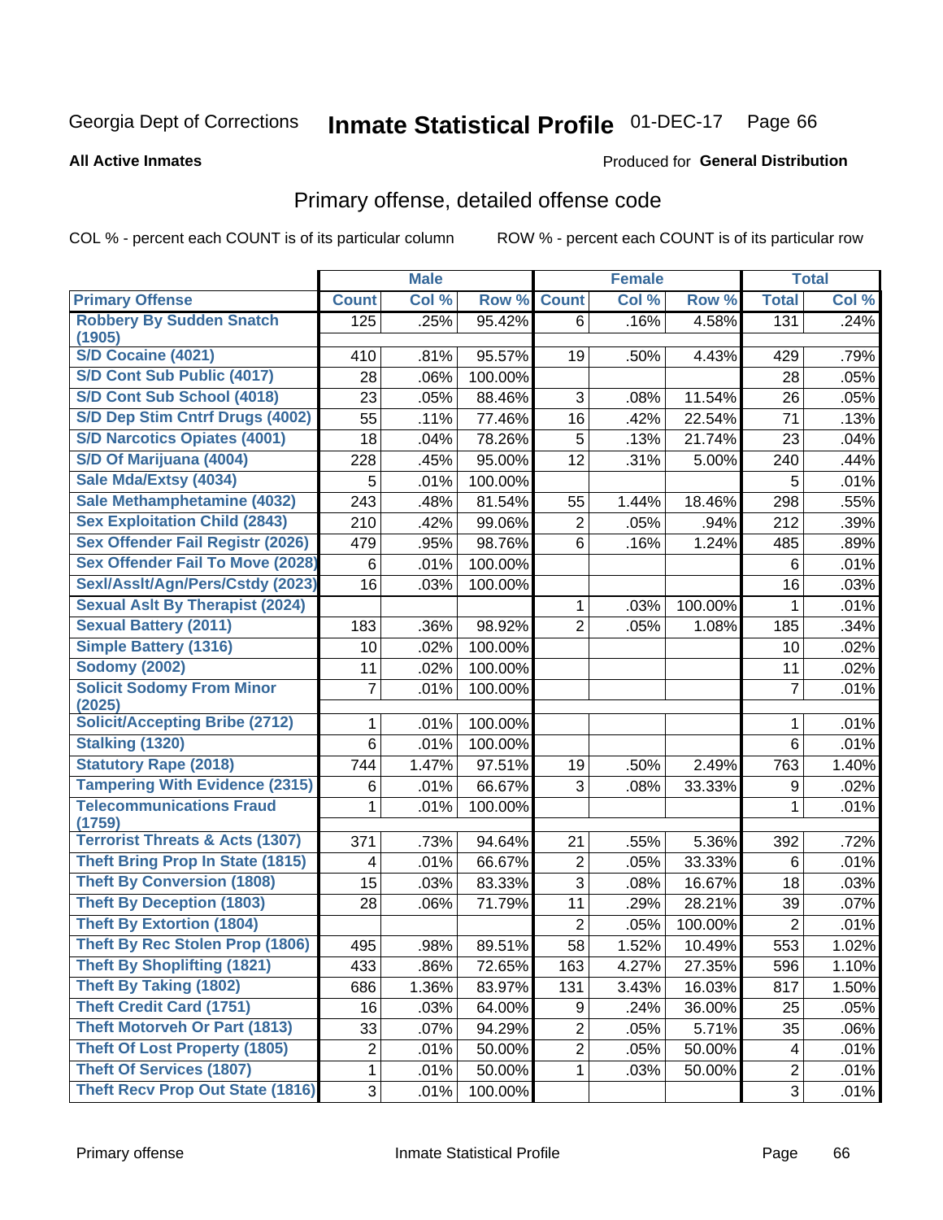Georgia Dept of Corrections **Inmate Statistical Profile** 01-DEC-17

**All Active Inmates**

Produced for **General Distribution**

## Primary offense, detailed offense code

COL % - percent each COUNT is of its particular column

ROW % - percent each COUNT is of its particular row

| | Male | | | Female | | | Total | |
|---|---|---|---|---|---|---|---|---|
| **Primary Offense** | **Count** | **Col %** | **Row %** | **Count** | **Col %** | **Row %** | **Total** | **Col %** |
| Robbery By Sudden Snatch (1905) | 125 | .25% | 95.42% | 6 | .16% | 4.58% | 131 | .24% |
| S/D Cocaine (4021) | 410 | .81% | 95.57% | 19 | .50% | 4.43% | 429 | .79% |
| S/D Cont Sub Public (4017) | 28 | .06% | 100.00% | | | | 28 | .05% |
| S/D Cont Sub School (4018) | 23 | .05% | 88.46% | 3 | .08% | 11.54% | 26 | .05% |
| S/D Dep Stim Cntrf Drugs (4002) | 55 | .11% | 77.46% | 16 | .42% | 22.54% | 71 | .13% |
| S/D Narcotics Opiates (4001) | 18 | .04% | 78.26% | 5 | .13% | 21.74% | 23 | .04% |
| S/D Of Marijuana (4004) | 228 | .45% | 95.00% | 12 | .31% | 5.00% | 240 | .44% |
| Sale Mda/Extsy (4034) | 5 | .01% | 100.00% | | | | 5 | .01% |
| Sale Methamphetamine (4032) | 243 | .48% | 81.54% | 55 | 1.44% | 18.46% | 298 | .55% |
| Sex Exploitation Child (2843) | 210 | .42% | 99.06% | 2 | .05% | .94% | 212 | .39% |
| Sex Offender Fail Registr (2026) | 479 | .95% | 98.76% | 6 | .16% | 1.24% | 485 | .89% |
| Sex Offender Fail To Move (2028) | 6 | .01% | 100.00% | | | | 6 | .01% |
| Sexl/Asslt/Agn/Pers/Cstdy (2023) | 16 | .03% | 100.00% | | | | 16 | .03% |
| Sexual Aslt By Therapist (2024) | | | | 1 | .03% | 100.00% | 1 | .01% |
| Sexual Battery (2011) | 183 | .36% | 98.92% | 2 | .05% | 1.08% | 185 | .34% |
| Simple Battery (1316) | 10 | .02% | 100.00% | | | | 10 | .02% |
| Sodomy (2002) | 11 | .02% | 100.00% | | | | 11 | .02% |
| Solicit Sodomy From Minor (2025) | 7 | .01% | 100.00% | | | | 7 | .01% |
| Solicit/Accepting Bribe (2712) | 1 | .01% | 100.00% | | | | 1 | .01% |
| Stalking (1320) | 6 | .01% | 100.00% | | | | 6 | .01% |
| Statutory Rape (2018) | 744 | 1.47% | 97.51% | 19 | .50% | 2.49% | 763 | 1.40% |
| Tampering With Evidence (2315) | 6 | .01% | 66.67% | 3 | .08% | 33.33% | 9 | .02% |
| Telecommunications Fraud (1759) | 1 | .01% | 100.00% | | | | 1 | .01% |
| Terrorist Threats & Acts (1307) | 371 | .73% | 94.64% | 21 | .55% | 5.36% | 392 | .72% |
| Theft Bring Prop In State (1815) | 4 | .01% | 66.67% | 2 | .05% | 33.33% | 6 | .01% |
| Theft By Conversion (1808) | 15 | .03% | 83.33% | 3 | .08% | 16.67% | 18 | .03% |
| Theft By Deception (1803) | 28 | .06% | 71.79% | 11 | .29% | 28.21% | 39 | .07% |
| Theft By Extortion (1804) | | | | 2 | .05% | 100.00% | 2 | .01% |
| Theft By Rec Stolen Prop (1806) | 495 | .98% | 89.51% | 58 | 1.52% | 10.49% | 553 | 1.02% |
| Theft By Shoplifting (1821) | 433 | .86% | 72.65% | 163 | 4.27% | 27.35% | 596 | 1.10% |
| Theft By Taking (1802) | 686 | 1.36% | 83.97% | 131 | 3.43% | 16.03% | 817 | 1.50% |
| Theft Credit Card (1751) | 16 | .03% | 64.00% | 9 | .24% | 36.00% | 25 | .05% |
| Theft Motorveh Or Part (1813) | 33 | .07% | 94.29% | 2 | .05% | 5.71% | 35 | .06% |
| Theft Of Lost Property (1805) | 2 | .01% | 50.00% | 2 | .05% | 50.00% | 4 | .01% |
| Theft Of Services (1807) | 1 | .01% | 50.00% | 1 | .03% | 50.00% | 2 | .01% |
| Theft Recv Prop Out State (1816) | 3 | .01% | 100.00% | | | | 3 | .01% |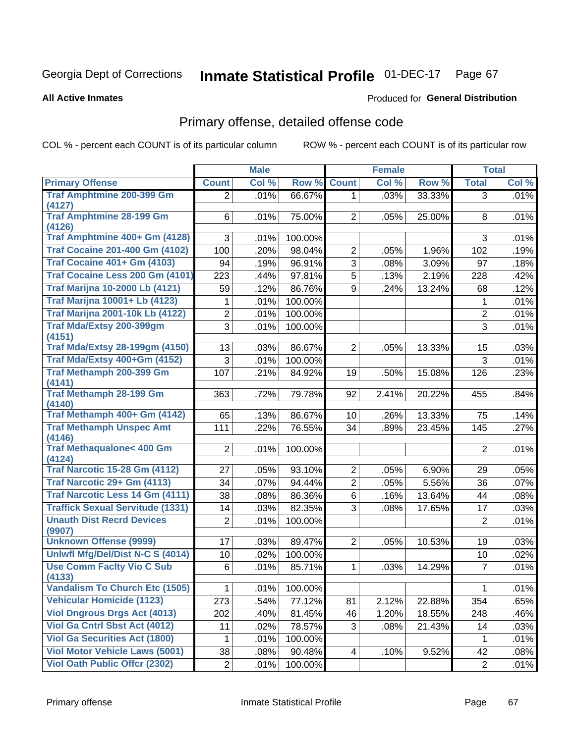Georgia Dept of Corrections **Inmate Statistical Profile** 01-DEC-17

**All Active Inmates**

Produced for **General Distribution**

## Primary offense, detailed offense code

COL % - percent each COUNT is of its particular column    ROW % - percent each COUNT is of its particular row

| | Male | | | Female | | | Total | |
|---|---|---|---|---|---|---|---|---|
| **Primary Offense** | **Count** | **Col %** | **Row %** | **Count** | **Col %** | **Row %** | **Total** | **Col %** |
| Traf Amphtmine 200-399 Gm (4127) | 2 | .01% | 66.67% | 1 | .03% | 33.33% | 3 | .01% |
| Traf Amphtmine 28-199 Gm (4126) | 6 | .01% | 75.00% | 2 | .05% | 25.00% | 8 | .01% |
| Traf Amphtmine 400+ Gm (4128) | 3 | .01% | 100.00% | | | | 3 | .01% |
| Traf Cocaine 201-400 Gm (4102) | 100 | .20% | 98.04% | 2 | .05% | 1.96% | 102 | .19% |
| Traf Cocaine 401+ Gm (4103) | 94 | .19% | 96.91% | 3 | .08% | 3.09% | 97 | .18% |
| Traf Cocaine Less 200 Gm (4101) | 223 | .44% | 97.81% | 5 | .13% | 2.19% | 228 | .42% |
| Traf Marijna 10-2000 Lb (4121) | 59 | .12% | 86.76% | 9 | .24% | 13.24% | 68 | .12% |
| Traf Marijna 10001+ Lb (4123) | 1 | .01% | 100.00% | | | | 1 | .01% |
| Traf Marijna 2001-10k Lb (4122) | 2 | .01% | 100.00% | | | | 2 | .01% |
| Traf Mda/Extsy 200-399gm (4151) | 3 | .01% | 100.00% | | | | 3 | .01% |
| Traf Mda/Extsy 28-199gm (4150) | 13 | .03% | 86.67% | 2 | .05% | 13.33% | 15 | .03% |
| Traf Mda/Extsy 400+Gm (4152) | 3 | .01% | 100.00% | | | | 3 | .01% |
| Traf Methamph 200-399 Gm (4141) | 107 | .21% | 84.92% | 19 | .50% | 15.08% | 126 | .23% |
| Traf Methamph 28-199 Gm (4140) | 363 | .72% | 79.78% | 92 | 2.41% | 20.22% | 455 | .84% |
| Traf Methamph 400+ Gm (4142) | 65 | .13% | 86.67% | 10 | .26% | 13.33% | 75 | .14% |
| Traf Methamph Unspec Amt (4146) | 111 | .22% | 76.55% | 34 | .89% | 23.45% | 145 | .27% |
| Traf Methaqualone< 400 Gm (4124) | 2 | .01% | 100.00% | | | | 2 | .01% |
| Traf Narcotic 15-28 Gm (4112) | 27 | .05% | 93.10% | 2 | .05% | 6.90% | 29 | .05% |
| Traf Narcotic 29+ Gm (4113) | 34 | .07% | 94.44% | 2 | .05% | 5.56% | 36 | .07% |
| Traf Narcotic Less 14 Gm (4111) | 38 | .08% | 86.36% | 6 | .16% | 13.64% | 44 | .08% |
| Traffick Sexual Servitude (1331) | 14 | .03% | 82.35% | 3 | .08% | 17.65% | 17 | .03% |
| Unauth Dist Recrd Devices (9907) | 2 | .01% | 100.00% | | | | 2 | .01% |
| Unknown Offense (9999) | 17 | .03% | 89.47% | 2 | .05% | 10.53% | 19 | .03% |
| Unlwfl Mfg/Del/Dist N-C S (4014) | 10 | .02% | 100.00% | | | | 10 | .02% |
| Use Comm Faclty Vio C Sub (4133) | 6 | .01% | 85.71% | 1 | .03% | 14.29% | 7 | .01% |
| Vandalism To Church Etc (1505) | 1 | .01% | 100.00% | | | | 1 | .01% |
| Vehicular Homicide (1123) | 273 | .54% | 77.12% | 81 | 2.12% | 22.88% | 354 | .65% |
| Viol Dngrous Drgs Act (4013) | 202 | .40% | 81.45% | 46 | 1.20% | 18.55% | 248 | .46% |
| Viol Ga Cntrl Sbst Act (4012) | 11 | .02% | 78.57% | 3 | .08% | 21.43% | 14 | .03% |
| Viol Ga Securities Act (1800) | 1 | .01% | 100.00% | | | | 1 | .01% |
| Viol Motor Vehicle Laws (5001) | 38 | .08% | 90.48% | 4 | .10% | 9.52% | 42 | .08% |
| Viol Oath Public Offcr (2302) | 2 | .01% | 100.00% | | | | 2 | .01% |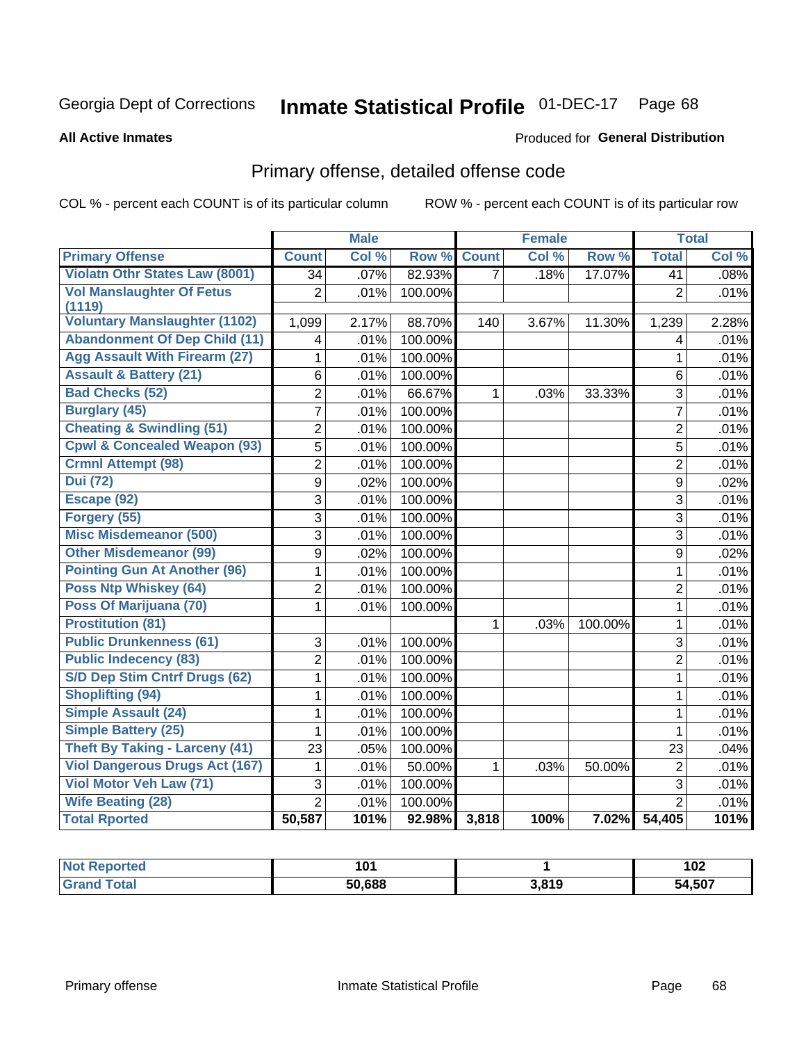Georgia Dept of Corrections **Inmate Statistical Profile** 01-DEC-17

**All Active Inmates** Produced for **General Distribution**

## Primary offense, detailed offense code

COL % - percent each COUNT is of its particular column ROW % - percent each COUNT is of its particular row

| | Male | | | Female | | | Total | |
|---|---|---|---|---|---|---|---|---|
| **Primary Offense** | **Count** | **Col %** | **Row %** | **Count** | **Col %** | **Row %** | **Total** | **Col %** |
| Violatn Othr States Law (8001) | 34 | .07% | 82.93% | 7 | .18% | 17.07% | 41 | .08% |
| Vol Manslaughter Of Fetus (1119) | 2 | .01% | 100.00% | | | | 2 | .01% |
| Voluntary Manslaughter (1102) | 1,099 | 2.17% | 88.70% | 140 | 3.67% | 11.30% | 1,239 | 2.28% |
| Abandonment Of Dep Child (11) | 4 | .01% | 100.00% | | | | 4 | .01% |
| Agg Assault With Firearm (27) | 1 | .01% | 100.00% | | | | 1 | .01% |
| Assault & Battery (21) | 6 | .01% | 100.00% | | | | 6 | .01% |
| Bad Checks (52) | 2 | .01% | 66.67% | 1 | .03% | 33.33% | 3 | .01% |
| Burglary (45) | 7 | .01% | 100.00% | | | | 7 | .01% |
| Cheating & Swindling (51) | 2 | .01% | 100.00% | | | | 2 | .01% |
| Cpwl & Concealed Weapon (93) | 5 | .01% | 100.00% | | | | 5 | .01% |
| Crmnl Attempt (98) | 2 | .01% | 100.00% | | | | 2 | .01% |
| Dui (72) | 9 | .02% | 100.00% | | | | 9 | .02% |
| Escape (92) | 3 | .01% | 100.00% | | | | 3 | .01% |
| Forgery (55) | 3 | .01% | 100.00% | | | | 3 | .01% |
| Misc Misdemeanor (500) | 3 | .01% | 100.00% | | | | 3 | .01% |
| Other Misdemeanor (99) | 9 | .02% | 100.00% | | | | 9 | .02% |
| Pointing Gun At Another (96) | 1 | .01% | 100.00% | | | | 1 | .01% |
| Poss Ntp Whiskey (64) | 2 | .01% | 100.00% | | | | 2 | .01% |
| Poss Of Marijuana (70) | 1 | .01% | 100.00% | | | | 1 | .01% |
| Prostitution (81) | | | | 1 | .03% | 100.00% | 1 | .01% |
| Public Drunkenness (61) | 3 | .01% | 100.00% | | | | 3 | .01% |
| Public Indecency (83) | 2 | .01% | 100.00% | | | | 2 | .01% |
| S/D Dep Stim Cntrf Drugs (62) | 1 | .01% | 100.00% | | | | 1 | .01% |
| Shoplifting (94) | 1 | .01% | 100.00% | | | | 1 | .01% |
| Simple Assault (24) | 1 | .01% | 100.00% | | | | 1 | .01% |
| Simple Battery (25) | 1 | .01% | 100.00% | | | | 1 | .01% |
| Theft By Taking - Larceny (41) | 23 | .05% | 100.00% | | | | 23 | .04% |
| Viol Dangerous Drugs Act (167) | 1 | .01% | 50.00% | 1 | .03% | 50.00% | 2 | .01% |
| Viol Motor Veh Law (71) | 3 | .01% | 100.00% | | | | 3 | .01% |
| Wife Beating (28) | 2 | .01% | 100.00% | | | | 2 | .01% |
| **Total Rported** | **50,587** | **101%** | **92.98%** | **3,818** | **100%** | **7.02%** | **54,405** | **101%** |

| | Male | Female | Total |
|---|---|---|---|
| Not Reported | 101 | 1 | 102 |
| Grand Total | 50,688 | 3,819 | 54,507 |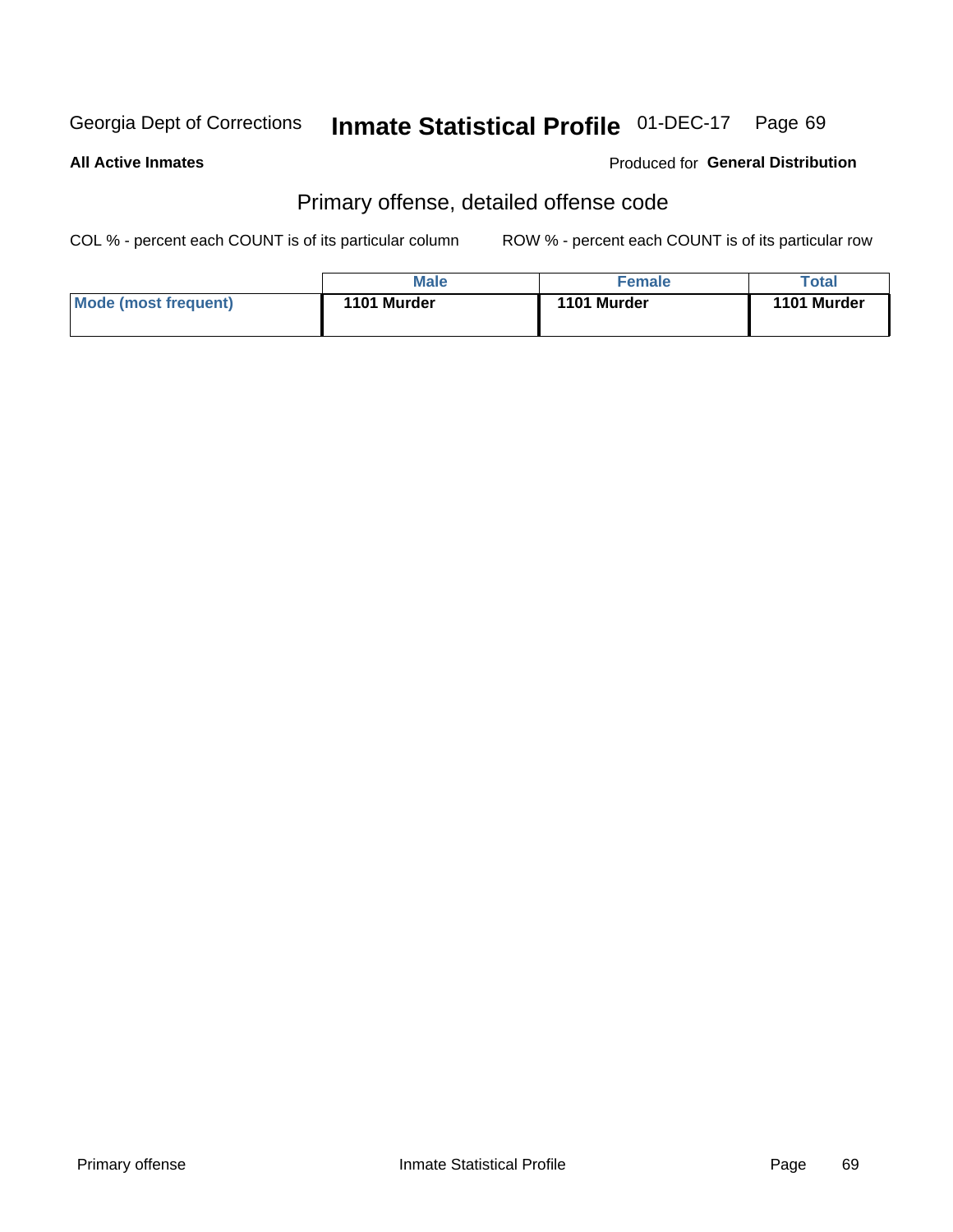Georgia Dept of Corrections **Inmate Statistical Profile** 01-DEC-17

**All Active Inmates**

Produced for **General Distribution**

## Primary offense, detailed offense code

COL % - percent each COUNT is of its particular column

ROW % - percent each COUNT is of its particular row

| | Male | Female | Total |
|---|---|---|---|
| **Mode (most frequent)** | **1101 Murder** | **1101 Murder** | **1101 Murder** |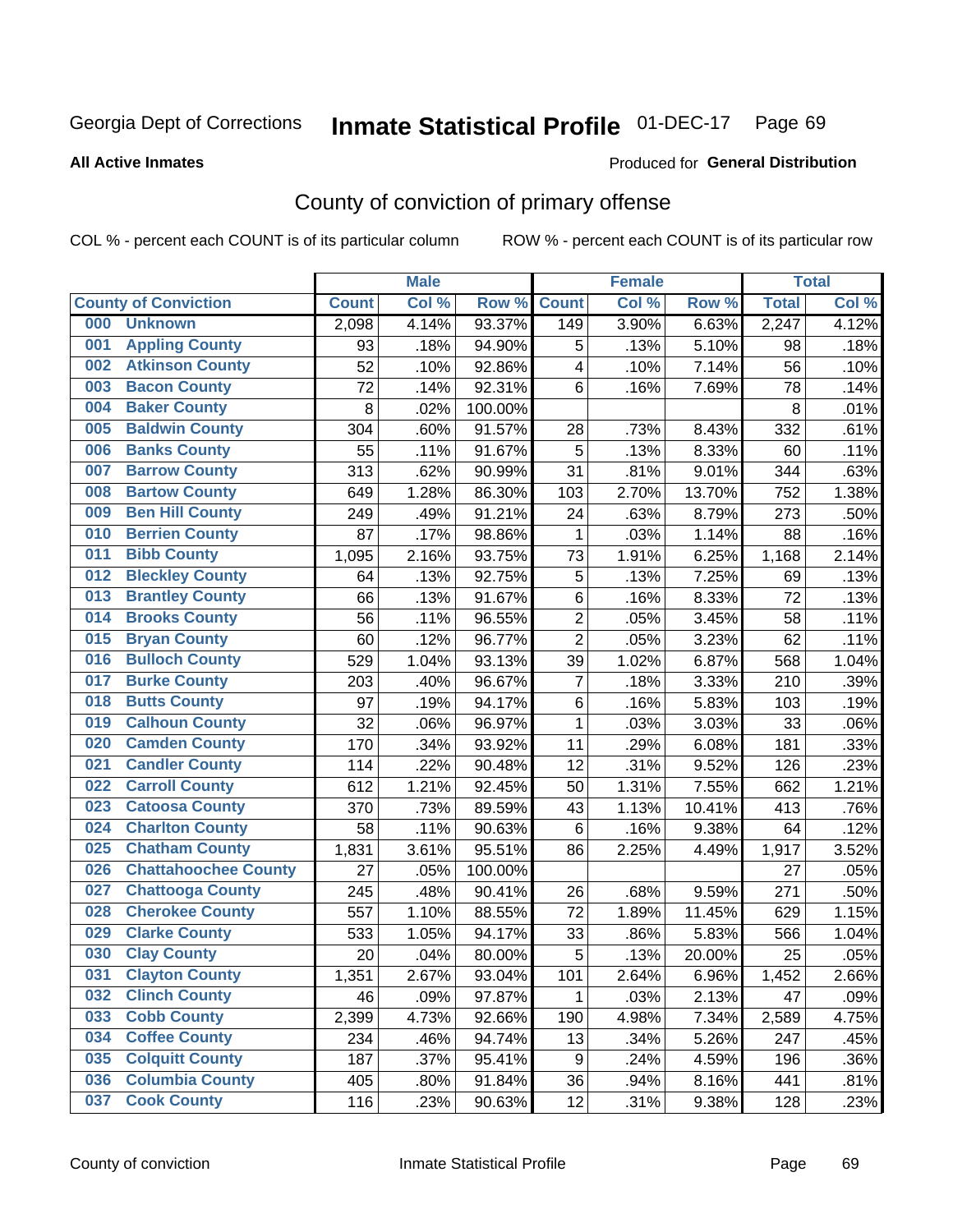Georgia Dept of Corrections **Inmate Statistical Profile** 01-DEC-17

**All Active Inmates**

Produced for **General Distribution**

## County of conviction of primary offense

COL % - percent each COUNT is of its particular column

ROW % - percent each COUNT is of its particular row

| County of Conviction | Male | | | Female | | | Total | |
|---|---|---|---|---|---|---|---|---|
| | Count | Col % | Row % | Count | Col % | Row % | Total | Col % |
| 000 Unknown | 2,098 | 4.14% | 93.37% | 149 | 3.90% | 6.63% | 2,247 | 4.12% |
| 001 Appling County | 93 | .18% | 94.90% | 5 | .13% | 5.10% | 98 | .18% |
| 002 Atkinson County | 52 | .10% | 92.86% | 4 | .10% | 7.14% | 56 | .10% |
| 003 Bacon County | 72 | .14% | 92.31% | 6 | .16% | 7.69% | 78 | .14% |
| 004 Baker County | 8 | .02% | 100.00% | | | | 8 | .01% |
| 005 Baldwin County | 304 | .60% | 91.57% | 28 | .73% | 8.43% | 332 | .61% |
| 006 Banks County | 55 | .11% | 91.67% | 5 | .13% | 8.33% | 60 | .11% |
| 007 Barrow County | 313 | .62% | 90.99% | 31 | .81% | 9.01% | 344 | .63% |
| 008 Bartow County | 649 | 1.28% | 86.30% | 103 | 2.70% | 13.70% | 752 | 1.38% |
| 009 Ben Hill County | 249 | .49% | 91.21% | 24 | .63% | 8.79% | 273 | .50% |
| 010 Berrien County | 87 | .17% | 98.86% | 1 | .03% | 1.14% | 88 | .16% |
| 011 Bibb County | 1,095 | 2.16% | 93.75% | 73 | 1.91% | 6.25% | 1,168 | 2.14% |
| 012 Bleckley County | 64 | .13% | 92.75% | 5 | .13% | 7.25% | 69 | .13% |
| 013 Brantley County | 66 | .13% | 91.67% | 6 | .16% | 8.33% | 72 | .13% |
| 014 Brooks County | 56 | .11% | 96.55% | 2 | .05% | 3.45% | 58 | .11% |
| 015 Bryan County | 60 | .12% | 96.77% | 2 | .05% | 3.23% | 62 | .11% |
| 016 Bulloch County | 529 | 1.04% | 93.13% | 39 | 1.02% | 6.87% | 568 | 1.04% |
| 017 Burke County | 203 | .40% | 96.67% | 7 | .18% | 3.33% | 210 | .39% |
| 018 Butts County | 97 | .19% | 94.17% | 6 | .16% | 5.83% | 103 | .19% |
| 019 Calhoun County | 32 | .06% | 96.97% | 1 | .03% | 3.03% | 33 | .06% |
| 020 Camden County | 170 | .34% | 93.92% | 11 | .29% | 6.08% | 181 | .33% |
| 021 Candler County | 114 | .22% | 90.48% | 12 | .31% | 9.52% | 126 | .23% |
| 022 Carroll County | 612 | 1.21% | 92.45% | 50 | 1.31% | 7.55% | 662 | 1.21% |
| 023 Catoosa County | 370 | .73% | 89.59% | 43 | 1.13% | 10.41% | 413 | .76% |
| 024 Charlton County | 58 | .11% | 90.63% | 6 | .16% | 9.38% | 64 | .12% |
| 025 Chatham County | 1,831 | 3.61% | 95.51% | 86 | 2.25% | 4.49% | 1,917 | 3.52% |
| 026 Chattahoochee County | 27 | .05% | 100.00% | | | | 27 | .05% |
| 027 Chattooga County | 245 | .48% | 90.41% | 26 | .68% | 9.59% | 271 | .50% |
| 028 Cherokee County | 557 | 1.10% | 88.55% | 72 | 1.89% | 11.45% | 629 | 1.15% |
| 029 Clarke County | 533 | 1.05% | 94.17% | 33 | .86% | 5.83% | 566 | 1.04% |
| 030 Clay County | 20 | .04% | 80.00% | 5 | .13% | 20.00% | 25 | .05% |
| 031 Clayton County | 1,351 | 2.67% | 93.04% | 101 | 2.64% | 6.96% | 1,452 | 2.66% |
| 032 Clinch County | 46 | .09% | 97.87% | 1 | .03% | 2.13% | 47 | .09% |
| 033 Cobb County | 2,399 | 4.73% | 92.66% | 190 | 4.98% | 7.34% | 2,589 | 4.75% |
| 034 Coffee County | 234 | .46% | 94.74% | 13 | .34% | 5.26% | 247 | .45% |
| 035 Colquitt County | 187 | .37% | 95.41% | 9 | .24% | 4.59% | 196 | .36% |
| 036 Columbia County | 405 | .80% | 91.84% | 36 | .94% | 8.16% | 441 | .81% |
| 037 Cook County | 116 | .23% | 90.63% | 12 | .31% | 9.38% | 128 | .23% |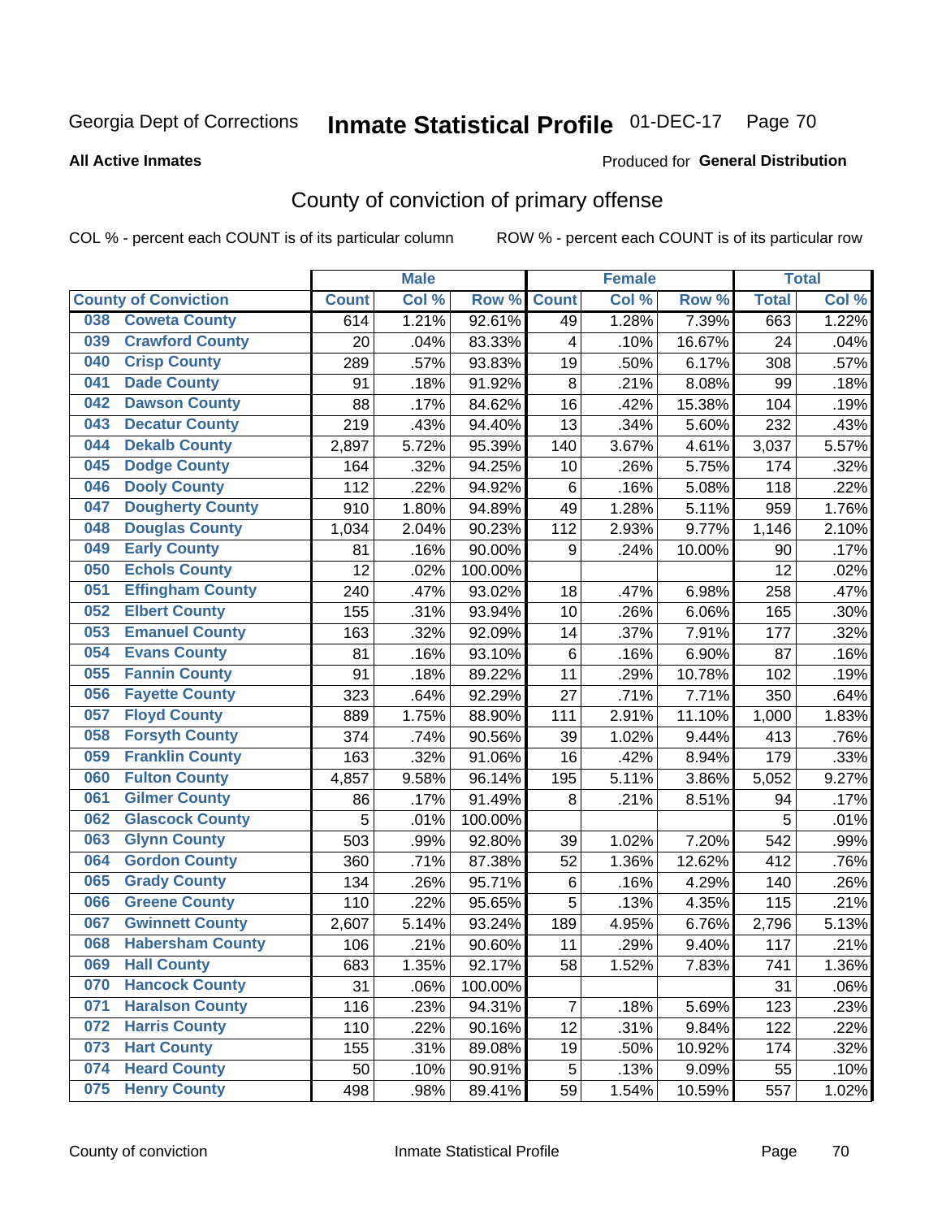Georgia Dept of Corrections **Inmate Statistical Profile** 01-DEC-17

**All Active Inmates**

Produced for **General Distribution**

## County of conviction of primary offense

COL % - percent each COUNT is of its particular column    ROW % - percent each COUNT is of its particular row

| | | Male | | | Female | | | Total | |
|---|---|---|---|---|---|---|---|---|---|
| **County of Conviction** | | **Count** | **Col %** | **Row %** | **Count** | **Col %** | **Row %** | **Total** | **Col %** |
| 038 | Coweta County | 614 | 1.21% | 92.61% | 49 | 1.28% | 7.39% | 663 | 1.22% |
| 039 | Crawford County | 20 | .04% | 83.33% | 4 | .10% | 16.67% | 24 | .04% |
| 040 | Crisp County | 289 | .57% | 93.83% | 19 | .50% | 6.17% | 308 | .57% |
| 041 | Dade County | 91 | .18% | 91.92% | 8 | .21% | 8.08% | 99 | .18% |
| 042 | Dawson County | 88 | .17% | 84.62% | 16 | .42% | 15.38% | 104 | .19% |
| 043 | Decatur County | 219 | .43% | 94.40% | 13 | .34% | 5.60% | 232 | .43% |
| 044 | Dekalb County | 2,897 | 5.72% | 95.39% | 140 | 3.67% | 4.61% | 3,037 | 5.57% |
| 045 | Dodge County | 164 | .32% | 94.25% | 10 | .26% | 5.75% | 174 | .32% |
| 046 | Dooly County | 112 | .22% | 94.92% | 6 | .16% | 5.08% | 118 | .22% |
| 047 | Dougherty County | 910 | 1.80% | 94.89% | 49 | 1.28% | 5.11% | 959 | 1.76% |
| 048 | Douglas County | 1,034 | 2.04% | 90.23% | 112 | 2.93% | 9.77% | 1,146 | 2.10% |
| 049 | Early County | 81 | .16% | 90.00% | 9 | .24% | 10.00% | 90 | .17% |
| 050 | Echols County | 12 | .02% | 100.00% | | | | 12 | .02% |
| 051 | Effingham County | 240 | .47% | 93.02% | 18 | .47% | 6.98% | 258 | .47% |
| 052 | Elbert County | 155 | .31% | 93.94% | 10 | .26% | 6.06% | 165 | .30% |
| 053 | Emanuel County | 163 | .32% | 92.09% | 14 | .37% | 7.91% | 177 | .32% |
| 054 | Evans County | 81 | .16% | 93.10% | 6 | .16% | 6.90% | 87 | .16% |
| 055 | Fannin County | 91 | .18% | 89.22% | 11 | .29% | 10.78% | 102 | .19% |
| 056 | Fayette County | 323 | .64% | 92.29% | 27 | .71% | 7.71% | 350 | .64% |
| 057 | Floyd County | 889 | 1.75% | 88.90% | 111 | 2.91% | 11.10% | 1,000 | 1.83% |
| 058 | Forsyth County | 374 | .74% | 90.56% | 39 | 1.02% | 9.44% | 413 | .76% |
| 059 | Franklin County | 163 | .32% | 91.06% | 16 | .42% | 8.94% | 179 | .33% |
| 060 | Fulton County | 4,857 | 9.58% | 96.14% | 195 | 5.11% | 3.86% | 5,052 | 9.27% |
| 061 | Gilmer County | 86 | .17% | 91.49% | 8 | .21% | 8.51% | 94 | .17% |
| 062 | Glascock County | 5 | .01% | 100.00% | | | | 5 | .01% |
| 063 | Glynn County | 503 | .99% | 92.80% | 39 | 1.02% | 7.20% | 542 | .99% |
| 064 | Gordon County | 360 | .71% | 87.38% | 52 | 1.36% | 12.62% | 412 | .76% |
| 065 | Grady County | 134 | .26% | 95.71% | 6 | .16% | 4.29% | 140 | .26% |
| 066 | Greene County | 110 | .22% | 95.65% | 5 | .13% | 4.35% | 115 | .21% |
| 067 | Gwinnett County | 2,607 | 5.14% | 93.24% | 189 | 4.95% | 6.76% | 2,796 | 5.13% |
| 068 | Habersham County | 106 | .21% | 90.60% | 11 | .29% | 9.40% | 117 | .21% |
| 069 | Hall County | 683 | 1.35% | 92.17% | 58 | 1.52% | 7.83% | 741 | 1.36% |
| 070 | Hancock County | 31 | .06% | 100.00% | | | | 31 | .06% |
| 071 | Haralson County | 116 | .23% | 94.31% | 7 | .18% | 5.69% | 123 | .23% |
| 072 | Harris County | 110 | .22% | 90.16% | 12 | .31% | 9.84% | 122 | .22% |
| 073 | Hart County | 155 | .31% | 89.08% | 19 | .50% | 10.92% | 174 | .32% |
| 074 | Heard County | 50 | .10% | 90.91% | 5 | .13% | 9.09% | 55 | .10% |
| 075 | Henry County | 498 | .98% | 89.41% | 59 | 1.54% | 10.59% | 557 | 1.02% |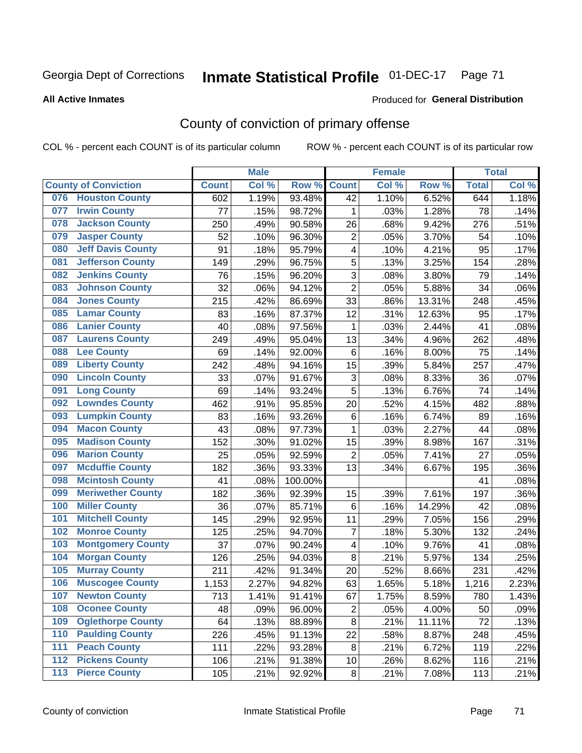# Inmate Statistical Profile

Georgia Dept of Corrections — 01-DEC-17

**All Active Inmates**

Produced for **General Distribution**

## County of conviction of primary offense

COL % - percent each COUNT is of its particular column

ROW % - percent each COUNT is of its particular row

| County of Conviction | Male | | | Female | | | Total | |
|---|---|---|---|---|---|---|---|---|
| | Count | Col % | Row % | Count | Col % | Row % | Total | Col % |
| 076 Houston County | 602 | 1.19% | 93.48% | 42 | 1.10% | 6.52% | 644 | 1.18% |
| 077 Irwin County | 77 | .15% | 98.72% | 1 | .03% | 1.28% | 78 | .14% |
| 078 Jackson County | 250 | .49% | 90.58% | 26 | .68% | 9.42% | 276 | .51% |
| 079 Jasper County | 52 | .10% | 96.30% | 2 | .05% | 3.70% | 54 | .10% |
| 080 Jeff Davis County | 91 | .18% | 95.79% | 4 | .10% | 4.21% | 95 | .17% |
| 081 Jefferson County | 149 | .29% | 96.75% | 5 | .13% | 3.25% | 154 | .28% |
| 082 Jenkins County | 76 | .15% | 96.20% | 3 | .08% | 3.80% | 79 | .14% |
| 083 Johnson County | 32 | .06% | 94.12% | 2 | .05% | 5.88% | 34 | .06% |
| 084 Jones County | 215 | .42% | 86.69% | 33 | .86% | 13.31% | 248 | .45% |
| 085 Lamar County | 83 | .16% | 87.37% | 12 | .31% | 12.63% | 95 | .17% |
| 086 Lanier County | 40 | .08% | 97.56% | 1 | .03% | 2.44% | 41 | .08% |
| 087 Laurens County | 249 | .49% | 95.04% | 13 | .34% | 4.96% | 262 | .48% |
| 088 Lee County | 69 | .14% | 92.00% | 6 | .16% | 8.00% | 75 | .14% |
| 089 Liberty County | 242 | .48% | 94.16% | 15 | .39% | 5.84% | 257 | .47% |
| 090 Lincoln County | 33 | .07% | 91.67% | 3 | .08% | 8.33% | 36 | .07% |
| 091 Long County | 69 | .14% | 93.24% | 5 | .13% | 6.76% | 74 | .14% |
| 092 Lowndes County | 462 | .91% | 95.85% | 20 | .52% | 4.15% | 482 | .88% |
| 093 Lumpkin County | 83 | .16% | 93.26% | 6 | .16% | 6.74% | 89 | .16% |
| 094 Macon County | 43 | .08% | 97.73% | 1 | .03% | 2.27% | 44 | .08% |
| 095 Madison County | 152 | .30% | 91.02% | 15 | .39% | 8.98% | 167 | .31% |
| 096 Marion County | 25 | .05% | 92.59% | 2 | .05% | 7.41% | 27 | .05% |
| 097 Mcduffie County | 182 | .36% | 93.33% | 13 | .34% | 6.67% | 195 | .36% |
| 098 Mcintosh County | 41 | .08% | 100.00% | | | | 41 | .08% |
| 099 Meriwether County | 182 | .36% | 92.39% | 15 | .39% | 7.61% | 197 | .36% |
| 100 Miller County | 36 | .07% | 85.71% | 6 | .16% | 14.29% | 42 | .08% |
| 101 Mitchell County | 145 | .29% | 92.95% | 11 | .29% | 7.05% | 156 | .29% |
| 102 Monroe County | 125 | .25% | 94.70% | 7 | .18% | 5.30% | 132 | .24% |
| 103 Montgomery County | 37 | .07% | 90.24% | 4 | .10% | 9.76% | 41 | .08% |
| 104 Morgan County | 126 | .25% | 94.03% | 8 | .21% | 5.97% | 134 | .25% |
| 105 Murray County | 211 | .42% | 91.34% | 20 | .52% | 8.66% | 231 | .42% |
| 106 Muscogee County | 1,153 | 2.27% | 94.82% | 63 | 1.65% | 5.18% | 1,216 | 2.23% |
| 107 Newton County | 713 | 1.41% | 91.41% | 67 | 1.75% | 8.59% | 780 | 1.43% |
| 108 Oconee County | 48 | .09% | 96.00% | 2 | .05% | 4.00% | 50 | .09% |
| 109 Oglethorpe County | 64 | .13% | 88.89% | 8 | .21% | 11.11% | 72 | .13% |
| 110 Paulding County | 226 | .45% | 91.13% | 22 | .58% | 8.87% | 248 | .45% |
| 111 Peach County | 111 | .22% | 93.28% | 8 | .21% | 6.72% | 119 | .22% |
| 112 Pickens County | 106 | .21% | 91.38% | 10 | .26% | 8.62% | 116 | .21% |
| 113 Pierce County | 105 | .21% | 92.92% | 8 | .21% | 7.08% | 113 | .21% |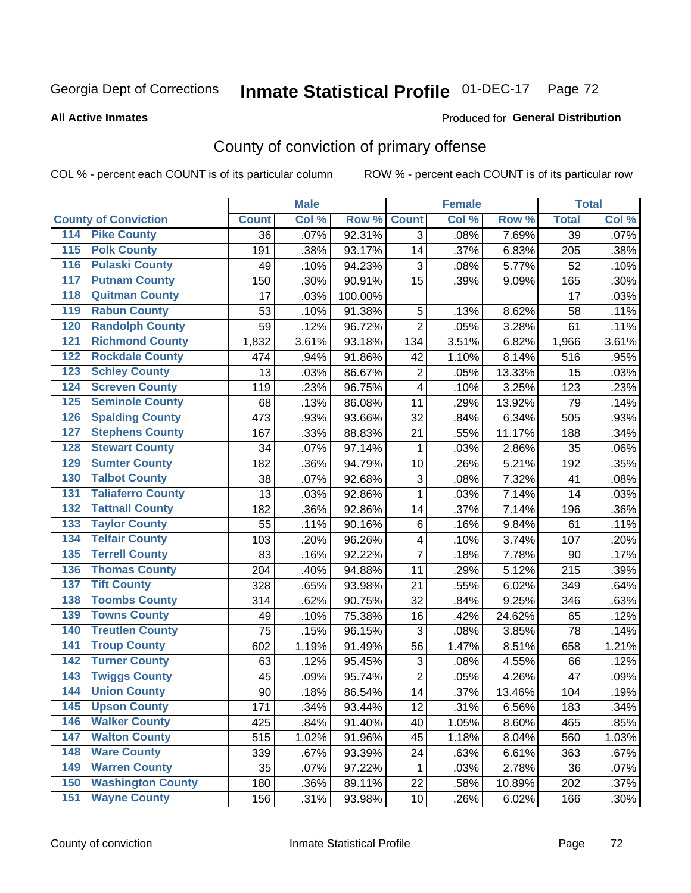# Georgia Dept of Corrections — Inmate Statistical Profile — 01-DEC-17

**All Active Inmates** — Produced for **General Distribution**

## County of conviction of primary offense

COL % - percent each COUNT is of its particular column    ROW % - percent each COUNT is of its particular row

| County of Conviction | Male | | | Female | | | Total | |
|---|---|---|---|---|---|---|---|---|
| | Count | Col % | Row % | Count | Col % | Row % | Total | Col % |
| 114 Pike County | 36 | .07% | 92.31% | 3 | .08% | 7.69% | 39 | .07% |
| 115 Polk County | 191 | .38% | 93.17% | 14 | .37% | 6.83% | 205 | .38% |
| 116 Pulaski County | 49 | .10% | 94.23% | 3 | .08% | 5.77% | 52 | .10% |
| 117 Putnam County | 150 | .30% | 90.91% | 15 | .39% | 9.09% | 165 | .30% |
| 118 Quitman County | 17 | .03% | 100.00% | | | | 17 | .03% |
| 119 Rabun County | 53 | .10% | 91.38% | 5 | .13% | 8.62% | 58 | .11% |
| 120 Randolph County | 59 | .12% | 96.72% | 2 | .05% | 3.28% | 61 | .11% |
| 121 Richmond County | 1,832 | 3.61% | 93.18% | 134 | 3.51% | 6.82% | 1,966 | 3.61% |
| 122 Rockdale County | 474 | .94% | 91.86% | 42 | 1.10% | 8.14% | 516 | .95% |
| 123 Schley County | 13 | .03% | 86.67% | 2 | .05% | 13.33% | 15 | .03% |
| 124 Screven County | 119 | .23% | 96.75% | 4 | .10% | 3.25% | 123 | .23% |
| 125 Seminole County | 68 | .13% | 86.08% | 11 | .29% | 13.92% | 79 | .14% |
| 126 Spalding County | 473 | .93% | 93.66% | 32 | .84% | 6.34% | 505 | .93% |
| 127 Stephens County | 167 | .33% | 88.83% | 21 | .55% | 11.17% | 188 | .34% |
| 128 Stewart County | 34 | .07% | 97.14% | 1 | .03% | 2.86% | 35 | .06% |
| 129 Sumter County | 182 | .36% | 94.79% | 10 | .26% | 5.21% | 192 | .35% |
| 130 Talbot County | 38 | .07% | 92.68% | 3 | .08% | 7.32% | 41 | .08% |
| 131 Taliaferro County | 13 | .03% | 92.86% | 1 | .03% | 7.14% | 14 | .03% |
| 132 Tattnall County | 182 | .36% | 92.86% | 14 | .37% | 7.14% | 196 | .36% |
| 133 Taylor County | 55 | .11% | 90.16% | 6 | .16% | 9.84% | 61 | .11% |
| 134 Telfair County | 103 | .20% | 96.26% | 4 | .10% | 3.74% | 107 | .20% |
| 135 Terrell County | 83 | .16% | 92.22% | 7 | .18% | 7.78% | 90 | .17% |
| 136 Thomas County | 204 | .40% | 94.88% | 11 | .29% | 5.12% | 215 | .39% |
| 137 Tift County | 328 | .65% | 93.98% | 21 | .55% | 6.02% | 349 | .64% |
| 138 Toombs County | 314 | .62% | 90.75% | 32 | .84% | 9.25% | 346 | .63% |
| 139 Towns County | 49 | .10% | 75.38% | 16 | .42% | 24.62% | 65 | .12% |
| 140 Treutlen County | 75 | .15% | 96.15% | 3 | .08% | 3.85% | 78 | .14% |
| 141 Troup County | 602 | 1.19% | 91.49% | 56 | 1.47% | 8.51% | 658 | 1.21% |
| 142 Turner County | 63 | .12% | 95.45% | 3 | .08% | 4.55% | 66 | .12% |
| 143 Twiggs County | 45 | .09% | 95.74% | 2 | .05% | 4.26% | 47 | .09% |
| 144 Union County | 90 | .18% | 86.54% | 14 | .37% | 13.46% | 104 | .19% |
| 145 Upson County | 171 | .34% | 93.44% | 12 | .31% | 6.56% | 183 | .34% |
| 146 Walker County | 425 | .84% | 91.40% | 40 | 1.05% | 8.60% | 465 | .85% |
| 147 Walton County | 515 | 1.02% | 91.96% | 45 | 1.18% | 8.04% | 560 | 1.03% |
| 148 Ware County | 339 | .67% | 93.39% | 24 | .63% | 6.61% | 363 | .67% |
| 149 Warren County | 35 | .07% | 97.22% | 1 | .03% | 2.78% | 36 | .07% |
| 150 Washington County | 180 | .36% | 89.11% | 22 | .58% | 10.89% | 202 | .37% |
| 151 Wayne County | 156 | .31% | 93.98% | 10 | .26% | 6.02% | 166 | .30% |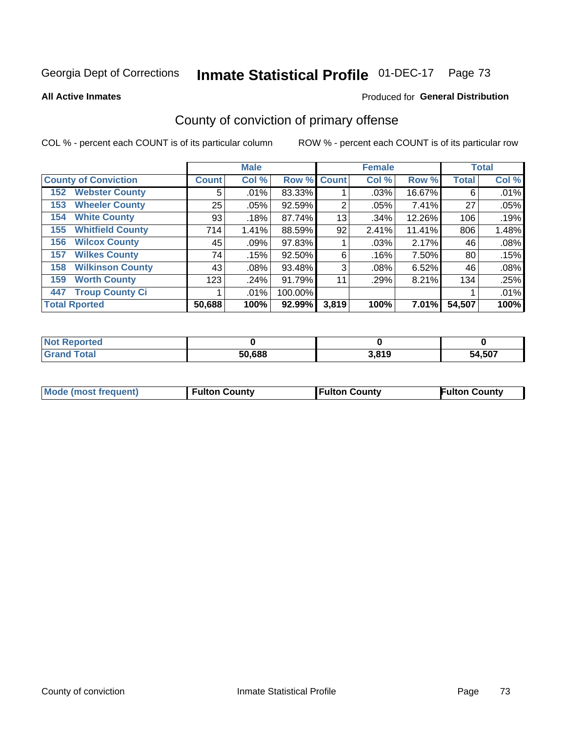Georgia Dept of Corrections **Inmate Statistical Profile** 01-DEC-17 Page 73

**All Active Inmates**

Produced for **General Distribution**

## County of conviction of primary offense

COL % - percent each COUNT is of its particular column

ROW % - percent each COUNT is of its particular row

| County of Conviction | Male | | | Female | | | Total | |
|---|---|---|---|---|---|---|---|---|
| | Count | Col % | Row % | Count | Col % | Row % | Total | Col % |
| 152 Webster County | 5 | .01% | 83.33% | 1 | .03% | 16.67% | 6 | .01% |
| 153 Wheeler County | 25 | .05% | 92.59% | 2 | .05% | 7.41% | 27 | .05% |
| 154 White County | 93 | .18% | 87.74% | 13 | .34% | 12.26% | 106 | .19% |
| 155 Whitfield County | 714 | 1.41% | 88.59% | 92 | 2.41% | 11.41% | 806 | 1.48% |
| 156 Wilcox County | 45 | .09% | 97.83% | 1 | .03% | 2.17% | 46 | .08% |
| 157 Wilkes County | 74 | .15% | 92.50% | 6 | .16% | 7.50% | 80 | .15% |
| 158 Wilkinson County | 43 | .08% | 93.48% | 3 | .08% | 6.52% | 46 | .08% |
| 159 Worth County | 123 | .24% | 91.79% | 11 | .29% | 8.21% | 134 | .25% |
| 447 Troup County Ci | 1 | .01% | 100.00% | | | | 1 | .01% |
| **Total Rported** | **50,688** | **100%** | **92.99%** | **3,819** | **100%** | **7.01%** | **54,507** | **100%** |

| | Male | Female | Total |
|---|---|---|---|
| Not Reported | **0** | **0** | **0** |
| Grand Total | **50,688** | **3,819** | **54,507** |

| | Male | Female | Total |
|---|---|---|---|
| Mode (most frequent) | **Fulton County** | **Fulton County** | **Fulton County** |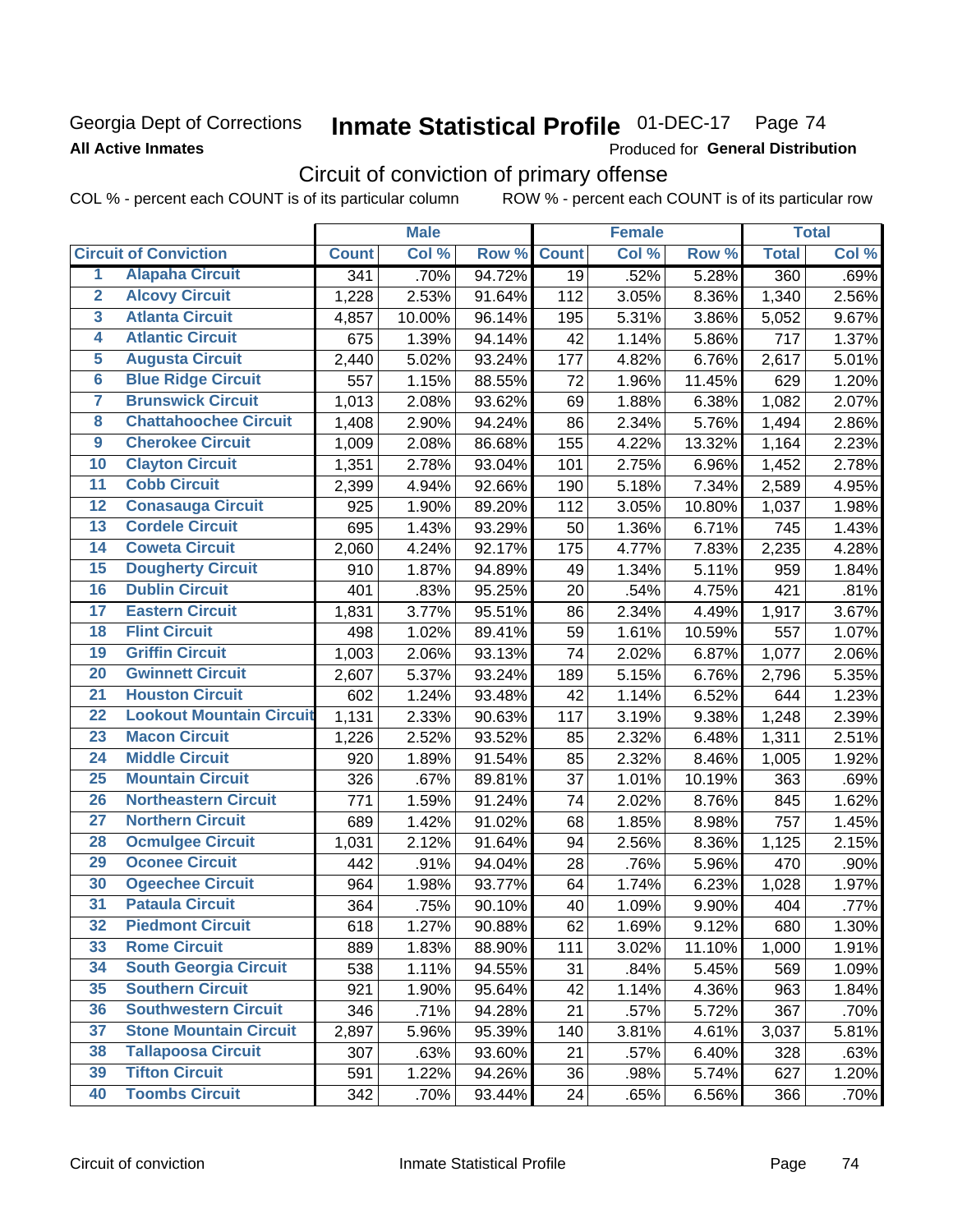Georgia Dept of Corrections

**All Active Inmates**

# Inmate Statistical Profile 01-DEC-17

Produced for **General Distribution**

## Circuit of conviction of primary offense

COL % - percent each COUNT is of its particular column    ROW % - percent each COUNT is of its particular row

| | | Male | | | Female | | | Total | |
|---|---|---|---|---|---|---|---|---|---|
| **Circuit of Conviction** | | **Count** | **Col %** | **Row %** | **Count** | **Col %** | **Row %** | **Total** | **Col %** |
| 1 | Alapaha Circuit | 341 | .70% | 94.72% | 19 | .52% | 5.28% | 360 | .69% |
| 2 | Alcovy Circuit | 1,228 | 2.53% | 91.64% | 112 | 3.05% | 8.36% | 1,340 | 2.56% |
| 3 | Atlanta Circuit | 4,857 | 10.00% | 96.14% | 195 | 5.31% | 3.86% | 5,052 | 9.67% |
| 4 | Atlantic Circuit | 675 | 1.39% | 94.14% | 42 | 1.14% | 5.86% | 717 | 1.37% |
| 5 | Augusta Circuit | 2,440 | 5.02% | 93.24% | 177 | 4.82% | 6.76% | 2,617 | 5.01% |
| 6 | Blue Ridge Circuit | 557 | 1.15% | 88.55% | 72 | 1.96% | 11.45% | 629 | 1.20% |
| 7 | Brunswick Circuit | 1,013 | 2.08% | 93.62% | 69 | 1.88% | 6.38% | 1,082 | 2.07% |
| 8 | Chattahoochee Circuit | 1,408 | 2.90% | 94.24% | 86 | 2.34% | 5.76% | 1,494 | 2.86% |
| 9 | Cherokee Circuit | 1,009 | 2.08% | 86.68% | 155 | 4.22% | 13.32% | 1,164 | 2.23% |
| 10 | Clayton Circuit | 1,351 | 2.78% | 93.04% | 101 | 2.75% | 6.96% | 1,452 | 2.78% |
| 11 | Cobb Circuit | 2,399 | 4.94% | 92.66% | 190 | 5.18% | 7.34% | 2,589 | 4.95% |
| 12 | Conasauga Circuit | 925 | 1.90% | 89.20% | 112 | 3.05% | 10.80% | 1,037 | 1.98% |
| 13 | Cordele Circuit | 695 | 1.43% | 93.29% | 50 | 1.36% | 6.71% | 745 | 1.43% |
| 14 | Coweta Circuit | 2,060 | 4.24% | 92.17% | 175 | 4.77% | 7.83% | 2,235 | 4.28% |
| 15 | Dougherty Circuit | 910 | 1.87% | 94.89% | 49 | 1.34% | 5.11% | 959 | 1.84% |
| 16 | Dublin Circuit | 401 | .83% | 95.25% | 20 | .54% | 4.75% | 421 | .81% |
| 17 | Eastern Circuit | 1,831 | 3.77% | 95.51% | 86 | 2.34% | 4.49% | 1,917 | 3.67% |
| 18 | Flint Circuit | 498 | 1.02% | 89.41% | 59 | 1.61% | 10.59% | 557 | 1.07% |
| 19 | Griffin Circuit | 1,003 | 2.06% | 93.13% | 74 | 2.02% | 6.87% | 1,077 | 2.06% |
| 20 | Gwinnett Circuit | 2,607 | 5.37% | 93.24% | 189 | 5.15% | 6.76% | 2,796 | 5.35% |
| 21 | Houston Circuit | 602 | 1.24% | 93.48% | 42 | 1.14% | 6.52% | 644 | 1.23% |
| 22 | Lookout Mountain Circuit | 1,131 | 2.33% | 90.63% | 117 | 3.19% | 9.38% | 1,248 | 2.39% |
| 23 | Macon Circuit | 1,226 | 2.52% | 93.52% | 85 | 2.32% | 6.48% | 1,311 | 2.51% |
| 24 | Middle Circuit | 920 | 1.89% | 91.54% | 85 | 2.32% | 8.46% | 1,005 | 1.92% |
| 25 | Mountain Circuit | 326 | .67% | 89.81% | 37 | 1.01% | 10.19% | 363 | .69% |
| 26 | Northeastern Circuit | 771 | 1.59% | 91.24% | 74 | 2.02% | 8.76% | 845 | 1.62% |
| 27 | Northern Circuit | 689 | 1.42% | 91.02% | 68 | 1.85% | 8.98% | 757 | 1.45% |
| 28 | Ocmulgee Circuit | 1,031 | 2.12% | 91.64% | 94 | 2.56% | 8.36% | 1,125 | 2.15% |
| 29 | Oconee Circuit | 442 | .91% | 94.04% | 28 | .76% | 5.96% | 470 | .90% |
| 30 | Ogeechee Circuit | 964 | 1.98% | 93.77% | 64 | 1.74% | 6.23% | 1,028 | 1.97% |
| 31 | Pataula Circuit | 364 | .75% | 90.10% | 40 | 1.09% | 9.90% | 404 | .77% |
| 32 | Piedmont Circuit | 618 | 1.27% | 90.88% | 62 | 1.69% | 9.12% | 680 | 1.30% |
| 33 | Rome Circuit | 889 | 1.83% | 88.90% | 111 | 3.02% | 11.10% | 1,000 | 1.91% |
| 34 | South Georgia Circuit | 538 | 1.11% | 94.55% | 31 | .84% | 5.45% | 569 | 1.09% |
| 35 | Southern Circuit | 921 | 1.90% | 95.64% | 42 | 1.14% | 4.36% | 963 | 1.84% |
| 36 | Southwestern Circuit | 346 | .71% | 94.28% | 21 | .57% | 5.72% | 367 | .70% |
| 37 | Stone Mountain Circuit | 2,897 | 5.96% | 95.39% | 140 | 3.81% | 4.61% | 3,037 | 5.81% |
| 38 | Tallapoosa Circuit | 307 | .63% | 93.60% | 21 | .57% | 6.40% | 328 | .63% |
| 39 | Tifton Circuit | 591 | 1.22% | 94.26% | 36 | .98% | 5.74% | 627 | 1.20% |
| 40 | Toombs Circuit | 342 | .70% | 93.44% | 24 | .65% | 6.56% | 366 | .70% |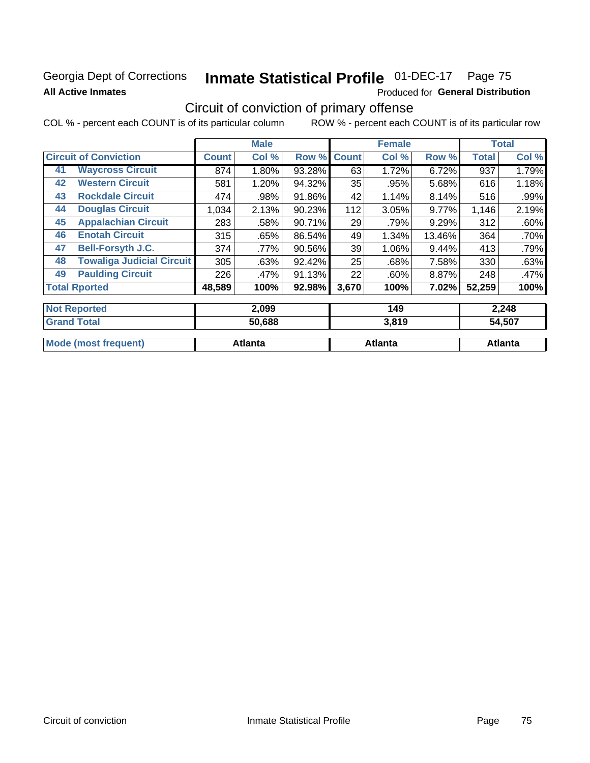Georgia Dept of Corrections **Inmate Statistical Profile** 01-DEC-17

**All Active Inmates** Produced for **General Distribution**

## Circuit of conviction of primary offense

COL % - percent each COUNT is of its particular column ROW % - percent each COUNT is of its particular row

| Circuit of Conviction | | Male | | | Female | | | Total | |
|---|---|---|---|---|---|---|---|---|---|
| | | Count | Col % | Row % | Count | Col % | Row % | Total | Col % |
| 41 | Waycross Circuit | 874 | 1.80% | 93.28% | 63 | 1.72% | 6.72% | 937 | 1.79% |
| 42 | Western Circuit | 581 | 1.20% | 94.32% | 35 | .95% | 5.68% | 616 | 1.18% |
| 43 | Rockdale Circuit | 474 | .98% | 91.86% | 42 | 1.14% | 8.14% | 516 | .99% |
| 44 | Douglas Circuit | 1,034 | 2.13% | 90.23% | 112 | 3.05% | 9.77% | 1,146 | 2.19% |
| 45 | Appalachian Circuit | 283 | .58% | 90.71% | 29 | .79% | 9.29% | 312 | .60% |
| 46 | Enotah Circuit | 315 | .65% | 86.54% | 49 | 1.34% | 13.46% | 364 | .70% |
| 47 | Bell-Forsyth J.C. | 374 | .77% | 90.56% | 39 | 1.06% | 9.44% | 413 | .79% |
| 48 | Towaliga Judicial Circuit | 305 | .63% | 92.42% | 25 | .68% | 7.58% | 330 | .63% |
| 49 | Paulding Circuit | 226 | .47% | 91.13% | 22 | .60% | 8.87% | 248 | .47% |
| Total Rported | | 48,589 | 100% | 92.98% | 3,670 | 100% | 7.02% | 52,259 | 100% |

| | Male | Female | Total |
|---|---|---|---|
| Not Reported | 2,099 | 149 | 2,248 |
| Grand Total | 50,688 | 3,819 | 54,507 |
| Mode (most frequent) | Atlanta | Atlanta | Atlanta |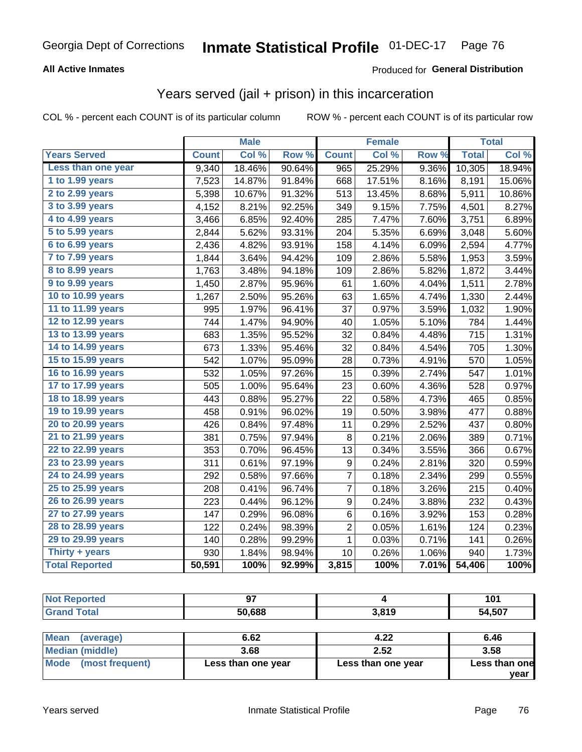Georgia Dept of Corrections **Inmate Statistical Profile** 01-DEC-17

**All Active Inmates**

Produced for **General Distribution**

## Years served (jail + prison) in this incarceration

COL % - percent each COUNT is of its particular column    ROW % - percent each COUNT is of its particular row

| | Male | | | Female | | | Total | |
|---|---|---|---|---|---|---|---|---|
| Years Served | Count | Col % | Row % | Count | Col % | Row % | Total | Col % |
| Less than one year | 9,340 | 18.46% | 90.64% | 965 | 25.29% | 9.36% | 10,305 | 18.94% |
| 1 to 1.99 years | 7,523 | 14.87% | 91.84% | 668 | 17.51% | 8.16% | 8,191 | 15.06% |
| 2 to 2.99 years | 5,398 | 10.67% | 91.32% | 513 | 13.45% | 8.68% | 5,911 | 10.86% |
| 3 to 3.99 years | 4,152 | 8.21% | 92.25% | 349 | 9.15% | 7.75% | 4,501 | 8.27% |
| 4 to 4.99 years | 3,466 | 6.85% | 92.40% | 285 | 7.47% | 7.60% | 3,751 | 6.89% |
| 5 to 5.99 years | 2,844 | 5.62% | 93.31% | 204 | 5.35% | 6.69% | 3,048 | 5.60% |
| 6 to 6.99 years | 2,436 | 4.82% | 93.91% | 158 | 4.14% | 6.09% | 2,594 | 4.77% |
| 7 to 7.99 years | 1,844 | 3.64% | 94.42% | 109 | 2.86% | 5.58% | 1,953 | 3.59% |
| 8 to 8.99 years | 1,763 | 3.48% | 94.18% | 109 | 2.86% | 5.82% | 1,872 | 3.44% |
| 9 to 9.99 years | 1,450 | 2.87% | 95.96% | 61 | 1.60% | 4.04% | 1,511 | 2.78% |
| 10 to 10.99 years | 1,267 | 2.50% | 95.26% | 63 | 1.65% | 4.74% | 1,330 | 2.44% |
| 11 to 11.99 years | 995 | 1.97% | 96.41% | 37 | 0.97% | 3.59% | 1,032 | 1.90% |
| 12 to 12.99 years | 744 | 1.47% | 94.90% | 40 | 1.05% | 5.10% | 784 | 1.44% |
| 13 to 13.99 years | 683 | 1.35% | 95.52% | 32 | 0.84% | 4.48% | 715 | 1.31% |
| 14 to 14.99 years | 673 | 1.33% | 95.46% | 32 | 0.84% | 4.54% | 705 | 1.30% |
| 15 to 15.99 years | 542 | 1.07% | 95.09% | 28 | 0.73% | 4.91% | 570 | 1.05% |
| 16 to 16.99 years | 532 | 1.05% | 97.26% | 15 | 0.39% | 2.74% | 547 | 1.01% |
| 17 to 17.99 years | 505 | 1.00% | 95.64% | 23 | 0.60% | 4.36% | 528 | 0.97% |
| 18 to 18.99 years | 443 | 0.88% | 95.27% | 22 | 0.58% | 4.73% | 465 | 0.85% |
| 19 to 19.99 years | 458 | 0.91% | 96.02% | 19 | 0.50% | 3.98% | 477 | 0.88% |
| 20 to 20.99 years | 426 | 0.84% | 97.48% | 11 | 0.29% | 2.52% | 437 | 0.80% |
| 21 to 21.99 years | 381 | 0.75% | 97.94% | 8 | 0.21% | 2.06% | 389 | 0.71% |
| 22 to 22.99 years | 353 | 0.70% | 96.45% | 13 | 0.34% | 3.55% | 366 | 0.67% |
| 23 to 23.99 years | 311 | 0.61% | 97.19% | 9 | 0.24% | 2.81% | 320 | 0.59% |
| 24 to 24.99 years | 292 | 0.58% | 97.66% | 7 | 0.18% | 2.34% | 299 | 0.55% |
| 25 to 25.99 years | 208 | 0.41% | 96.74% | 7 | 0.18% | 3.26% | 215 | 0.40% |
| 26 to 26.99 years | 223 | 0.44% | 96.12% | 9 | 0.24% | 3.88% | 232 | 0.43% |
| 27 to 27.99 years | 147 | 0.29% | 96.08% | 6 | 0.16% | 3.92% | 153 | 0.28% |
| 28 to 28.99 years | 122 | 0.24% | 98.39% | 2 | 0.05% | 1.61% | 124 | 0.23% |
| 29 to 29.99 years | 140 | 0.28% | 99.29% | 1 | 0.03% | 0.71% | 141 | 0.26% |
| Thirty + years | 930 | 1.84% | 98.94% | 10 | 0.26% | 1.06% | 940 | 1.73% |
| **Total Reported** | **50,591** | **100%** | **92.99%** | **3,815** | **100%** | **7.01%** | **54,406** | **100%** |

| | Male | Female | Total |
|---|---|---|---|
| Not Reported | 97 | 4 | 101 |
| Grand Total | 50,688 | 3,819 | 54,507 |

| | Male | Female | Total |
|---|---|---|---|
| Mean (average) | 6.62 | 4.22 | 6.46 |
| Median (middle) | 3.68 | 2.52 | 3.58 |
| Mode (most frequent) | Less than one year | Less than one year | Less than one year |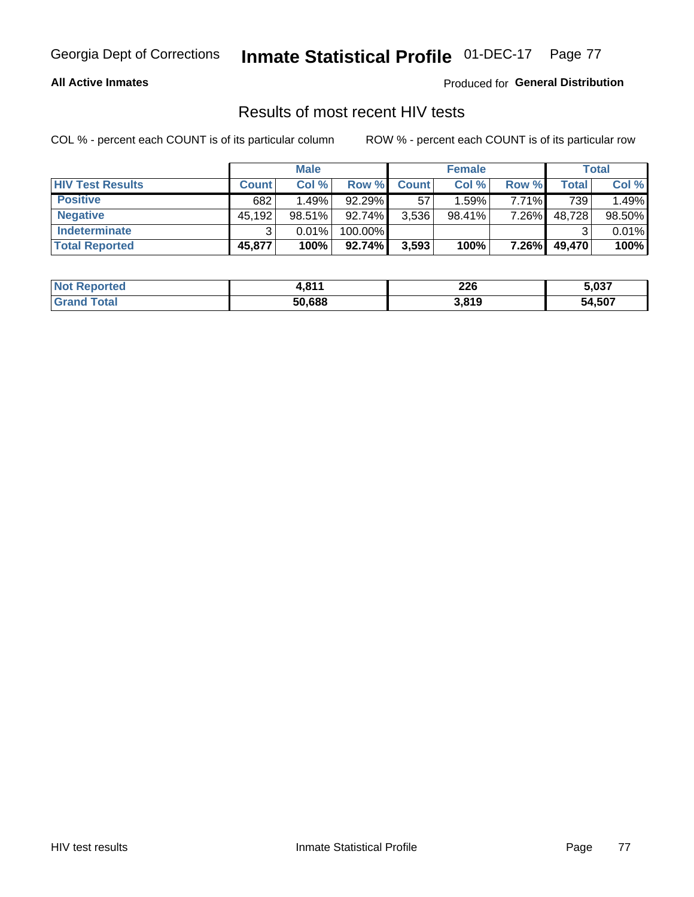Georgia Dept of Corrections **Inmate Statistical Profile** 01-DEC-17

**All Active Inmates**

Produced for **General Distribution**

## Results of most recent HIV tests

COL % - percent each COUNT is of its particular column ROW % - percent each COUNT is of its particular row

| | Male | | | Female | | | Total | |
|---|---|---|---|---|---|---|---|---|
| **HIV Test Results** | **Count** | **Col %** | **Row %** | **Count** | **Col %** | **Row %** | **Total** | **Col %** |
| **Positive** | 682 | 1.49% | 92.29% | 57 | 1.59% | 7.71% | 739 | 1.49% |
| **Negative** | 45,192 | 98.51% | 92.74% | 3,536 | 98.41% | 7.26% | 48,728 | 98.50% |
| **Indeterminate** | 3 | 0.01% | 100.00% | | | | 3 | 0.01% |
| **Total Reported** | **45,877** | **100%** | **92.74%** | **3,593** | **100%** | **7.26%** | **49,470** | **100%** |

| | Male | Female | Total |
|---|---|---|---|
| **Not Reported** | **4,811** | **226** | **5,037** |
| **Grand Total** | **50,688** | **3,819** | **54,507** |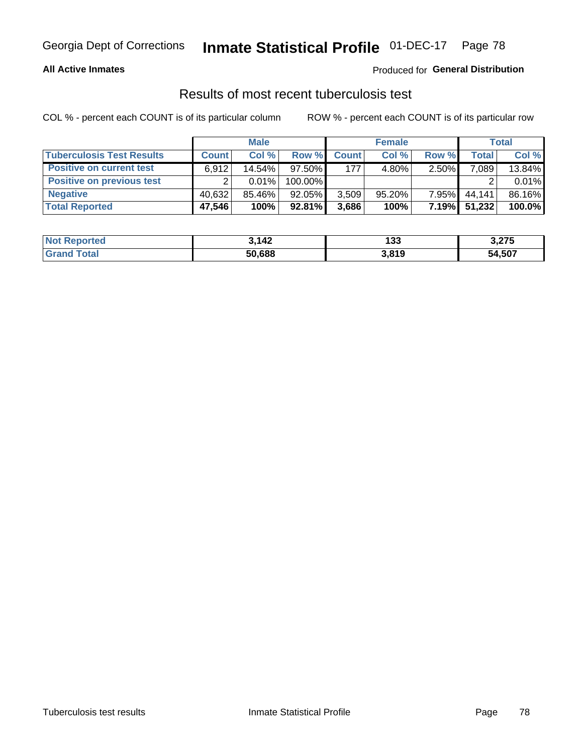Georgia Dept of Corrections **Inmate Statistical Profile** 01-DEC-17

**All Active Inmates** Produced for **General Distribution**

## Results of most recent tuberculosis test

COL % - percent each COUNT is of its particular column ROW % - percent each COUNT is of its particular row

| | Male | | | Female | | | Total | |
|---|---|---|---|---|---|---|---|---|
| **Tuberculosis Test Results** | **Count** | **Col %** | **Row %** | **Count** | **Col %** | **Row %** | **Total** | **Col %** |
| **Positive on current test** | 6,912 | 14.54% | 97.50% | 177 | 4.80% | 2.50% | 7,089 | 13.84% |
| **Positive on previous test** | 2 | 0.01% | 100.00% | | | | 2 | 0.01% |
| **Negative** | 40,632 | 85.46% | 92.05% | 3,509 | 95.20% | 7.95% | 44,141 | 86.16% |
| **Total Reported** | **47,546** | **100%** | **92.81%** | **3,686** | **100%** | **7.19%** | **51,232** | **100.0%** |

| | Male | Female | Total |
|---|---|---|---|
| **Not Reported** | **3,142** | **133** | **3,275** |
| **Grand Total** | **50,688** | **3,819** | **54,507** |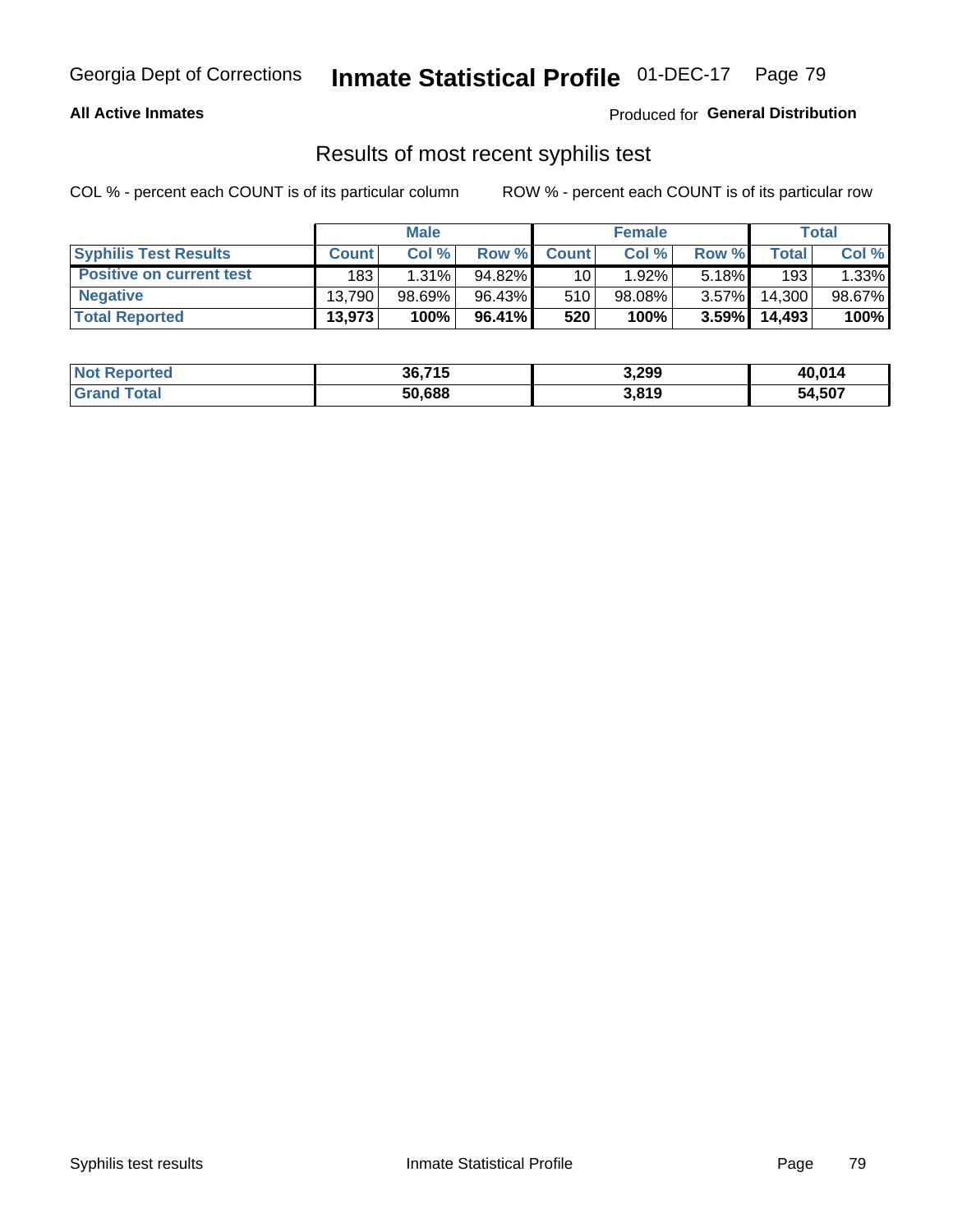# Inmate Statistical Profile

Georgia Dept of Corrections — 01-DEC-17

**All Active Inmates**

Produced for **General Distribution**

## Results of most recent syphilis test

COL % - percent each COUNT is of its particular column

ROW % - percent each COUNT is of its particular row

| | Male | | | Female | | | Total | |
|---|---|---|---|---|---|---|---|---|
| **Syphilis Test Results** | **Count** | **Col %** | **Row %** | **Count** | **Col %** | **Row %** | **Total** | **Col %** |
| **Positive on current test** | 183 | 1.31% | 94.82% | 10 | 1.92% | 5.18% | 193 | 1.33% |
| **Negative** | 13,790 | 98.69% | 96.43% | 510 | 98.08% | 3.57% | 14,300 | 98.67% |
| **Total Reported** | **13,973** | **100%** | **96.41%** | **520** | **100%** | **3.59%** | **14,493** | **100%** |

| | Male | Female | Total |
|---|---|---|---|
| **Not Reported** | **36,715** | **3,299** | **40,014** |
| **Grand Total** | **50,688** | **3,819** | **54,507** |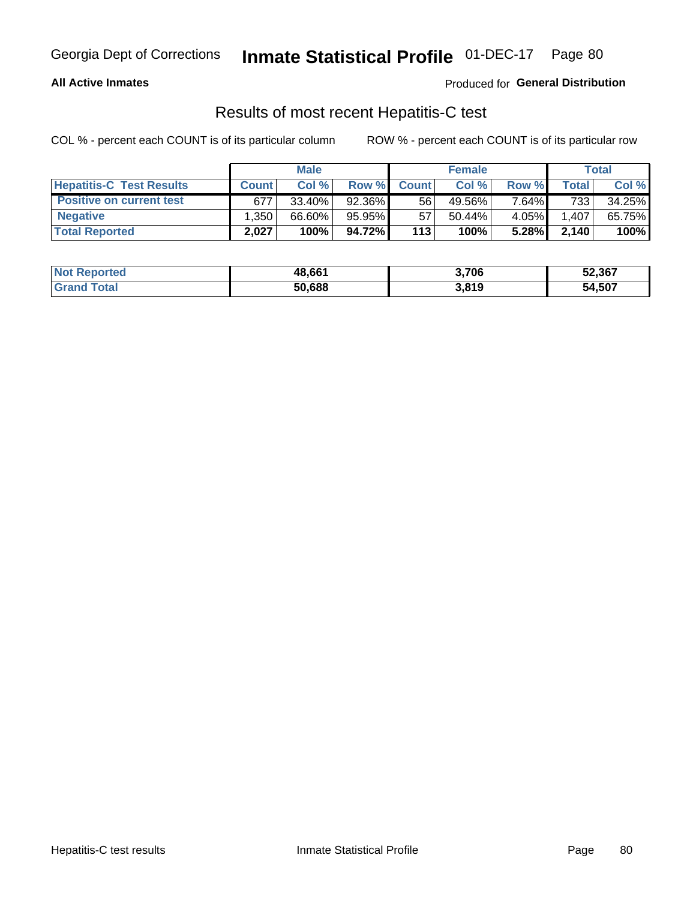Georgia Dept of Corrections **Inmate Statistical Profile** 01-DEC-17

**All Active Inmates**

Produced for **General Distribution**

## Results of most recent Hepatitis-C test

COL % - percent each COUNT is of its particular column

ROW % - percent each COUNT is of its particular row

| | Male | | | Female | | | Total | |
|---|---|---|---|---|---|---|---|---|
| **Hepatitis-C Test Results** | **Count** | **Col %** | **Row %** | **Count** | **Col %** | **Row %** | **Total** | **Col %** |
| **Positive on current test** | 677 | 33.40% | 92.36% | 56 | 49.56% | 7.64% | 733 | 34.25% |
| **Negative** | 1,350 | 66.60% | 95.95% | 57 | 50.44% | 4.05% | 1,407 | 65.75% |
| **Total Reported** | **2,027** | **100%** | **94.72%** | **113** | **100%** | **5.28%** | **2,140** | **100%** |

| | Male | Female | Total |
|---|---|---|---|
| **Not Reported** | **48,661** | **3,706** | **52,367** |
| **Grand Total** | **50,688** | **3,819** | **54,507** |

Hepatitis-C test results

Inmate Statistical Profile